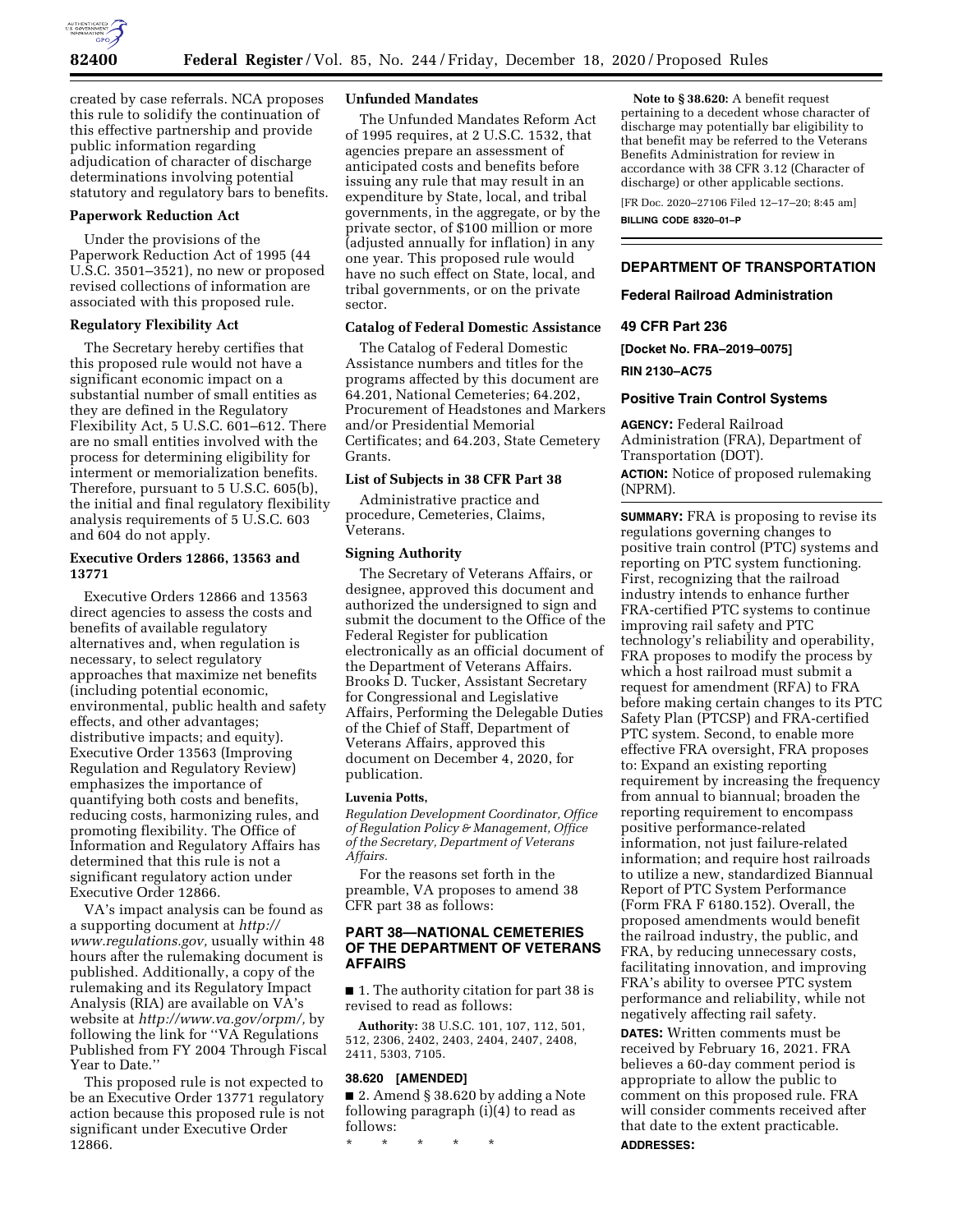created by case referrals. NCA proposes this rule to solidify the continuation of this effective partnership and provide public information regarding adjudication of character of discharge determinations involving potential statutory and regulatory bars to benefits.

### Paperwork Reduction Act

Under the provisions of the Paperwork Reduction Act of 1995 (44 U.S.C. 3501–3521), no new or proposed revised collections of information are associated with this proposed rule.

### Regulatory Flexibility Act

The Secretary hereby certifies that this proposed rule would not have a significant economic impact on a substantial number of small entities as they are defined in the Regulatory Flexibility Act, 5 U.S.C. 601–612. There are no small entities involved with the process for determining eligibility for interment or memorialization benefits. Therefore, pursuant to 5 U.S.C. 605(b), the initial and final regulatory flexibility analysis requirements of 5 U.S.C. 603 and 604 do not apply.

### Executive Orders 12866, 13563 and 13771

Executive Orders 12866 and 13563 direct agencies to assess the costs and benefits of available regulatory alternatives and, when regulation is necessary, to select regulatory approaches that maximize net benefits (including potential economic, environmental, public health and safety effects, and other advantages; distributive impacts; and equity). Executive Order 13563 (Improving Regulation and Regulatory Review) emphasizes the importance of quantifying both costs and benefits, reducing costs, harmonizing rules, and promoting flexibility. The Office of Information and Regulatory Affairs has determined that this rule is not a significant regulatory action under Executive Order 12866.

VA's impact analysis can be found as a supporting document at *http://www.regulations.gov,* usually within 48 hours after the rulemaking document is published. Additionally, a copy of the rulemaking and its Regulatory Impact Analysis (RIA) are available on VA's website at *http://www.va.gov/orpm/,* by following the link for ''VA Regulations Published from FY 2004 Through Fiscal Year to Date.''

This proposed rule is not expected to be an Executive Order 13771 regulatory action because this proposed rule is not significant under Executive Order 12866.

### Unfunded Mandates

The Unfunded Mandates Reform Act of 1995 requires, at 2 U.S.C. 1532, that agencies prepare an assessment of anticipated costs and benefits before issuing any rule that may result in an expenditure by State, local, and tribal governments, in the aggregate, or by the private sector, of $100 million or more (adjusted annually for inflation) in any one year. This proposed rule would have no such effect on State, local, and tribal governments, or on the private sector.

### Catalog of Federal Domestic Assistance

The Catalog of Federal Domestic Assistance numbers and titles for the programs affected by this document are 64.201, National Cemeteries; 64.202, Procurement of Headstones and Markers and/or Presidential Memorial Certificates; and 64.203, State Cemetery Grants.

### List of Subjects in 38 CFR Part 38

Administrative practice and procedure, Cemeteries, Claims, Veterans.

### Signing Authority

The Secretary of Veterans Affairs, or designee, approved this document and authorized the undersigned to sign and submit the document to the Office of the Federal Register for publication electronically as an official document of the Department of Veterans Affairs. Brooks D. Tucker, Assistant Secretary for Congressional and Legislative Affairs, Performing the Delegable Duties of the Chief of Staff, Department of Veterans Affairs, approved this document on December 4, 2020, for publication.

**Luvenia Potts,**

*Regulation Development Coordinator, Office of Regulation Policy & Management, Office of the Secretary, Department of Veterans Affairs.*

For the reasons set forth in the preamble, VA proposes to amend 38 CFR part 38 as follows:

## PART 38—NATIONAL CEMETERIES OF THE DEPARTMENT OF VETERANS AFFAIRS

■ 1. The authority citation for part 38 is revised to read as follows:

**Authority:** 38 U.S.C. 101, 107, 112, 501, 512, 2306, 2402, 2403, 2404, 2407, 2408, 2411, 5303, 7105.

**38.620 [AMENDED]**

■ 2. Amend § 38.620 by adding a Note following paragraph (i)(4) to read as follows:

\* \* \* \* \*

**Note to § 38.620:** A benefit request pertaining to a decedent whose character of discharge may potentially bar eligibility to that benefit may be referred to the Veterans Benefits Administration for review in accordance with 38 CFR 3.12 (Character of discharge) or other applicable sections.

[FR Doc. 2020–27106 Filed 12–17–20; 8:45 am]

**BILLING CODE 8320–01–P**

---

## DEPARTMENT OF TRANSPORTATION

## Federal Railroad Administration

## 49 CFR Part 236

**[Docket No. FRA–2019–0075]**

**RIN 2130–AC75**

## Positive Train Control Systems

**AGENCY:** Federal Railroad Administration (FRA), Department of Transportation (DOT).

**ACTION:** Notice of proposed rulemaking (NPRM).

**SUMMARY:** FRA is proposing to revise its regulations governing changes to positive train control (PTC) systems and reporting on PTC system functioning. First, recognizing that the railroad industry intends to enhance further FRA-certified PTC systems to continue improving rail safety and PTC technology's reliability and operability, FRA proposes to modify the process by which a host railroad must submit a request for amendment (RFA) to FRA before making certain changes to its PTC Safety Plan (PTCSP) and FRA-certified PTC system. Second, to enable more effective FRA oversight, FRA proposes to: Expand an existing reporting requirement by increasing the frequency from annual to biannual; broaden the reporting requirement to encompass positive performance-related information, not just failure-related information; and require host railroads to utilize a new, standardized Biannual Report of PTC System Performance (Form FRA F 6180.152). Overall, the proposed amendments would benefit the railroad industry, the public, and FRA, by reducing unnecessary costs, facilitating innovation, and improving FRA's ability to oversee PTC system performance and reliability, while not negatively affecting rail safety.

**DATES:** Written comments must be received by February 16, 2021. FRA believes a 60-day comment period is appropriate to allow the public to comment on this proposed rule. FRA will consider comments received after that date to the extent practicable.

**ADDRESSES:**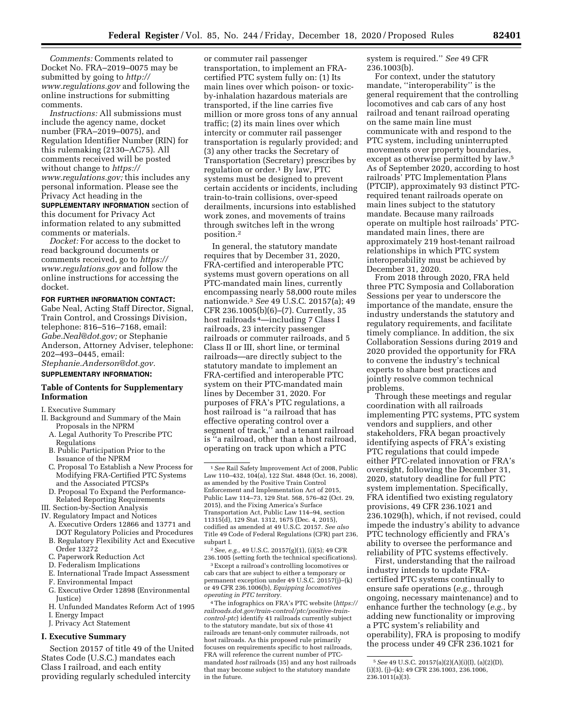*Comments:* Comments related to Docket No. FRA–2019–0075 may be submitted by going to *http://www.regulations.gov* and following the online instructions for submitting comments.

*Instructions:* All submissions must include the agency name, docket number (FRA–2019–0075), and Regulation Identifier Number (RIN) for this rulemaking (2130–AC75). All comments received will be posted without change to *https://www.regulations.gov;* this includes any personal information. Please see the Privacy Act heading in the **SUPPLEMENTARY INFORMATION** section of this document for Privacy Act information related to any submitted comments or materials.

*Docket:* For access to the docket to read background documents or comments received, go to *https://www.regulations.gov* and follow the online instructions for accessing the docket.

**FOR FURTHER INFORMATION CONTACT:** Gabe Neal, Acting Staff Director, Signal, Train Control, and Crossings Division, telephone: 816–516–7168, email: *Gabe.Neal@dot.gov;* or Stephanie Anderson, Attorney Adviser, telephone: 202–493–0445, email: *Stephanie.Anderson@dot.gov.*

**SUPPLEMENTARY INFORMATION:**

## Table of Contents for Supplementary Information

I. Executive Summary
II. Background and Summary of the Main Proposals in the NPRM
- A. Legal Authority To Prescribe PTC Regulations
- B. Public Participation Prior to the Issuance of the NPRM
- C. Proposal To Establish a New Process for Modifying FRA-Certified PTC Systems and the Associated PTCSPs
- D. Proposal To Expand the Performance-Related Reporting Requirements

III. Section-by-Section Analysis
IV. Regulatory Impact and Notices
- A. Executive Orders 12866 and 13771 and DOT Regulatory Policies and Procedures
- B. Regulatory Flexibility Act and Executive Order 13272
- C. Paperwork Reduction Act
- D. Federalism Implications
- E. International Trade Impact Assessment
- F. Environmental Impact
- G. Executive Order 12898 (Environmental Justice)
- H. Unfunded Mandates Reform Act of 1995
- I. Energy Impact
- J. Privacy Act Statement

## I. Executive Summary

Section 20157 of title 49 of the United States Code (U.S.C.) mandates each Class I railroad, and each entity providing regularly scheduled intercity or commuter rail passenger transportation, to implement an FRA-certified PTC system fully on: (1) Its main lines over which poison- or toxic-by-inhalation hazardous materials are transported, if the line carries five million or more gross tons of any annual traffic; (2) its main lines over which intercity or commuter rail passenger transportation is regularly provided; and (3) any other tracks the Secretary of Transportation (Secretary) prescribes by regulation or order.[1] By law, PTC systems must be designed to prevent certain accidents or incidents, including train-to-train collisions, over-speed derailments, incursions into established work zones, and movements of trains through switches left in the wrong position.[2]

In general, the statutory mandate requires that by December 31, 2020, FRA-certified and interoperable PTC systems must govern operations on all PTC-mandated main lines, currently encompassing nearly 58,000 route miles nationwide.[3] *See* 49 U.S.C. 20157(a); 49 CFR 236.1005(b)(6)–(7). Currently, 35 host railroads[4]—including 7 Class I railroads, 23 intercity passenger railroads or commuter railroads, and 5 Class II or III, short line, or terminal railroads—are directly subject to the statutory mandate to implement an FRA-certified and interoperable PTC system on their PTC-mandated main lines by December 31, 2020. For purposes of FRA's PTC regulations, a host railroad is "a railroad that has effective operating control over a segment of track," and a tenant railroad is "a railroad, other than a host railroad, operating on track upon which a PTC system is required." *See* 49 CFR 236.1003(b).

For context, under the statutory mandate, "interoperability" is the general requirement that the controlling locomotives and cab cars of any host railroad and tenant railroad operating on the same main line must communicate with and respond to the PTC system, including uninterrupted movements over property boundaries, except as otherwise permitted by law.[5] As of September 2020, according to host railroads' PTC Implementation Plans (PTCIP), approximately 93 distinct PTC-required tenant railroads operate on main lines subject to the statutory mandate. Because many railroads operate on multiple host railroads' PTC-mandated main lines, there are approximately 219 host-tenant railroad relationships in which PTC system interoperability must be achieved by December 31, 2020.

From 2018 through 2020, FRA held three PTC Symposia and Collaboration Sessions per year to underscore the importance of the mandate, ensure the industry understands the statutory and regulatory requirements, and facilitate timely compliance. In addition, the six Collaboration Sessions during 2019 and 2020 provided the opportunity for FRA to convene the industry's technical experts to share best practices and jointly resolve common technical problems.

Through these meetings and regular coordination with all railroads implementing PTC systems, PTC system vendors and suppliers, and other stakeholders, FRA began proactively identifying aspects of FRA's existing PTC regulations that could impede either PTC-related innovation or FRA's oversight, following the December 31, 2020, statutory deadline for full PTC system implementation. Specifically, FRA identified two existing regulatory provisions, 49 CFR 236.1021 and 236.1029(h), which, if not revised, could impede the industry's ability to advance PTC technology efficiently and FRA's ability to oversee the performance and reliability of PTC systems effectively.

First, understanding that the railroad industry intends to update FRA-certified PTC systems continually to ensure safe operations (*e.g.,* through ongoing, necessary maintenance) and to enhance further the technology (*e.g.,* by adding new functionality or improving a PTC system's reliability and operability), FRA is proposing to modify the process under 49 CFR 236.1021 for

---

[1] *See* Rail Safety Improvement Act of 2008, Public Law 110–432, 104(a), 122 Stat. 4848 (Oct. 16, 2008), as amended by the Positive Train Control Enforcement and Implementation Act of 2015, Public Law 114–73, 129 Stat. 568, 576–82 (Oct. 29, 2015), and the Fixing America's Surface Transportation Act, Public Law 114–94, section 11315(d), 129 Stat. 1312, 1675 (Dec. 4, 2015), codified as amended at 49 U.S.C. 20157. *See also* Title 49 Code of Federal Regulations (CFR) part 236, subpart I.

[2] *See, e.g.,* 49 U.S.C. 20157(g)(1), (i)(5); 49 CFR 236.1005 (setting forth the technical specifications).

[3] Except a railroad's controlling locomotives or cab cars that are subject to either a temporary or permanent exception under 49 U.S.C. 20157(j)–(k) or 49 CFR 236.1006(b), *Equipping locomotives operating in PTC territory.*

[4] The infographics on FRA's PTC website (*https://railroads.dot.gov/train-control/ptc/positive-train-control-ptc*) identify 41 railroads currently subject to the statutory mandate, but six of those 41 railroads are tenant-only commuter railroads, not host railroads. As this proposed rule primarily focuses on requirements specific to host railroads, FRA will reference the current number of PTC-mandated *host* railroads (35) and any host railroads that may become subject to the statutory mandate in the future.

[5] *See* 49 U.S.C. 20157(a)(2)(A)(i)(I), (a)(2)(D), (i)(3), (j)–(k); 49 CFR 236.1003, 236.1006, 236.1011(a)(3).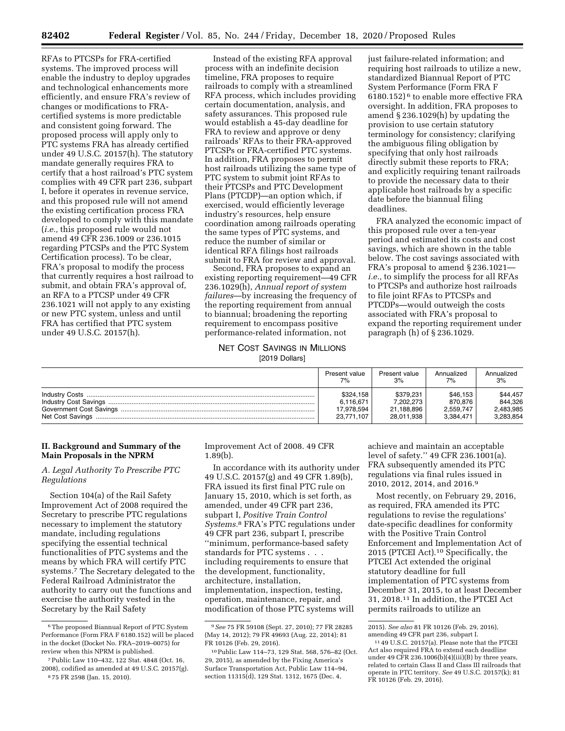RFAs to PTCSPs for FRA-certified systems. The improved process will enable the industry to deploy upgrades and technological enhancements more efficiently, and ensure FRA's review of changes or modifications to FRA-certified systems is more predictable and consistent going forward. The proposed process will apply only to PTC systems FRA has already certified under 49 U.S.C. 20157(h). The statutory mandate generally requires FRA to certify that a host railroad's PTC system complies with 49 CFR part 236, subpart I, before it operates in revenue service, and this proposed rule will not amend the existing certification process FRA developed to comply with this mandate (*i.e.,* this proposed rule would not amend 49 CFR 236.1009 or 236.1015 regarding PTCSPs and the PTC System Certification process). To be clear, FRA's proposal to modify the process that currently requires a host railroad to submit, and obtain FRA's approval of, an RFA to a PTCSP under 49 CFR 236.1021 will not apply to any existing or new PTC system, unless and until FRA has certified that PTC system under 49 U.S.C. 20157(h).

Instead of the existing RFA approval process with an indefinite decision timeline, FRA proposes to require railroads to comply with a streamlined RFA process, which includes providing certain documentation, analysis, and safety assurances. This proposed rule would establish a 45-day deadline for FRA to review and approve or deny railroads' RFAs to their FRA-approved PTCSPs or FRA-certified PTC systems. In addition, FRA proposes to permit host railroads utilizing the same type of PTC system to submit joint RFAs to their PTCSPs and PTC Development Plans (PTCDP)—an option which, if exercised, would efficiently leverage industry's resources, help ensure coordination among railroads operating the same types of PTC systems, and reduce the number of similar or identical RFA filings host railroads submit to FRA for review and approval.

Second, FRA proposes to expand an existing reporting requirement—49 CFR 236.1029(h), *Annual report of system failures*—by increasing the frequency of the reporting requirement from annual to biannual; broadening the reporting requirement to encompass positive performance-related information, not just failure-related information; and requiring host railroads to utilize a new, standardized Biannual Report of PTC System Performance (Form FRA F 6180.152)[6] to enable more effective FRA oversight. In addition, FRA proposes to amend § 236.1029(h) by updating the provision to use certain statutory terminology for consistency; clarifying the ambiguous filing obligation by specifying that only host railroads directly submit these reports to FRA; and explicitly requiring tenant railroads to provide the necessary data to their applicable host railroads by a specific date before the biannual filing deadlines.

FRA analyzed the economic impact of this proposed rule over a ten-year period and estimated its costs and cost savings, which are shown in the table below. The cost savings associated with FRA's proposal to amend § 236.1021—*i.e.,* to simplify the process for all RFAs to PTCSPs and authorize host railroads to file joint RFAs to PTCSPs and PTCDPs—would outweigh the costs associated with FRA's proposal to expand the reporting requirement under paragraph (h) of § 236.1029.

NET COST SAVINGS IN MILLIONS
[2019 Dollars]

| | Present value 7% | Present value 3% | Annualized 7% | Annualized 3% |
|---|---|---|---|---|
| Industry Costs | $324,158 | $379,231 | $46,153 | $44,457 |
| Industry Cost Savings | 6,116,671 | 7,202,273 | 870,876 | 844,326 |
| Government Cost Savings | 17,978,594 | 21,188,896 | 2,559,747 | 2,483,985 |
| Net Cost Savings | 23,771,107 | 28,011,938 | 3,384,471 | 3,283,854 |

## II. Background and Summary of the Main Proposals in the NPRM

### A. Legal Authority To Prescribe PTC Regulations

Section 104(a) of the Rail Safety Improvement Act of 2008 required the Secretary to prescribe PTC regulations necessary to implement the statutory mandate, including regulations specifying the essential technical functionalities of PTC systems and the means by which FRA will certify PTC systems.[7] The Secretary delegated to the Federal Railroad Administrator the authority to carry out the functions and exercise the authority vested in the Secretary by the Rail Safety Improvement Act of 2008. 49 CFR 1.89(b).

In accordance with its authority under 49 U.S.C. 20157(g) and 49 CFR 1.89(b), FRA issued its first final PTC rule on January 15, 2010, which is set forth, as amended, under 49 CFR part 236, subpart I, *Positive Train Control Systems*.[8] FRA's PTC regulations under 49 CFR part 236, subpart I, prescribe ''minimum, performance-based safety standards for PTC systems . . . including requirements to ensure that the development, functionality, architecture, installation, implementation, inspection, testing, operation, maintenance, repair, and modification of those PTC systems will achieve and maintain an acceptable level of safety.'' 49 CFR 236.1001(a). FRA subsequently amended its PTC regulations via final rules issued in 2010, 2012, 2014, and 2016.[9]

Most recently, on February 29, 2016, as required, FRA amended its PTC regulations to revise the regulations' date-specific deadlines for conformity with the Positive Train Control Enforcement and Implementation Act of 2015 (PTCEI Act).[10] Specifically, the PTCEI Act extended the original statutory deadline for full implementation of PTC systems from December 31, 2015, to at least December 31, 2018.[11] In addition, the PTCEI Act permits railroads to utilize an

---

[6] The proposed Biannual Report of PTC System Performance (Form FRA F 6180.152) will be placed in the docket (Docket No. FRA–2019–0075) for review when this NPRM is published.

[7] Public Law 110–432, 122 Stat. 4848 (Oct. 16, 2008), codified as amended at 49 U.S.C. 20157(g).

[8] 75 FR 2598 (Jan. 15, 2010).

[9] *See* 75 FR 59108 (Sept. 27, 2010); 77 FR 28285 (May 14, 2012); 79 FR 49693 (Aug. 22, 2014); 81 FR 10126 (Feb. 29, 2016).

[10] Public Law 114–73, 129 Stat. 568, 576–82 (Oct. 29, 2015), as amended by the Fixing America's Surface Transportation Act, Public Law 114–94, section 11315(d), 129 Stat. 1312, 1675 (Dec. 4, 2015). *See also* 81 FR 10126 (Feb. 29, 2016), amending 49 CFR part 236, subpart I.

[11] 49 U.S.C. 20157(a). Please note that the PTCEI Act also required FRA to extend each deadline under 49 CFR 236.1006(b)(4)(iii)(B) by three years, related to certain Class II and Class III railroads that operate in PTC territory. *See* 49 U.S.C. 20157(k); 81 FR 10126 (Feb. 29, 2016).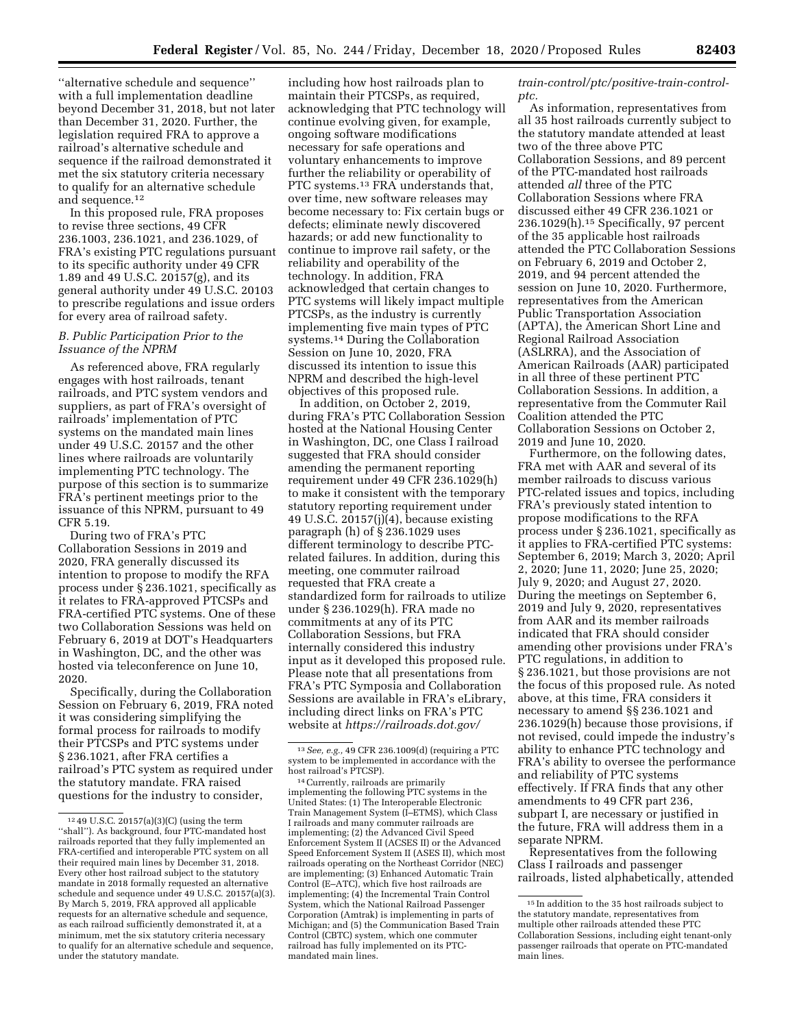''alternative schedule and sequence'' with a full implementation deadline beyond December 31, 2018, but not later than December 31, 2020. Further, the legislation required FRA to approve a railroad's alternative schedule and sequence if the railroad demonstrated it met the six statutory criteria necessary to qualify for an alternative schedule and sequence.[12]

In this proposed rule, FRA proposes to revise three sections, 49 CFR 236.1003, 236.1021, and 236.1029, of FRA's existing PTC regulations pursuant to its specific authority under 49 CFR 1.89 and 49 U.S.C. 20157(g), and its general authority under 49 U.S.C. 20103 to prescribe regulations and issue orders for every area of railroad safety.

### B. Public Participation Prior to the Issuance of the NPRM

As referenced above, FRA regularly engages with host railroads, tenant railroads, and PTC system vendors and suppliers, as part of FRA's oversight of railroads' implementation of PTC systems on the mandated main lines under 49 U.S.C. 20157 and the other lines where railroads are voluntarily implementing PTC technology. The purpose of this section is to summarize FRA's pertinent meetings prior to the issuance of this NPRM, pursuant to 49 CFR 5.19.

During two of FRA's PTC Collaboration Sessions in 2019 and 2020, FRA generally discussed its intention to propose to modify the RFA process under § 236.1021, specifically as it relates to FRA-approved PTCSPs and FRA-certified PTC systems. One of these two Collaboration Sessions was held on February 6, 2019 at DOT's Headquarters in Washington, DC, and the other was hosted via teleconference on June 10, 2020.

Specifically, during the Collaboration Session on February 6, 2019, FRA noted it was considering simplifying the formal process for railroads to modify their PTCSPs and PTC systems under § 236.1021, after FRA certifies a railroad's PTC system as required under the statutory mandate. FRA raised questions for the industry to consider, including how host railroads plan to maintain their PTCSPs, as required, acknowledging that PTC technology will continue evolving given, for example, ongoing software modifications necessary for safe operations and voluntary enhancements to improve further the reliability or operability of PTC systems.[13] FRA understands that, over time, new software releases may become necessary to: Fix certain bugs or defects; eliminate newly discovered hazards; or add new functionality to continue to improve rail safety, or the reliability and operability of the technology. In addition, FRA acknowledged that certain changes to PTC systems will likely impact multiple PTCSPs, as the industry is currently implementing five main types of PTC systems.[14] During the Collaboration Session on June 10, 2020, FRA discussed its intention to issue this NPRM and described the high-level objectives of this proposed rule.

In addition, on October 2, 2019, during FRA's PTC Collaboration Session hosted at the National Housing Center in Washington, DC, one Class I railroad suggested that FRA should consider amending the permanent reporting requirement under 49 CFR 236.1029(h) to make it consistent with the temporary statutory reporting requirement under 49 U.S.C. 20157(j)(4), because existing paragraph (h) of § 236.1029 uses different terminology to describe PTC-related failures. In addition, during this meeting, one commuter railroad requested that FRA create a standardized form for railroads to utilize under § 236.1029(h). FRA made no commitments at any of its PTC Collaboration Sessions, but FRA internally considered this industry input as it developed this proposed rule. Please note that all presentations from FRA's PTC Symposia and Collaboration Sessions are available in FRA's eLibrary, including direct links on FRA's PTC website at *https://railroads.dot.gov/train-control/ptc/positive-train-control-ptc.*

As information, representatives from all 35 host railroads currently subject to the statutory mandate attended at least two of the three above PTC Collaboration Sessions, and 89 percent of the PTC-mandated host railroads attended *all* three of the PTC Collaboration Sessions where FRA discussed either 49 CFR 236.1021 or 236.1029(h).[15] Specifically, 97 percent of the 35 applicable host railroads attended the PTC Collaboration Sessions on February 6, 2019 and October 2, 2019, and 94 percent attended the session on June 10, 2020. Furthermore, representatives from the American Public Transportation Association (APTA), the American Short Line and Regional Railroad Association (ASLRRA), and the Association of American Railroads (AAR) participated in all three of these pertinent PTC Collaboration Sessions. In addition, a representative from the Commuter Rail Coalition attended the PTC Collaboration Sessions on October 2, 2019 and June 10, 2020.

Furthermore, on the following dates, FRA met with AAR and several of its member railroads to discuss various PTC-related issues and topics, including FRA's previously stated intention to propose modifications to the RFA process under § 236.1021, specifically as it applies to FRA-certified PTC systems: September 6, 2019; March 3, 2020; April 2, 2020; June 11, 2020; June 25, 2020; July 9, 2020; and August 27, 2020. During the meetings on September 6, 2019 and July 9, 2020, representatives from AAR and its member railroads indicated that FRA should consider amending other provisions under FRA's PTC regulations, in addition to § 236.1021, but those provisions are not the focus of this proposed rule. As noted above, at this time, FRA considers it necessary to amend §§ 236.1021 and 236.1029(h) because those provisions, if not revised, could impede the industry's ability to enhance PTC technology and FRA's ability to oversee the performance and reliability of PTC systems effectively. If FRA finds that any other amendments to 49 CFR part 236, subpart I, are necessary or justified in the future, FRA will address them in a separate NPRM.

Representatives from the following Class I railroads and passenger railroads, listed alphabetically, attended

---

[12] 49 U.S.C. 20157(a)(3)(C) (using the term ''shall''). As background, four PTC-mandated host railroads reported that they fully implemented an FRA-certified and interoperable PTC system on all their required main lines by December 31, 2018. Every other host railroad subject to the statutory mandate in 2018 formally requested an alternative schedule and sequence under 49 U.S.C. 20157(a)(3). By March 5, 2019, FRA approved all applicable requests for an alternative schedule and sequence, as each railroad sufficiently demonstrated it, at a minimum, met the six statutory criteria necessary to qualify for an alternative schedule and sequence, under the statutory mandate.

[13] *See, e.g.,* 49 CFR 236.1009(d) (requiring a PTC system to be implemented in accordance with the host railroad's PTCSP).

[14] Currently, railroads are primarily implementing the following PTC systems in the United States: (1) The Interoperable Electronic Train Management System (I–ETMS), which Class I railroads and many commuter railroads are implementing; (2) the Advanced Civil Speed Enforcement System II (ACSES II) or the Advanced Speed Enforcement System II (ASES II), which most railroads operating on the Northeast Corridor (NEC) are implementing; (3) Enhanced Automatic Train Control (E–ATC), which five host railroads are implementing; (4) the Incremental Train Control System, which the National Railroad Passenger Corporation (Amtrak) is implementing in parts of Michigan; and (5) the Communication Based Train Control (CBTC) system, which one commuter railroad has fully implemented on its PTC-mandated main lines.

[15] In addition to the 35 host railroads subject to the statutory mandate, representatives from multiple other railroads attended these PTC Collaboration Sessions, including eight tenant-only passenger railroads that operate on PTC-mandated main lines.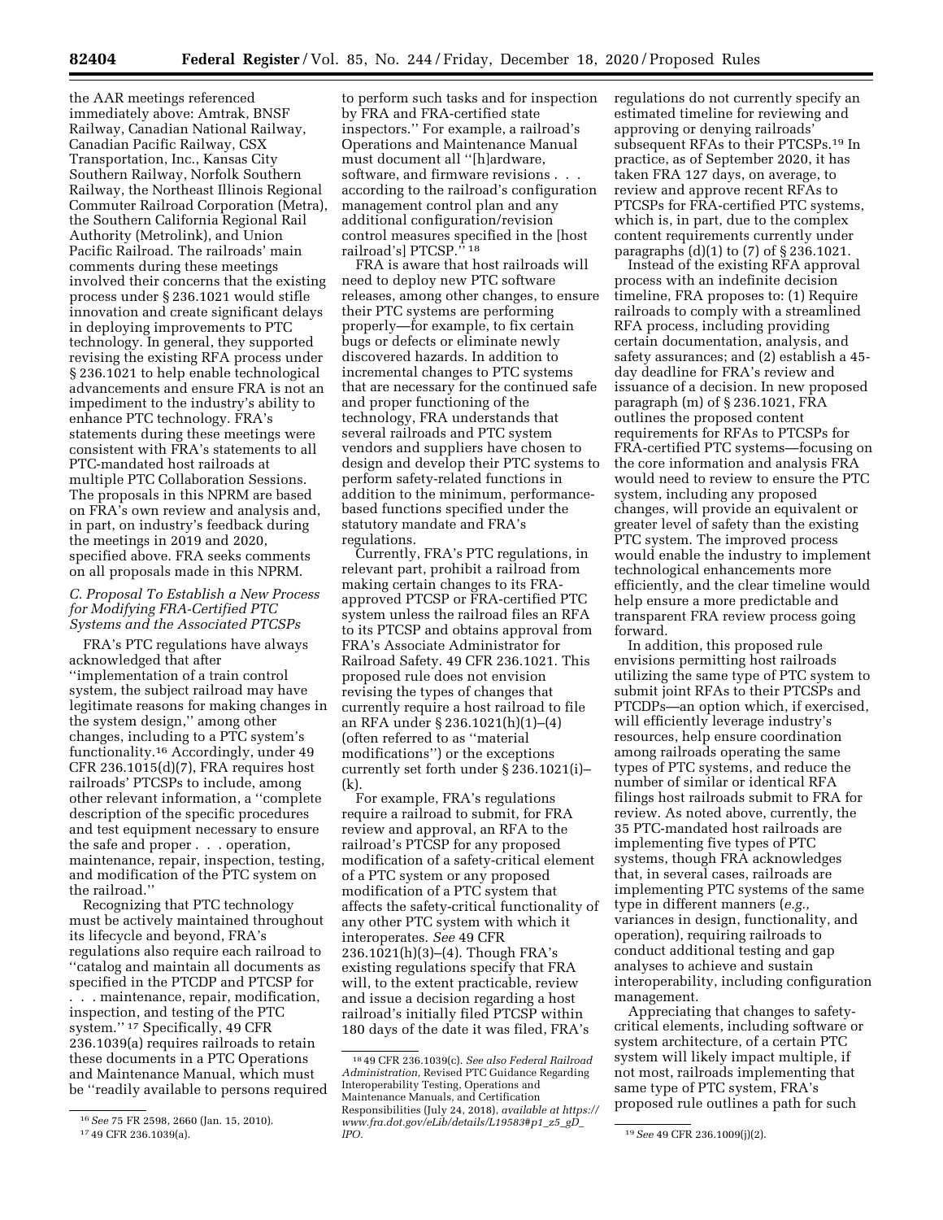the AAR meetings referenced immediately above: Amtrak, BNSF Railway, Canadian National Railway, Canadian Pacific Railway, CSX Transportation, Inc., Kansas City Southern Railway, Norfolk Southern Railway, the Northeast Illinois Regional Commuter Railroad Corporation (Metra), the Southern California Regional Rail Authority (Metrolink), and Union Pacific Railroad. The railroads' main comments during these meetings involved their concerns that the existing process under § 236.1021 would stifle innovation and create significant delays in deploying improvements to PTC technology. In general, they supported revising the existing RFA process under § 236.1021 to help enable technological advancements and ensure FRA is not an impediment to the industry's ability to enhance PTC technology. FRA's statements during these meetings were consistent with FRA's statements to all PTC-mandated host railroads at multiple PTC Collaboration Sessions. The proposals in this NPRM are based on FRA's own review and analysis and, in part, on industry's feedback during the meetings in 2019 and 2020, specified above. FRA seeks comments on all proposals made in this NPRM.

### C. Proposal To Establish a New Process for Modifying FRA-Certified PTC Systems and the Associated PTCSPs

FRA's PTC regulations have always acknowledged that after "implementation of a train control system, the subject railroad may have legitimate reasons for making changes in the system design," among other changes, including to a PTC system's functionality.[16] Accordingly, under 49 CFR 236.1015(d)(7), FRA requires host railroads' PTCSPs to include, among other relevant information, a "complete description of the specific procedures and test equipment necessary to ensure the safe and proper . . . operation, maintenance, repair, inspection, testing, and modification of the PTC system on the railroad."

Recognizing that PTC technology must be actively maintained throughout its lifecycle and beyond, FRA's regulations also require each railroad to "catalog and maintain all documents as specified in the PTCDP and PTCSP for . . . maintenance, repair, modification, inspection, and testing of the PTC system."[17] Specifically, 49 CFR 236.1039(a) requires railroads to retain these documents in a PTC Operations and Maintenance Manual, which must be "readily available to persons required to perform such tasks and for inspection by FRA and FRA-certified state inspectors." For example, a railroad's Operations and Maintenance Manual must document all "[h]ardware, software, and firmware revisions . . . according to the railroad's configuration management control plan and any additional configuration/revision control measures specified in the [host railroad's] PTCSP."[18]

FRA is aware that host railroads will need to deploy new PTC software releases, among other changes, to ensure their PTC systems are performing properly—for example, to fix certain bugs or defects or eliminate newly discovered hazards. In addition to incremental changes to PTC systems that are necessary for the continued safe and proper functioning of the technology, FRA understands that several railroads and PTC system vendors and suppliers have chosen to design and develop their PTC systems to perform safety-related functions in addition to the minimum, performance-based functions specified under the statutory mandate and FRA's regulations.

Currently, FRA's PTC regulations, in relevant part, prohibit a railroad from making certain changes to its FRA-approved PTCSP or FRA-certified PTC system unless the railroad files an RFA to its PTCSP and obtains approval from FRA's Associate Administrator for Railroad Safety. 49 CFR 236.1021. This proposed rule does not envision revising the types of changes that currently require a host railroad to file an RFA under § 236.1021(h)(1)–(4) (often referred to as "material modifications") or the exceptions currently set forth under § 236.1021(i)–(k).

For example, FRA's regulations require a railroad to submit, for FRA review and approval, an RFA to the railroad's PTCSP for any proposed modification of a safety-critical element of a PTC system or any proposed modification of a PTC system that affects the safety-critical functionality of any other PTC system with which it interoperates. *See* 49 CFR 236.1021(h)(3)–(4). Though FRA's existing regulations specify that FRA will, to the extent practicable, review and issue a decision regarding a host railroad's initially filed PTCSP within 180 days of the date it was filed, FRA's regulations do not currently specify an estimated timeline for reviewing and approving or denying railroads' subsequent RFAs to their PTCSPs.[19] In practice, as of September 2020, it has taken FRA 127 days, on average, to review and approve recent RFAs to PTCSPs for FRA-certified PTC systems, which is, in part, due to the complex content requirements currently under paragraphs (d)(1) to (7) of § 236.1021.

Instead of the existing RFA approval process with an indefinite decision timeline, FRA proposes to: (1) Require railroads to comply with a streamlined RFA process, including providing certain documentation, analysis, and safety assurances; and (2) establish a 45-day deadline for FRA's review and issuance of a decision. In new proposed paragraph (m) of § 236.1021, FRA outlines the proposed content requirements for RFAs to PTCSPs for FRA-certified PTC systems—focusing on the core information and analysis FRA would need to review to ensure the PTC system, including any proposed changes, will provide an equivalent or greater level of safety than the existing PTC system. The improved process would enable the industry to implement technological enhancements more efficiently, and the clear timeline would help ensure a more predictable and transparent FRA review process going forward.

In addition, this proposed rule envisions permitting host railroads utilizing the same type of PTC system to submit joint RFAs to their PTCSPs and PTCDPs—an option which, if exercised, will efficiently leverage industry's resources, help ensure coordination among railroads operating the same types of PTC systems, and reduce the number of similar or identical RFA filings host railroads submit to FRA for review. As noted above, currently, the 35 PTC-mandated host railroads are implementing five types of PTC systems, though FRA acknowledges that, in several cases, railroads are implementing PTC systems of the same type in different manners (*e.g.,* variances in design, functionality, and operation), requiring railroads to conduct additional testing and gap analyses to achieve and sustain interoperability, including configuration management.

Appreciating that changes to safety-critical elements, including software or system architecture, of a certain PTC system will likely impact multiple, if not most, railroads implementing that same type of PTC system, FRA's proposed rule outlines a path for such

---

[16] *See* 75 FR 2598, 2660 (Jan. 15, 2010).

[17] 49 CFR 236.1039(a).

[18] 49 CFR 236.1039(c). *See also Federal Railroad Administration,* Revised PTC Guidance Regarding Interoperability Testing, Operations and Maintenance Manuals, and Certification Responsibilities (July 24, 2018), *available at https://www.fra.dot.gov/eLib/details/L19583#p1_z5_gD_lPO.*

[19] *See* 49 CFR 236.1009(j)(2).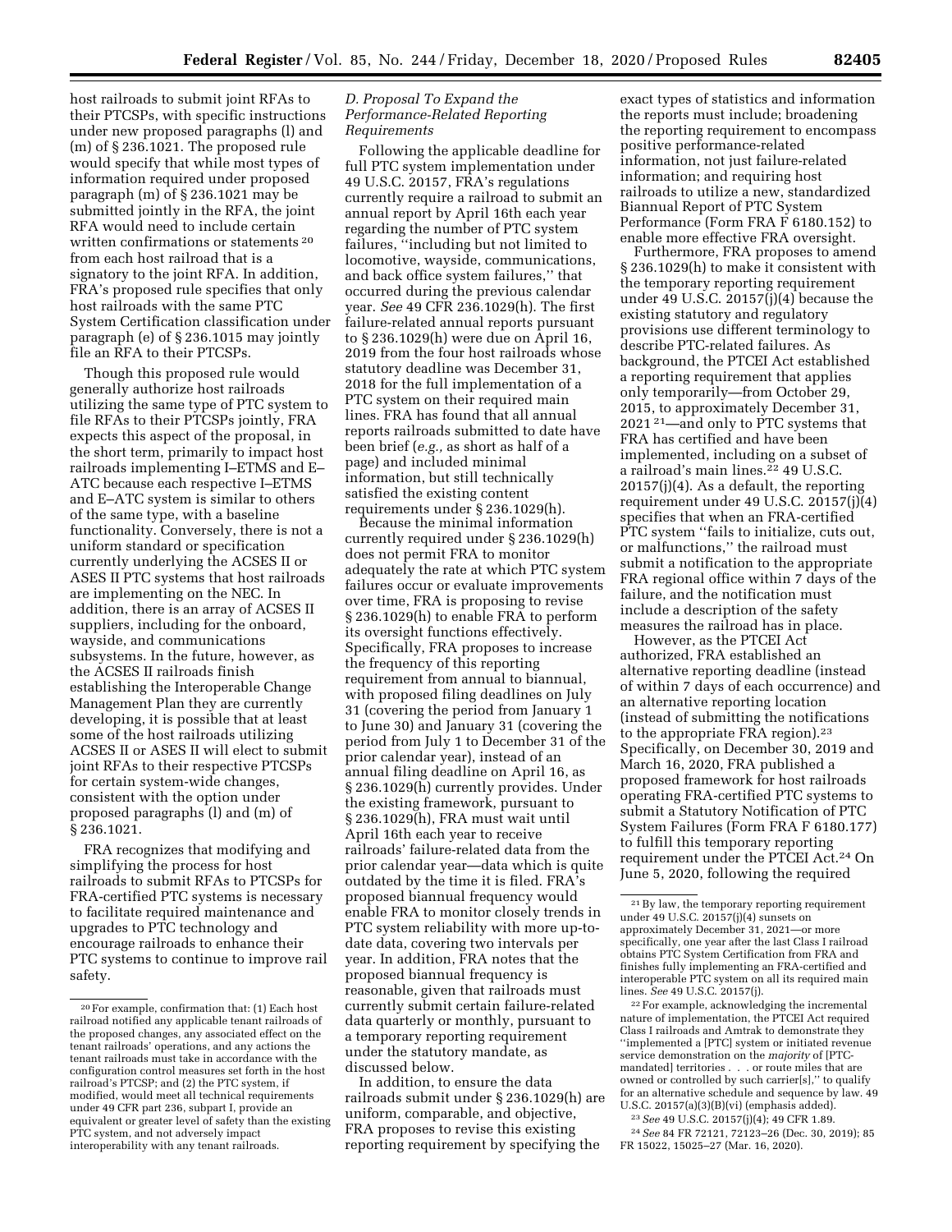host railroads to submit joint RFAs to their PTCSPs, with specific instructions under new proposed paragraphs (l) and (m) of § 236.1021. The proposed rule would specify that while most types of information required under proposed paragraph (m) of § 236.1021 may be submitted jointly in the RFA, the joint RFA would need to include certain written confirmations or statements [20] from each host railroad that is a signatory to the joint RFA. In addition, FRA's proposed rule specifies that only host railroads with the same PTC System Certification classification under paragraph (e) of § 236.1015 may jointly file an RFA to their PTCSPs.

Though this proposed rule would generally authorize host railroads utilizing the same type of PTC system to file RFAs to their PTCSPs jointly, FRA expects this aspect of the proposal, in the short term, primarily to impact host railroads implementing I–ETMS and E–ATC because each respective I–ETMS and E–ATC system is similar to others of the same type, with a baseline functionality. Conversely, there is not a uniform standard or specification currently underlying the ACSES II or ASES II PTC systems that host railroads are implementing on the NEC. In addition, there is an array of ACSES II suppliers, including for the onboard, wayside, and communications subsystems. In the future, however, as the ACSES II railroads finish establishing the Interoperable Change Management Plan they are currently developing, it is possible that at least some of the host railroads utilizing ACSES II or ASES II will elect to submit joint RFAs to their respective PTCSPs for certain system-wide changes, consistent with the option under proposed paragraphs (l) and (m) of § 236.1021.

FRA recognizes that modifying and simplifying the process for host railroads to submit RFAs to PTCSPs for FRA-certified PTC systems is necessary to facilitate required maintenance and upgrades to PTC technology and encourage railroads to enhance their PTC systems to continue to improve rail safety.

### *D. Proposal To Expand the Performance-Related Reporting Requirements*

Following the applicable deadline for full PTC system implementation under 49 U.S.C. 20157, FRA's regulations currently require a railroad to submit an annual report by April 16th each year regarding the number of PTC system failures, "including but not limited to locomotive, wayside, communications, and back office system failures," that occurred during the previous calendar year. *See* 49 CFR 236.1029(h). The first failure-related annual reports pursuant to § 236.1029(h) were due on April 16, 2019 from the four host railroads whose statutory deadline was December 31, 2018 for the full implementation of a PTC system on their required main lines. FRA has found that all annual reports railroads submitted to date have been brief (*e.g.,* as short as half of a page) and included minimal information, but still technically satisfied the existing content requirements under § 236.1029(h).

Because the minimal information currently required under § 236.1029(h) does not permit FRA to monitor adequately the rate at which PTC system failures occur or evaluate improvements over time, FRA is proposing to revise § 236.1029(h) to enable FRA to perform its oversight functions effectively. Specifically, FRA proposes to increase the frequency of this reporting requirement from annual to biannual, with proposed filing deadlines on July 31 (covering the period from January 1 to June 30) and January 31 (covering the period from July 1 to December 31 of the prior calendar year), instead of an annual filing deadline on April 16, as § 236.1029(h) currently provides. Under the existing framework, pursuant to § 236.1029(h), FRA must wait until April 16th each year to receive railroads' failure-related data from the prior calendar year—data which is quite outdated by the time it is filed. FRA's proposed biannual frequency would enable FRA to monitor closely trends in PTC system reliability with more up-to-date data, covering two intervals per year. In addition, FRA notes that the proposed biannual frequency is reasonable, given that railroads must currently submit certain failure-related data quarterly or monthly, pursuant to a temporary reporting requirement under the statutory mandate, as discussed below.

In addition, to ensure the data railroads submit under § 236.1029(h) are uniform, comparable, and objective, FRA proposes to revise this existing reporting requirement by specifying the exact types of statistics and information the reports must include; broadening the reporting requirement to encompass positive performance-related information, not just failure-related information; and requiring host railroads to utilize a new, standardized Biannual Report of PTC System Performance (Form FRA F 6180.152) to enable more effective FRA oversight.

Furthermore, FRA proposes to amend § 236.1029(h) to make it consistent with the temporary reporting requirement under 49 U.S.C. 20157(j)(4) because the existing statutory and regulatory provisions use different terminology to describe PTC-related failures. As background, the PTCEI Act established a reporting requirement that applies only temporarily—from October 29, 2015, to approximately December 31, 2021 [21]—and only to PTC systems that FRA has certified and have been implemented, including on a subset of a railroad's main lines.[22] 49 U.S.C. 20157(j)(4). As a default, the reporting requirement under 49 U.S.C. 20157(j)(4) specifies that when an FRA-certified PTC system "fails to initialize, cuts out, or malfunctions," the railroad must submit a notification to the appropriate FRA regional office within 7 days of the failure, and the notification must include a description of the safety measures the railroad has in place.

However, as the PTCEI Act authorized, FRA established an alternative reporting deadline (instead of within 7 days of each occurrence) and an alternative reporting location (instead of submitting the notifications to the appropriate FRA region).[23] Specifically, on December 30, 2019 and March 16, 2020, FRA published a proposed framework for host railroads operating FRA-certified PTC systems to submit a Statutory Notification of PTC System Failures (Form FRA F 6180.177) to fulfill this temporary reporting requirement under the PTCEI Act.[24] On June 5, 2020, following the required

---

[20] For example, confirmation that: (1) Each host railroad notified any applicable tenant railroads of the proposed changes, any associated effect on the tenant railroads' operations, and any actions the tenant railroads must take in accordance with the configuration control measures set forth in the host railroad's PTCSP; and (2) the PTC system, if modified, would meet all technical requirements under 49 CFR part 236, subpart I, provide an equivalent or greater level of safety than the existing PTC system, and not adversely impact interoperability with any tenant railroads.

[21] By law, the temporary reporting requirement under 49 U.S.C. 20157(j)(4) sunsets on approximately December 31, 2021—or more specifically, one year after the last Class I railroad obtains PTC System Certification from FRA and finishes fully implementing an FRA-certified and interoperable PTC system on all its required main lines. *See* 49 U.S.C. 20157(j).

[22] For example, acknowledging the incremental nature of implementation, the PTCEI Act required Class I railroads and Amtrak to demonstrate they "implemented a [PTC] system or initiated revenue service demonstration on the *majority* of [PTC-mandated] territories . . . or route miles that are owned or controlled by such carrier[s]," to qualify for an alternative schedule and sequence by law. 49 U.S.C. 20157(a)(3)(B)(vi) (emphasis added).

[23] *See* 49 U.S.C. 20157(j)(4); 49 CFR 1.89.

[24] *See* 84 FR 72121, 72123–26 (Dec. 30, 2019); 85 FR 15022, 15025–27 (Mar. 16, 2020).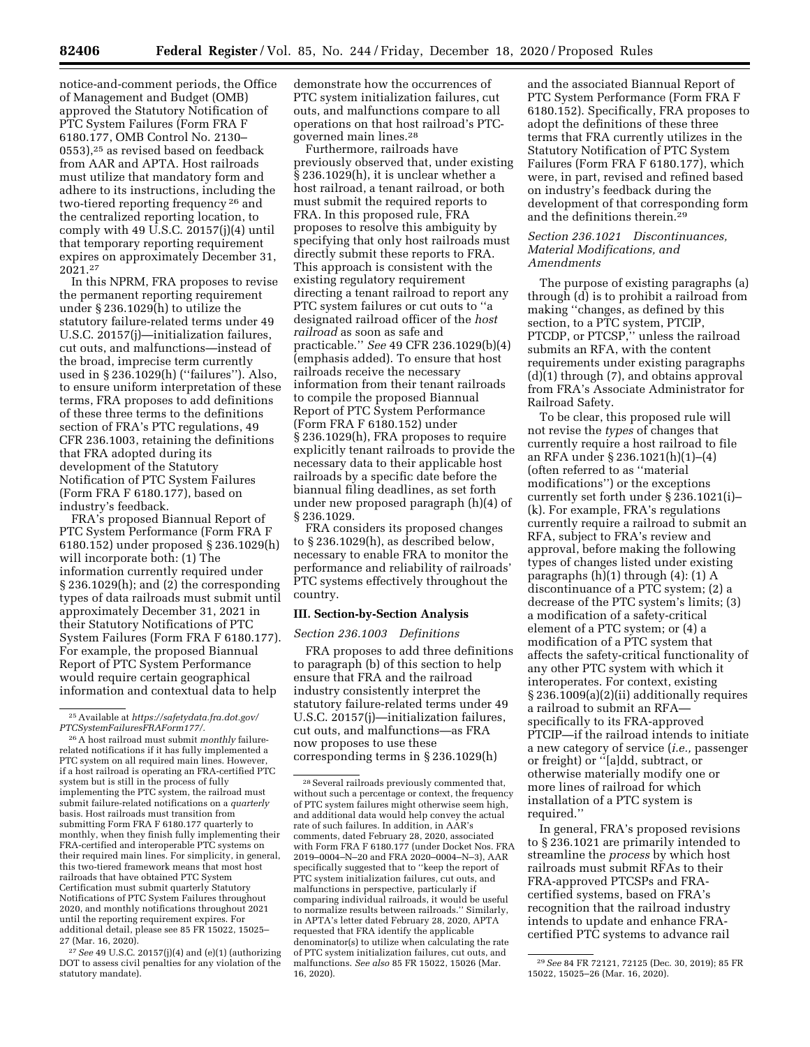notice-and-comment periods, the Office of Management and Budget (OMB) approved the Statutory Notification of PTC System Failures (Form FRA F 6180.177, OMB Control No. 2130–0553),[25] as revised based on feedback from AAR and APTA. Host railroads must utilize that mandatory form and adhere to its instructions, including the two-tiered reporting frequency [26] and the centralized reporting location, to comply with 49 U.S.C. 20157(j)(4) until that temporary reporting requirement expires on approximately December 31, 2021.[27]

In this NPRM, FRA proposes to revise the permanent reporting requirement under § 236.1029(h) to utilize the statutory failure-related terms under 49 U.S.C. 20157(j)—initialization failures, cut outs, and malfunctions—instead of the broad, imprecise term currently used in § 236.1029(h) (''failures''). Also, to ensure uniform interpretation of these terms, FRA proposes to add definitions of these three terms to the definitions section of FRA's PTC regulations, 49 CFR 236.1003, retaining the definitions that FRA adopted during its development of the Statutory Notification of PTC System Failures (Form FRA F 6180.177), based on industry's feedback.

FRA's proposed Biannual Report of PTC System Performance (Form FRA F 6180.152) under proposed § 236.1029(h) will incorporate both: (1) The information currently required under § 236.1029(h); and (2) the corresponding types of data railroads must submit until approximately December 31, 2021 in their Statutory Notifications of PTC System Failures (Form FRA F 6180.177). For example, the proposed Biannual Report of PTC System Performance would require certain geographical information and contextual data to help demonstrate how the occurrences of PTC system initialization failures, cut outs, and malfunctions compare to all operations on that host railroad's PTC-governed main lines.[28]

Furthermore, railroads have previously observed that, under existing § 236.1029(h), it is unclear whether a host railroad, a tenant railroad, or both must submit the required reports to FRA. In this proposed rule, FRA proposes to resolve this ambiguity by specifying that only host railroads must directly submit these reports to FRA. This approach is consistent with the existing regulatory requirement directing a tenant railroad to report any PTC system failures or cut outs to ''a designated railroad officer of the *host railroad* as soon as safe and practicable.'' *See* 49 CFR 236.1029(b)(4) (emphasis added). To ensure that host railroads receive the necessary information from their tenant railroads to compile the proposed Biannual Report of PTC System Performance (Form FRA F 6180.152) under § 236.1029(h), FRA proposes to require explicitly tenant railroads to provide the necessary data to their applicable host railroads by a specific date before the biannual filing deadlines, as set forth under new proposed paragraph (h)(4) of § 236.1029.

FRA considers its proposed changes to § 236.1029(h), as described below, necessary to enable FRA to monitor the performance and reliability of railroads' PTC systems effectively throughout the country.

## III. Section-by-Section Analysis

### *Section 236.1003 Definitions*

FRA proposes to add three definitions to paragraph (b) of this section to help ensure that FRA and the railroad industry consistently interpret the statutory failure-related terms under 49 U.S.C. 20157(j)—initialization failures, cut outs, and malfunctions—as FRA now proposes to use these corresponding terms in § 236.1029(h) and the associated Biannual Report of PTC System Performance (Form FRA F 6180.152). Specifically, FRA proposes to adopt the definitions of these three terms that FRA currently utilizes in the Statutory Notification of PTC System Failures (Form FRA F 6180.177), which were, in part, revised and refined based on industry's feedback during the development of that corresponding form and the definitions therein.[29]

### *Section 236.1021 Discontinuances, Material Modifications, and Amendments*

The purpose of existing paragraphs (a) through (d) is to prohibit a railroad from making ''changes, as defined by this section, to a PTC system, PTCIP, PTCDP, or PTCSP,'' unless the railroad submits an RFA, with the content requirements under existing paragraphs (d)(1) through (7), and obtains approval from FRA's Associate Administrator for Railroad Safety.

To be clear, this proposed rule will not revise the *types* of changes that currently require a host railroad to file an RFA under § 236.1021(h)(1)–(4) (often referred to as ''material modifications'') or the exceptions currently set forth under § 236.1021(i)–(k). For example, FRA's regulations currently require a railroad to submit an RFA, subject to FRA's review and approval, before making the following types of changes listed under existing paragraphs (h)(1) through (4): (1) A discontinuance of a PTC system; (2) a decrease of the PTC system's limits; (3) a modification of a safety-critical element of a PTC system; or (4) a modification of a PTC system that affects the safety-critical functionality of any other PTC system with which it interoperates. For context, existing § 236.1009(a)(2)(ii) additionally requires a railroad to submit an RFA—specifically to its FRA-approved PTCIP—if the railroad intends to initiate a new category of service (*i.e.,* passenger or freight) or ''[a]dd, subtract, or otherwise materially modify one or more lines of railroad for which installation of a PTC system is required.''

In general, FRA's proposed revisions to § 236.1021 are primarily intended to streamline the *process* by which host railroads must submit RFAs to their FRA-approved PTCSPs and FRA-certified systems, based on FRA's recognition that the railroad industry intends to update and enhance FRA-certified PTC systems to advance rail

---

[25] Available at *https://safetydata.fra.dot.gov/PTCSystemFailuresFRAForm177/.*

[26] A host railroad must submit *monthly* failure-related notifications if it has fully implemented a PTC system on all required main lines. However, if a host railroad is operating an FRA-certified PTC system but is still in the process of fully implementing the PTC system, the railroad must submit failure-related notifications on a *quarterly* basis. Host railroads must transition from submitting Form FRA F 6180.177 quarterly to monthly, when they finish fully implementing their FRA-certified and interoperable PTC systems on their required main lines. For simplicity, in general, this two-tiered framework means that most host railroads that have obtained PTC System Certification must submit quarterly Statutory Notifications of PTC System Failures throughout 2020, and monthly notifications throughout 2021 until the reporting requirement expires. For additional detail, please see 85 FR 15022, 15025–27 (Mar. 16, 2020).

[27] *See* 49 U.S.C. 20157(j)(4) and (e)(1) (authorizing DOT to assess civil penalties for any violation of the statutory mandate).

[28] Several railroads previously commented that, without such a percentage or context, the frequency of PTC system failures might otherwise seem high, and additional data would help convey the actual rate of such failures. In addition, in AAR's comments, dated February 28, 2020, associated with Form FRA F 6180.177 (under Docket Nos. FRA 2019–0004–N–20 and FRA 2020–0004–N–3), AAR specifically suggested that to ''keep the report of PTC system initialization failures, cut outs, and malfunctions in perspective, particularly if comparing individual railroads, it would be useful to normalize results between railroads.'' Similarly, in APTA's letter dated February 28, 2020, APTA requested that FRA identify the applicable denominator(s) to utilize when calculating the rate of PTC system initialization failures, cut outs, and malfunctions. *See also* 85 FR 15022, 15026 (Mar. 16, 2020).

[29] *See* 84 FR 72121, 72125 (Dec. 30, 2019); 85 FR 15022, 15025–26 (Mar. 16, 2020).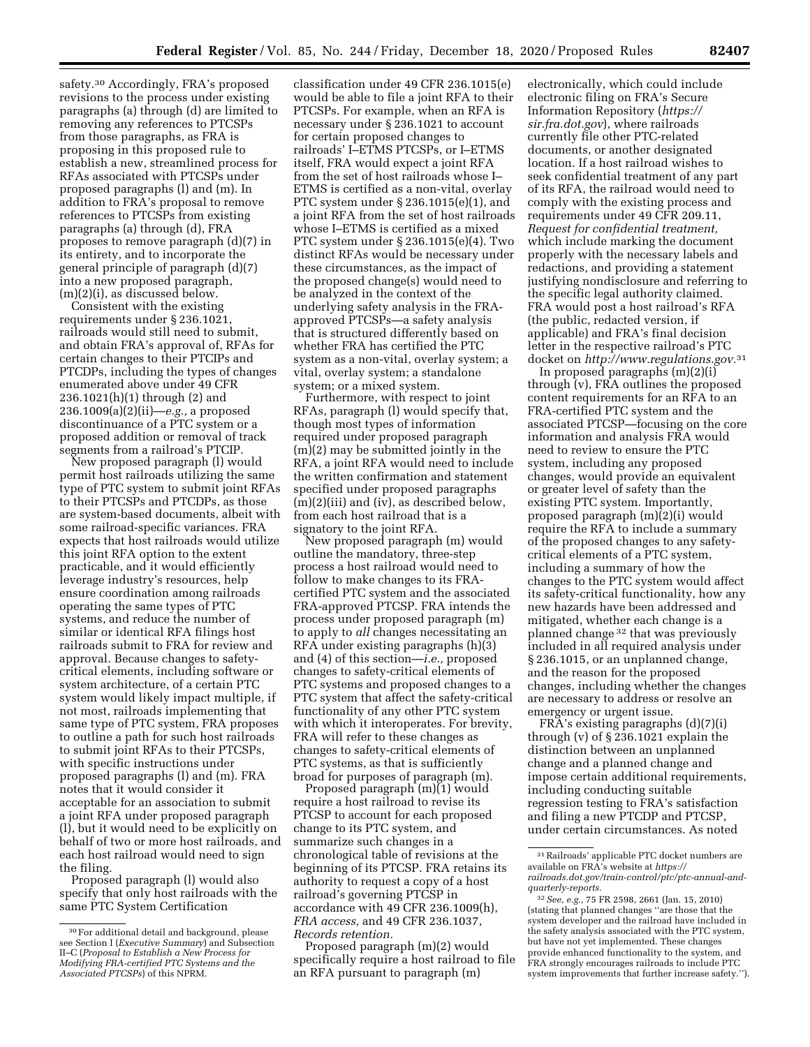safety.[30] Accordingly, FRA's proposed revisions to the process under existing paragraphs (a) through (d) are limited to removing any references to PTCSPs from those paragraphs, as FRA is proposing in this proposed rule to establish a new, streamlined process for RFAs associated with PTCSPs under proposed paragraphs (l) and (m). In addition to FRA's proposal to remove references to PTCSPs from existing paragraphs (a) through (d), FRA proposes to remove paragraph (d)(7) in its entirety, and to incorporate the general principle of paragraph (d)(7) into a new proposed paragraph, (m)(2)(i), as discussed below.

Consistent with the existing requirements under § 236.1021, railroads would still need to submit, and obtain FRA's approval of, RFAs for certain changes to their PTCIPs and PTCDPs, including the types of changes enumerated above under 49 CFR 236.1021(h)(1) through (2) and 236.1009(a)(2)(ii)—*e.g.,* a proposed discontinuance of a PTC system or a proposed addition or removal of track segments from a railroad's PTCIP.

New proposed paragraph (l) would permit host railroads utilizing the same type of PTC system to submit joint RFAs to their PTCSPs and PTCDPs, as those are system-based documents, albeit with some railroad-specific variances. FRA expects that host railroads would utilize this joint RFA option to the extent practicable, and it would efficiently leverage industry's resources, help ensure coordination among railroads operating the same types of PTC systems, and reduce the number of similar or identical RFA filings host railroads submit to FRA for review and approval. Because changes to safety-critical elements, including software or system architecture, of a certain PTC system would likely impact multiple, if not most, railroads implementing that same type of PTC system, FRA proposes to outline a path for such host railroads to submit joint RFAs to their PTCSPs, with specific instructions under proposed paragraphs (l) and (m). FRA notes that it would consider it acceptable for an association to submit a joint RFA under proposed paragraph (l), but it would need to be explicitly on behalf of two or more host railroads, and each host railroad would need to sign the filing.

Proposed paragraph (l) would also specify that only host railroads with the same PTC System Certification classification under 49 CFR 236.1015(e) would be able to file a joint RFA to their PTCSPs. For example, when an RFA is necessary under § 236.1021 to account for certain proposed changes to railroads' I–ETMS PTCSPs, or I–ETMS itself, FRA would expect a joint RFA from the set of host railroads whose I–ETMS is certified as a non-vital, overlay PTC system under § 236.1015(e)(1), and a joint RFA from the set of host railroads whose I–ETMS is certified as a mixed PTC system under § 236.1015(e)(4). Two distinct RFAs would be necessary under these circumstances, as the impact of the proposed change(s) would need to be analyzed in the context of the underlying safety analysis in the FRA-approved PTCSPs—a safety analysis that is structured differently based on whether FRA has certified the PTC system as a non-vital, overlay system; a vital, overlay system; a standalone system; or a mixed system.

Furthermore, with respect to joint RFAs, paragraph (l) would specify that, though most types of information required under proposed paragraph (m)(2) may be submitted jointly in the RFA, a joint RFA would need to include the written confirmation and statement specified under proposed paragraphs (m)(2)(iii) and (iv), as described below, from each host railroad that is a signatory to the joint RFA.

New proposed paragraph (m) would outline the mandatory, three-step process a host railroad would need to follow to make changes to its FRA-certified PTC system and the associated FRA-approved PTCSP. FRA intends the process under proposed paragraph (m) to apply to *all* changes necessitating an RFA under existing paragraphs (h)(3) and (4) of this section—*i.e.,* proposed changes to safety-critical elements of PTC systems and proposed changes to a PTC system that affect the safety-critical functionality of any other PTC system with which it interoperates. For brevity, FRA will refer to these changes as changes to safety-critical elements of PTC systems, as that is sufficiently broad for purposes of paragraph (m).

Proposed paragraph (m)(1) would require a host railroad to revise its PTCSP to account for each proposed change to its PTC system, and summarize such changes in a chronological table of revisions at the beginning of its PTCSP. FRA retains its authority to request a copy of a host railroad's governing PTCSP in accordance with 49 CFR 236.1009(h), *FRA access,* and 49 CFR 236.1037, *Records retention.*

Proposed paragraph (m)(2) would specifically require a host railroad to file an RFA pursuant to paragraph (m) electronically, which could include electronic filing on FRA's Secure Information Repository (*https://sir.fra.dot.gov*), where railroads currently file other PTC-related documents, or another designated location. If a host railroad wishes to seek confidential treatment of any part of its RFA, the railroad would need to comply with the existing process and requirements under 49 CFR 209.11, *Request for confidential treatment,* which include marking the document properly with the necessary labels and redactions, and providing a statement justifying nondisclosure and referring to the specific legal authority claimed. FRA would post a host railroad's RFA (the public, redacted version, if applicable) and FRA's final decision letter in the respective railroad's PTC docket on *http://www.regulations.gov.*[31]

In proposed paragraphs (m)(2)(i) through (v), FRA outlines the proposed content requirements for an RFA to an FRA-certified PTC system and the associated PTCSP—focusing on the core information and analysis FRA would need to review to ensure the PTC system, including any proposed changes, would provide an equivalent or greater level of safety than the existing PTC system. Importantly, proposed paragraph (m)(2)(i) would require the RFA to include a summary of the proposed changes to any safety-critical elements of a PTC system, including a summary of how the changes to the PTC system would affect its safety-critical functionality, how any new hazards have been addressed and mitigated, whether each change is a planned change[32] that was previously included in all required analysis under § 236.1015, or an unplanned change, and the reason for the proposed changes, including whether the changes are necessary to address or resolve an emergency or urgent issue.

FRA's existing paragraphs (d)(7)(i) through (v) of § 236.1021 explain the distinction between an unplanned change and a planned change and impose certain additional requirements, including conducting suitable regression testing to FRA's satisfaction and filing a new PTCDP and PTCSP, under certain circumstances. As noted

---

[30] For additional detail and background, please see Section I (*Executive Summary*) and Subsection II–C (*Proposal to Establish a New Process for Modifying FRA-certified PTC Systems and the Associated PTCSPs*) of this NPRM.

[31] Railroads' applicable PTC docket numbers are available on FRA's website at *https://railroads.dot.gov/train-control/ptc/ptc-annual-and-quarterly-reports.*

[32] *See, e.g.,* 75 FR 2598, 2661 (Jan. 15, 2010) (stating that planned changes "are those that the system developer and the railroad have included in the safety analysis associated with the PTC system, but have not yet implemented. These changes provide enhanced functionality to the system, and FRA strongly encourages railroads to include PTC system improvements that further increase safety.").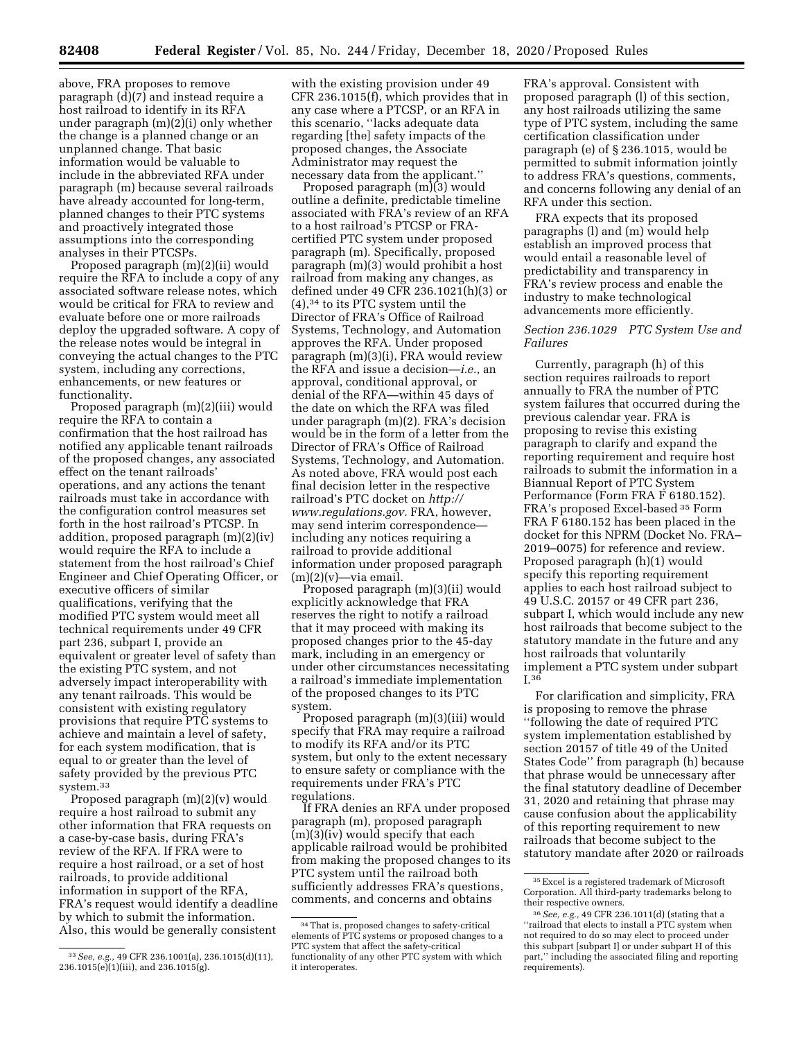above, FRA proposes to remove paragraph (d)(7) and instead require a host railroad to identify in its RFA under paragraph (m)(2)(i) only whether the change is a planned change or an unplanned change. That basic information would be valuable to include in the abbreviated RFA under paragraph (m) because several railroads have already accounted for long-term, planned changes to their PTC systems and proactively integrated those assumptions into the corresponding analyses in their PTCSPs.

Proposed paragraph (m)(2)(ii) would require the RFA to include a copy of any associated software release notes, which would be critical for FRA to review and evaluate before one or more railroads deploy the upgraded software. A copy of the release notes would be integral in conveying the actual changes to the PTC system, including any corrections, enhancements, or new features or functionality.

Proposed paragraph (m)(2)(iii) would require the RFA to contain a confirmation that the host railroad has notified any applicable tenant railroads of the proposed changes, any associated effect on the tenant railroads' operations, and any actions the tenant railroads must take in accordance with the configuration control measures set forth in the host railroad's PTCSP. In addition, proposed paragraph (m)(2)(iv) would require the RFA to include a statement from the host railroad's Chief Engineer and Chief Operating Officer, or executive officers of similar qualifications, verifying that the modified PTC system would meet all technical requirements under 49 CFR part 236, subpart I, provide an equivalent or greater level of safety than the existing PTC system, and not adversely impact interoperability with any tenant railroads. This would be consistent with existing regulatory provisions that require PTC systems to achieve and maintain a level of safety, for each system modification, that is equal to or greater than the level of safety provided by the previous PTC system.[33]

Proposed paragraph (m)(2)(v) would require a host railroad to submit any other information that FRA requests on a case-by-case basis, during FRA's review of the RFA. If FRA were to require a host railroad, or a set of host railroads, to provide additional information in support of the RFA, FRA's request would identify a deadline by which to submit the information. Also, this would be generally consistent with the existing provision under 49 CFR 236.1015(f), which provides that in any case where a PTCSP, or an RFA in this scenario, "lacks adequate data regarding [the] safety impacts of the proposed changes, the Associate Administrator may request the necessary data from the applicant."

Proposed paragraph (m)(3) would outline a definite, predictable timeline associated with FRA's review of an RFA to a host railroad's PTCSP or FRA-certified PTC system under proposed paragraph (m). Specifically, proposed paragraph (m)(3) would prohibit a host railroad from making any changes, as defined under 49 CFR 236.1021(h)(3) or (4),[34] to its PTC system until the Director of FRA's Office of Railroad Systems, Technology, and Automation approves the RFA. Under proposed paragraph (m)(3)(i), FRA would review the RFA and issue a decision—*i.e.,* an approval, conditional approval, or denial of the RFA—within 45 days of the date on which the RFA was filed under paragraph (m)(2). FRA's decision would be in the form of a letter from the Director of FRA's Office of Railroad Systems, Technology, and Automation. As noted above, FRA would post each final decision letter in the respective railroad's PTC docket on *http://www.regulations.gov.* FRA, however, may send interim correspondence—including any notices requiring a railroad to provide additional information under proposed paragraph (m)(2)(v)—via email.

Proposed paragraph (m)(3)(ii) would explicitly acknowledge that FRA reserves the right to notify a railroad that it may proceed with making its proposed changes prior to the 45-day mark, including in an emergency or under other circumstances necessitating a railroad's immediate implementation of the proposed changes to its PTC system.

Proposed paragraph (m)(3)(iii) would specify that FRA may require a railroad to modify its RFA and/or its PTC system, but only to the extent necessary to ensure safety or compliance with the requirements under FRA's PTC regulations.

If FRA denies an RFA under proposed paragraph (m), proposed paragraph (m)(3)(iv) would specify that each applicable railroad would be prohibited from making the proposed changes to its PTC system until the railroad both sufficiently addresses FRA's questions, comments, and concerns and obtains FRA's approval. Consistent with proposed paragraph (l) of this section, any host railroads utilizing the same type of PTC system, including the same certification classification under paragraph (e) of § 236.1015, would be permitted to submit information jointly to address FRA's questions, comments, and concerns following any denial of an RFA under this section.

FRA expects that its proposed paragraphs (l) and (m) would help establish an improved process that would entail a reasonable level of predictability and transparency in FRA's review process and enable the industry to make technological advancements more efficiently.

### *Section 236.1029 PTC System Use and Failures*

Currently, paragraph (h) of this section requires railroads to report annually to FRA the number of PTC system failures that occurred during the previous calendar year. FRA is proposing to revise this existing paragraph to clarify and expand the reporting requirement and require host railroads to submit the information in a Biannual Report of PTC System Performance (Form FRA F 6180.152). FRA's proposed Excel-based[35] Form FRA F 6180.152 has been placed in the docket for this NPRM (Docket No. FRA–2019–0075) for reference and review. Proposed paragraph (h)(1) would specify this reporting requirement applies to each host railroad subject to 49 U.S.C. 20157 or 49 CFR part 236, subpart I, which would include any new host railroads that become subject to the statutory mandate in the future and any host railroads that voluntarily implement a PTC system under subpart I.[36]

For clarification and simplicity, FRA is proposing to remove the phrase "following the date of required PTC system implementation established by section 20157 of title 49 of the United States Code" from paragraph (h) because that phrase would be unnecessary after the final statutory deadline of December 31, 2020 and retaining that phrase may cause confusion about the applicability of this reporting requirement to new railroads that become subject to the statutory mandate after 2020 or railroads

---

[33] *See, e.g.,* 49 CFR 236.1001(a), 236.1015(d)(11), 236.1015(e)(1)(iii), and 236.1015(g).

[34] That is, proposed changes to safety-critical elements of PTC systems or proposed changes to a PTC system that affect the safety-critical functionality of any other PTC system with which it interoperates.

[35] Excel is a registered trademark of Microsoft Corporation. All third-party trademarks belong to their respective owners.

[36] *See, e.g.,* 49 CFR 236.1011(d) (stating that a "railroad that elects to install a PTC system when not required to do so may elect to proceed under this subpart [subpart I] or under subpart H of this part," including the associated filing and reporting requirements).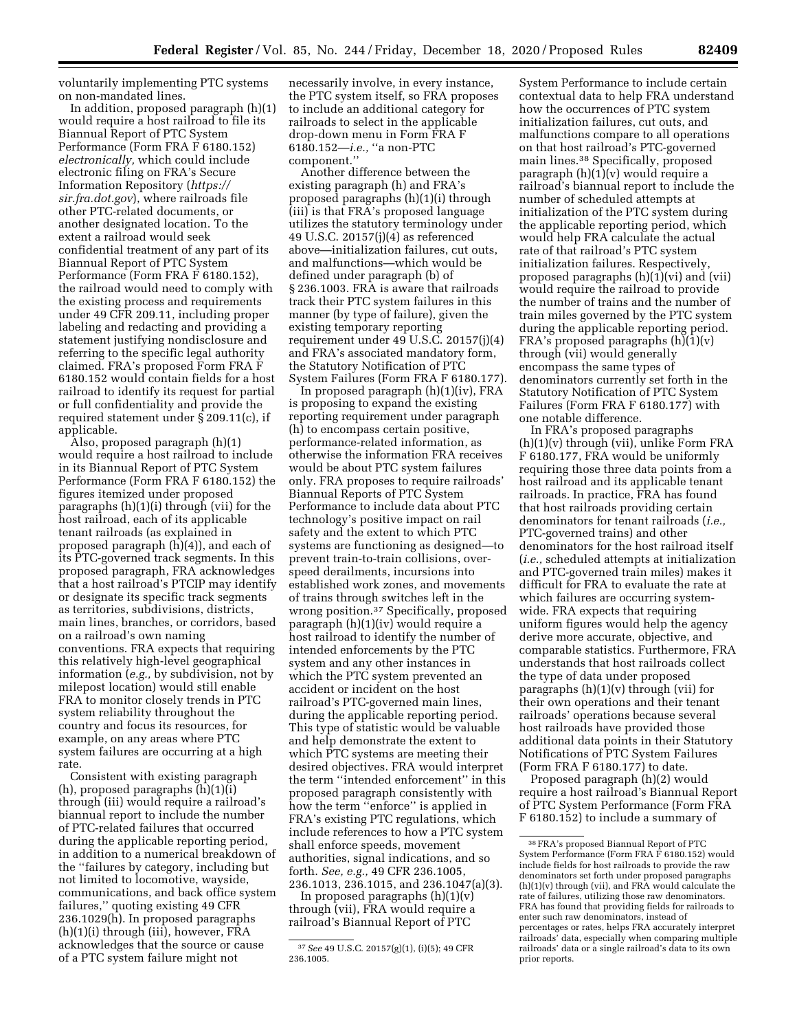voluntarily implementing PTC systems on non-mandated lines.

In addition, proposed paragraph (h)(1) would require a host railroad to file its Biannual Report of PTC System Performance (Form FRA F 6180.152) *electronically,* which could include electronic filing on FRA's Secure Information Repository (*https://sir.fra.dot.gov*), where railroads file other PTC-related documents, or another designated location. To the extent a railroad would seek confidential treatment of any part of its Biannual Report of PTC System Performance (Form FRA F 6180.152), the railroad would need to comply with the existing process and requirements under 49 CFR 209.11, including proper labeling and redacting and providing a statement justifying nondisclosure and referring to the specific legal authority claimed. FRA's proposed Form FRA F 6180.152 would contain fields for a host railroad to identify its request for partial or full confidentiality and provide the required statement under § 209.11(c), if applicable.

Also, proposed paragraph (h)(1) would require a host railroad to include in its Biannual Report of PTC System Performance (Form FRA F 6180.152) the figures itemized under proposed paragraphs (h)(1)(i) through (vii) for the host railroad, each of its applicable tenant railroads (as explained in proposed paragraph (h)(4)), and each of its PTC-governed track segments. In this proposed paragraph, FRA acknowledges that a host railroad's PTCIP may identify or designate its specific track segments as territories, subdivisions, districts, main lines, branches, or corridors, based on a railroad's own naming conventions. FRA expects that requiring this relatively high-level geographical information (*e.g.,* by subdivision, not by milepost location) would still enable FRA to monitor closely trends in PTC system reliability throughout the country and focus its resources, for example, on any areas where PTC system failures are occurring at a high rate.

Consistent with existing paragraph (h), proposed paragraphs (h)(1)(i) through (iii) would require a railroad's biannual report to include the number of PTC-related failures that occurred during the applicable reporting period, in addition to a numerical breakdown of the "failures by category, including but not limited to locomotive, wayside, communications, and back office system failures," quoting existing 49 CFR 236.1029(h). In proposed paragraphs (h)(1)(i) through (iii), however, FRA acknowledges that the source or cause of a PTC system failure might not necessarily involve, in every instance, the PTC system itself, so FRA proposes to include an additional category for railroads to select in the applicable drop-down menu in Form FRA F 6180.152—*i.e.,* "a non-PTC component."

Another difference between the existing paragraph (h) and FRA's proposed paragraphs (h)(1)(i) through (iii) is that FRA's proposed language utilizes the statutory terminology under 49 U.S.C. 20157(j)(4) as referenced above—initialization failures, cut outs, and malfunctions—which would be defined under paragraph (b) of § 236.1003. FRA is aware that railroads track their PTC system failures in this manner (by type of failure), given the existing temporary reporting requirement under 49 U.S.C. 20157(j)(4) and FRA's associated mandatory form, the Statutory Notification of PTC System Failures (Form FRA F 6180.177).

In proposed paragraph (h)(1)(iv), FRA is proposing to expand the existing reporting requirement under paragraph (h) to encompass certain positive, performance-related information, as otherwise the information FRA receives would be about PTC system failures only. FRA proposes to require railroads' Biannual Reports of PTC System Performance to include data about PTC technology's positive impact on rail safety and the extent to which PTC systems are functioning as designed—to prevent train-to-train collisions, over-speed derailments, incursions into established work zones, and movements of trains through switches left in the wrong position.[37] Specifically, proposed paragraph (h)(1)(iv) would require a host railroad to identify the number of intended enforcements by the PTC system and any other instances in which the PTC system prevented an accident or incident on the host railroad's PTC-governed main lines, during the applicable reporting period. This type of statistic would be valuable and help demonstrate the extent to which PTC systems are meeting their desired objectives. FRA would interpret the term "intended enforcement" in this proposed paragraph consistently with how the term "enforce" is applied in FRA's existing PTC regulations, which include references to how a PTC system shall enforce speeds, movement authorities, signal indications, and so forth. *See, e.g.,* 49 CFR 236.1005, 236.1013, 236.1015, and 236.1047(a)(3).

In proposed paragraphs (h)(1)(v) through (vii), FRA would require a railroad's Biannual Report of PTC System Performance to include certain contextual data to help FRA understand how the occurrences of PTC system initialization failures, cut outs, and malfunctions compare to all operations on that host railroad's PTC-governed main lines.[38] Specifically, proposed paragraph (h)(1)(v) would require a railroad's biannual report to include the number of scheduled attempts at initialization of the PTC system during the applicable reporting period, which would help FRA calculate the actual rate of that railroad's PTC system initialization failures. Respectively, proposed paragraphs (h)(1)(vi) and (vii) would require the railroad to provide the number of trains and the number of train miles governed by the PTC system during the applicable reporting period. FRA's proposed paragraphs (h)(1)(v) through (vii) would generally encompass the same types of denominators currently set forth in the Statutory Notification of PTC System Failures (Form FRA F 6180.177) with one notable difference.

In FRA's proposed paragraphs (h)(1)(v) through (vii), unlike Form FRA F 6180.177, FRA would be uniformly requiring those three data points from a host railroad and its applicable tenant railroads. In practice, FRA has found that host railroads providing certain denominators for tenant railroads (*i.e.,* PTC-governed trains) and other denominators for the host railroad itself (*i.e.,* scheduled attempts at initialization and PTC-governed train miles) makes it difficult for FRA to evaluate the rate at which failures are occurring system-wide. FRA expects that requiring uniform figures would help the agency derive more accurate, objective, and comparable statistics. Furthermore, FRA understands that host railroads collect the type of data under proposed paragraphs (h)(1)(v) through (vii) for their own operations and their tenant railroads' operations because several host railroads have provided those additional data points in their Statutory Notifications of PTC System Failures (Form FRA F 6180.177) to date.

Proposed paragraph (h)(2) would require a host railroad's Biannual Report of PTC System Performance (Form FRA F 6180.152) to include a summary of

---

[37] *See* 49 U.S.C. 20157(g)(1), (i)(5); 49 CFR 236.1005.

[38] FRA's proposed Biannual Report of PTC System Performance (Form FRA F 6180.152) would include fields for host railroads to provide the raw denominators set forth under proposed paragraphs (h)(1)(v) through (vii), and FRA would calculate the rate of failures, utilizing those raw denominators. FRA has found that providing fields for railroads to enter such raw denominators, instead of percentages or rates, helps FRA accurately interpret railroads' data, especially when comparing multiple railroads' data or a single railroad's data to its own prior reports.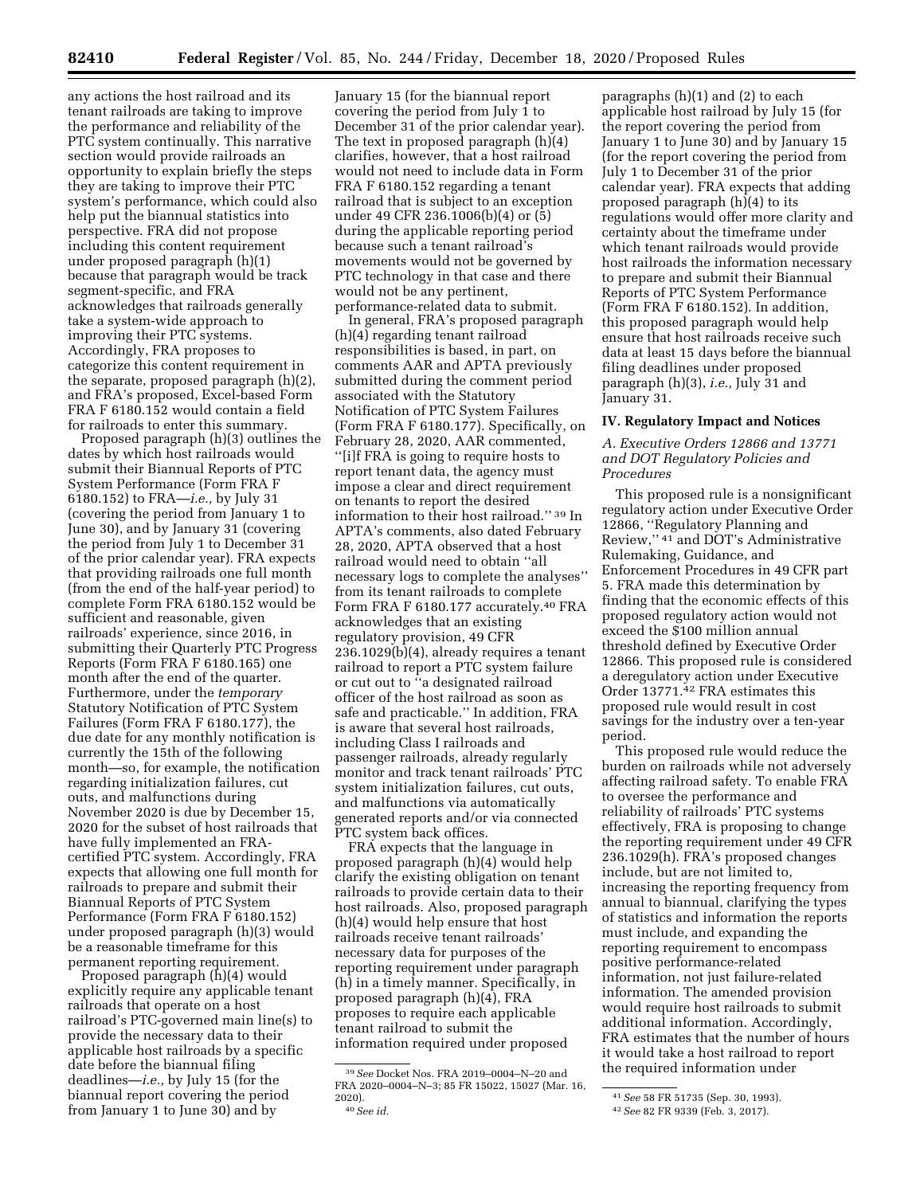any actions the host railroad and its tenant railroads are taking to improve the performance and reliability of the PTC system continually. This narrative section would provide railroads an opportunity to explain briefly the steps they are taking to improve their PTC system's performance, which could also help put the biannual statistics into perspective. FRA did not propose including this content requirement under proposed paragraph (h)(1) because that paragraph would be track segment-specific, and FRA acknowledges that railroads generally take a system-wide approach to improving their PTC systems. Accordingly, FRA proposes to categorize this content requirement in the separate, proposed paragraph (h)(2), and FRA's proposed, Excel-based Form FRA F 6180.152 would contain a field for railroads to enter this summary.

Proposed paragraph (h)(3) outlines the dates by which host railroads would submit their Biannual Reports of PTC System Performance (Form FRA F 6180.152) to FRA—*i.e.,* by July 31 (covering the period from January 1 to June 30), and by January 31 (covering the period from July 1 to December 31 of the prior calendar year). FRA expects that providing railroads one full month (from the end of the half-year period) to complete Form FRA 6180.152 would be sufficient and reasonable, given railroads' experience, since 2016, in submitting their Quarterly PTC Progress Reports (Form FRA F 6180.165) one month after the end of the quarter. Furthermore, under the *temporary* Statutory Notification of PTC System Failures (Form FRA F 6180.177), the due date for any monthly notification is currently the 15th of the following month—so, for example, the notification regarding initialization failures, cut outs, and malfunctions during November 2020 is due by December 15, 2020 for the subset of host railroads that have fully implemented an FRA-certified PTC system. Accordingly, FRA expects that allowing one full month for railroads to prepare and submit their Biannual Reports of PTC System Performance (Form FRA F 6180.152) under proposed paragraph (h)(3) would be a reasonable timeframe for this permanent reporting requirement.

Proposed paragraph (h)(4) would explicitly require any applicable tenant railroads that operate on a host railroad's PTC-governed main line(s) to provide the necessary data to their applicable host railroads by a specific date before the biannual filing deadlines—*i.e.,* by July 15 (for the biannual report covering the period from January 1 to June 30) and by January 15 (for the biannual report covering the period from July 1 to December 31 of the prior calendar year). The text in proposed paragraph (h)(4) clarifies, however, that a host railroad would not need to include data in Form FRA F 6180.152 regarding a tenant railroad that is subject to an exception under 49 CFR 236.1006(b)(4) or (5) during the applicable reporting period because such a tenant railroad's movements would not be governed by PTC technology in that case and there would not be any pertinent, performance-related data to submit.

In general, FRA's proposed paragraph (h)(4) regarding tenant railroad responsibilities is based, in part, on comments AAR and APTA previously submitted during the comment period associated with the Statutory Notification of PTC System Failures (Form FRA F 6180.177). Specifically, on February 28, 2020, AAR commented, ''[i]f FRA is going to require hosts to report tenant data, the agency must impose a clear and direct requirement on tenants to report the desired information to their host railroad.'' [39] In APTA's comments, also dated February 28, 2020, APTA observed that a host railroad would need to obtain ''all necessary logs to complete the analyses'' from its tenant railroads to complete Form FRA F 6180.177 accurately.[40] FRA acknowledges that an existing regulatory provision, 49 CFR 236.1029(b)(4), already requires a tenant railroad to report a PTC system failure or cut out to ''a designated railroad officer of the host railroad as soon as safe and practicable.'' In addition, FRA is aware that several host railroads, including Class I railroads and passenger railroads, already regularly monitor and track tenant railroads' PTC system initialization failures, cut outs, and malfunctions via automatically generated reports and/or via connected PTC system back offices.

FRA expects that the language in proposed paragraph (h)(4) would help clarify the existing obligation on tenant railroads to provide certain data to their host railroads. Also, proposed paragraph (h)(4) would help ensure that host railroads receive tenant railroads' necessary data for purposes of the reporting requirement under paragraph (h) in a timely manner. Specifically, in proposed paragraph (h)(4), FRA proposes to require each applicable tenant railroad to submit the information required under proposed paragraphs (h)(1) and (2) to each applicable host railroad by July 15 (for the report covering the period from January 1 to June 30) and by January 15 (for the report covering the period from July 1 to December 31 of the prior calendar year). FRA expects that adding proposed paragraph (h)(4) to its regulations would offer more clarity and certainty about the timeframe under which tenant railroads would provide host railroads the information necessary to prepare and submit their Biannual Reports of PTC System Performance (Form FRA F 6180.152). In addition, this proposed paragraph would help ensure that host railroads receive such data at least 15 days before the biannual filing deadlines under proposed paragraph (h)(3), *i.e.,* July 31 and January 31.

## IV. Regulatory Impact and Notices

### *A. Executive Orders 12866 and 13771 and DOT Regulatory Policies and Procedures*

This proposed rule is a nonsignificant regulatory action under Executive Order 12866, ''Regulatory Planning and Review,'' [41] and DOT's Administrative Rulemaking, Guidance, and Enforcement Procedures in 49 CFR part 5. FRA made this determination by finding that the economic effects of this proposed regulatory action would not exceed the $100 million annual threshold defined by Executive Order 12866. This proposed rule is considered a deregulatory action under Executive Order 13771.[42] FRA estimates this proposed rule would result in cost savings for the industry over a ten-year period.

This proposed rule would reduce the burden on railroads while not adversely affecting railroad safety. To enable FRA to oversee the performance and reliability of railroads' PTC systems effectively, FRA is proposing to change the reporting requirement under 49 CFR 236.1029(h). FRA's proposed changes include, but are not limited to, increasing the reporting frequency from annual to biannual, clarifying the types of statistics and information the reports must include, and expanding the reporting requirement to encompass positive performance-related information, not just failure-related information. The amended provision would require host railroads to submit additional information. Accordingly, FRA estimates that the number of hours it would take a host railroad to report the required information under

---

[39] *See* Docket Nos. FRA 2019–0004–N–20 and FRA 2020–0004–N–3; 85 FR 15022, 15027 (Mar. 16, 2020).

[40] *See id.*

[41] *See* 58 FR 51735 (Sep. 30, 1993).

[42] *See* 82 FR 9339 (Feb. 3, 2017).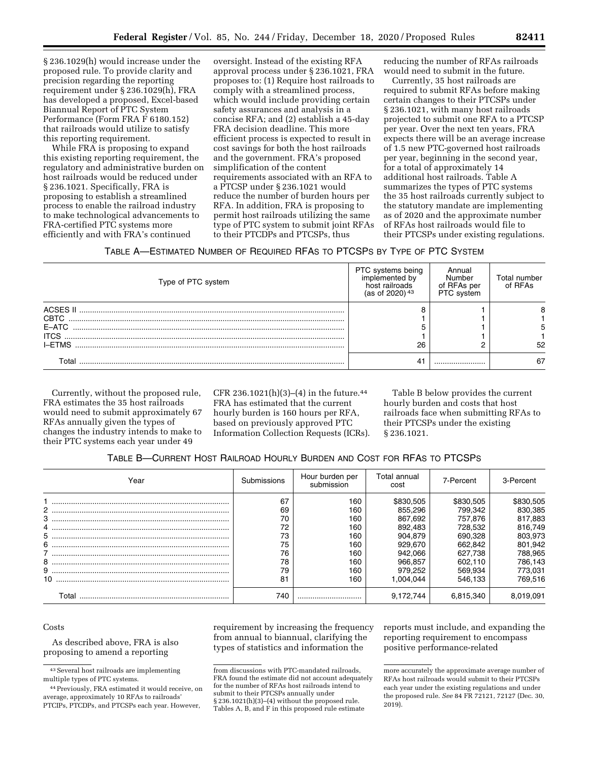§ 236.1029(h) would increase under the proposed rule. To provide clarity and precision regarding the reporting requirement under § 236.1029(h), FRA has developed a proposed, Excel-based Biannual Report of PTC System Performance (Form FRA F 6180.152) that railroads would utilize to satisfy this reporting requirement.

While FRA is proposing to expand this existing reporting requirement, the regulatory and administrative burden on host railroads would be reduced under § 236.1021. Specifically, FRA is proposing to establish a streamlined process to enable the railroad industry to make technological advancements to FRA-certified PTC systems more efficiently and with FRA's continued oversight. Instead of the existing RFA approval process under § 236.1021, FRA proposes to: (1) Require host railroads to comply with a streamlined process, which would include providing certain safety assurances and analysis in a concise RFA; and (2) establish a 45-day FRA decision deadline. This more efficient process is expected to result in cost savings for both the host railroads and the government. FRA's proposed simplification of the content requirements associated with an RFA to a PTCSP under § 236.1021 would reduce the number of burden hours per RFA. In addition, FRA is proposing to permit host railroads utilizing the same type of PTC system to submit joint RFAs to their PTCDPs and PTCSPs, thus reducing the number of RFAs railroads would need to submit in the future.

Currently, 35 host railroads are required to submit RFAs before making certain changes to their PTCSPs under § 236.1021, with many host railroads projected to submit one RFA to a PTCSP per year. Over the next ten years, FRA expects there will be an average increase of 1.5 new PTC-governed host railroads per year, beginning in the second year, for a total of approximately 14 additional host railroads. Table A summarizes the types of PTC systems the 35 host railroads currently subject to the statutory mandate are implementing as of 2020 and the approximate number of RFAs host railroads would file to their PTCSPs under existing regulations.

TABLE A—ESTIMATED NUMBER OF REQUIRED RFAS TO PTCSPS BY TYPE OF PTC SYSTEM

| Type of PTC system | PTC systems being implemented by host railroads (as of 2020) [43] | Annual Number of RFAs per PTC system | Total number of RFAs |
|---|---|---|---|
| ACSES II | 8 | 1 | 8 |
| CBTC | 1 | 1 | 1 |
| E–ATC | 5 | 1 | 5 |
| ITCS | 1 | 1 | 1 |
| I–ETMS | 26 | 2 | 52 |
| Total | 41 | | 67 |

Currently, without the proposed rule, FRA estimates the 35 host railroads would need to submit approximately 67 RFAs annually given the types of changes the industry intends to make to their PTC systems each year under 49 CFR 236.1021(h)(3)–(4) in the future.[44] FRA has estimated that the current hourly burden is 160 hours per RFA, based on previously approved PTC Information Collection Requests (ICRs).

Table B below provides the current hourly burden and costs that host railroads face when submitting RFAs to their PTCSPs under the existing § 236.1021.

TABLE B—CURRENT HOST RAILROAD HOURLY BURDEN AND COST FOR RFAS TO PTCSPS

| Year | Submissions | Hour burden per submission | Total annual cost | 7-Percent | 3-Percent |
|---|---|---|---|---|---|
| 1 | 67 | 160 | $830,505 | $830,505 | $830,505 |
| 2 | 69 | 160 | 855,296 | 799,342 | 830,385 |
| 3 | 70 | 160 | 867,692 | 757,876 | 817,883 |
| 4 | 72 | 160 | 892,483 | 728,532 | 816,749 |
| 5 | 73 | 160 | 904,879 | 690,328 | 803,973 |
| 6 | 75 | 160 | 929,670 | 662,842 | 801,942 |
| 7 | 76 | 160 | 942,066 | 627,738 | 788,965 |
| 8 | 78 | 160 | 966,857 | 602,110 | 786,143 |
| 9 | 79 | 160 | 979,252 | 569,934 | 773,031 |
| 10 | 81 | 160 | 1,004,044 | 546,133 | 769,516 |
| Total | 740 | | 9,172,744 | 6,815,340 | 8,019,091 |

Costs

As described above, FRA is also proposing to amend a reporting requirement by increasing the frequency from annual to biannual, clarifying the types of statistics and information the reports must include, and expanding the reporting requirement to encompass positive performance-related

[43] Several host railroads are implementing multiple types of PTC systems.

[44] Previously, FRA estimated it would receive, on average, approximately 10 RFAs to railroads' PTCIPs, PTCDPs, and PTCSPs each year. However, from discussions with PTC-mandated railroads, FRA found the estimate did not account adequately for the number of RFAs host railroads intend to submit to their PTCSPs annually under § 236.1021(h)(3)–(4) without the proposed rule. Tables A, B, and F in this proposed rule estimate more accurately the approximate average number of RFAs host railroads would submit to their PTCSPs each year under the existing regulations and under the proposed rule. *See* 84 FR 72121, 72127 (Dec. 30, 2019).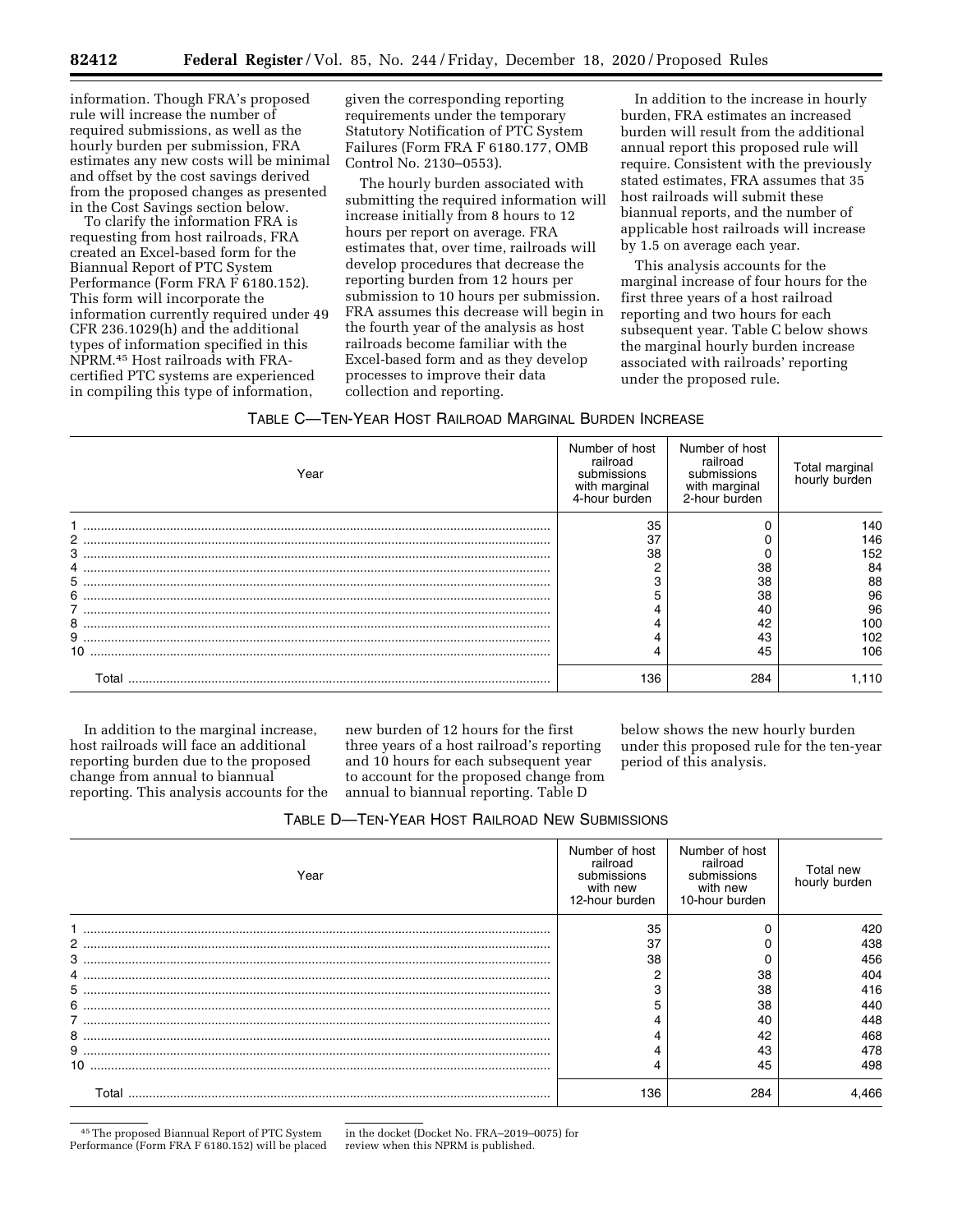information. Though FRA's proposed rule will increase the number of required submissions, as well as the hourly burden per submission, FRA estimates any new costs will be minimal and offset by the cost savings derived from the proposed changes as presented in the Cost Savings section below.

To clarify the information FRA is requesting from host railroads, FRA created an Excel-based form for the Biannual Report of PTC System Performance (Form FRA F 6180.152). This form will incorporate the information currently required under 49 CFR 236.1029(h) and the additional types of information specified in this NPRM.[45] Host railroads with FRA-certified PTC systems are experienced in compiling this type of information, given the corresponding reporting requirements under the temporary Statutory Notification of PTC System Failures (Form FRA F 6180.177, OMB Control No. 2130–0553).

The hourly burden associated with submitting the required information will increase initially from 8 hours to 12 hours per report on average. FRA estimates that, over time, railroads will develop procedures that decrease the reporting burden from 12 hours per submission to 10 hours per submission. FRA assumes this decrease will begin in the fourth year of the analysis as host railroads become familiar with the Excel-based form and as they develop processes to improve their data collection and reporting.

In addition to the increase in hourly burden, FRA estimates an increased burden will result from the additional annual report this proposed rule will require. Consistent with the previously stated estimates, FRA assumes that 35 host railroads will submit these biannual reports, and the number of applicable host railroads will increase by 1.5 on average each year.

This analysis accounts for the marginal increase of four hours for the first three years of a host railroad reporting and two hours for each subsequent year. Table C below shows the marginal hourly burden increase associated with railroads' reporting under the proposed rule.

TABLE C—TEN-YEAR HOST RAILROAD MARGINAL BURDEN INCREASE

| Year | Number of host railroad submissions with marginal 4-hour burden | Number of host railroad submissions with marginal 2-hour burden | Total marginal hourly burden |
|---|---|---|---|
| 1 | 35 | 0 | 140 |
| 2 | 37 | 0 | 146 |
| 3 | 38 | 0 | 152 |
| 4 | 2 | 38 | 84 |
| 5 | 3 | 38 | 88 |
| 6 | 5 | 38 | 96 |
| 7 | 4 | 40 | 96 |
| 8 | 4 | 42 | 100 |
| 9 | 4 | 43 | 102 |
| 10 | 4 | 45 | 106 |
| Total | 136 | 284 | 1,110 |

In addition to the marginal increase, host railroads will face an additional reporting burden due to the proposed change from annual to biannual reporting. This analysis accounts for the new burden of 12 hours for the first three years of a host railroad's reporting and 10 hours for each subsequent year to account for the proposed change from annual to biannual reporting. Table D below shows the new hourly burden under this proposed rule for the ten-year period of this analysis.

TABLE D—TEN-YEAR HOST RAILROAD NEW SUBMISSIONS

| Year | Number of host railroad submissions with new 12-hour burden | Number of host railroad submissions with new 10-hour burden | Total new hourly burden |
|---|---|---|---|
| 1 | 35 | 0 | 420 |
| 2 | 37 | 0 | 438 |
| 3 | 38 | 0 | 456 |
| 4 | 2 | 38 | 404 |
| 5 | 3 | 38 | 416 |
| 6 | 5 | 38 | 440 |
| 7 | 4 | 40 | 448 |
| 8 | 4 | 42 | 468 |
| 9 | 4 | 43 | 478 |
| 10 | 4 | 45 | 498 |
| Total | 136 | 284 | 4,466 |

[45] The proposed Biannual Report of PTC System Performance (Form FRA F 6180.152) will be placed in the docket (Docket No. FRA–2019–0075) for review when this NPRM is published.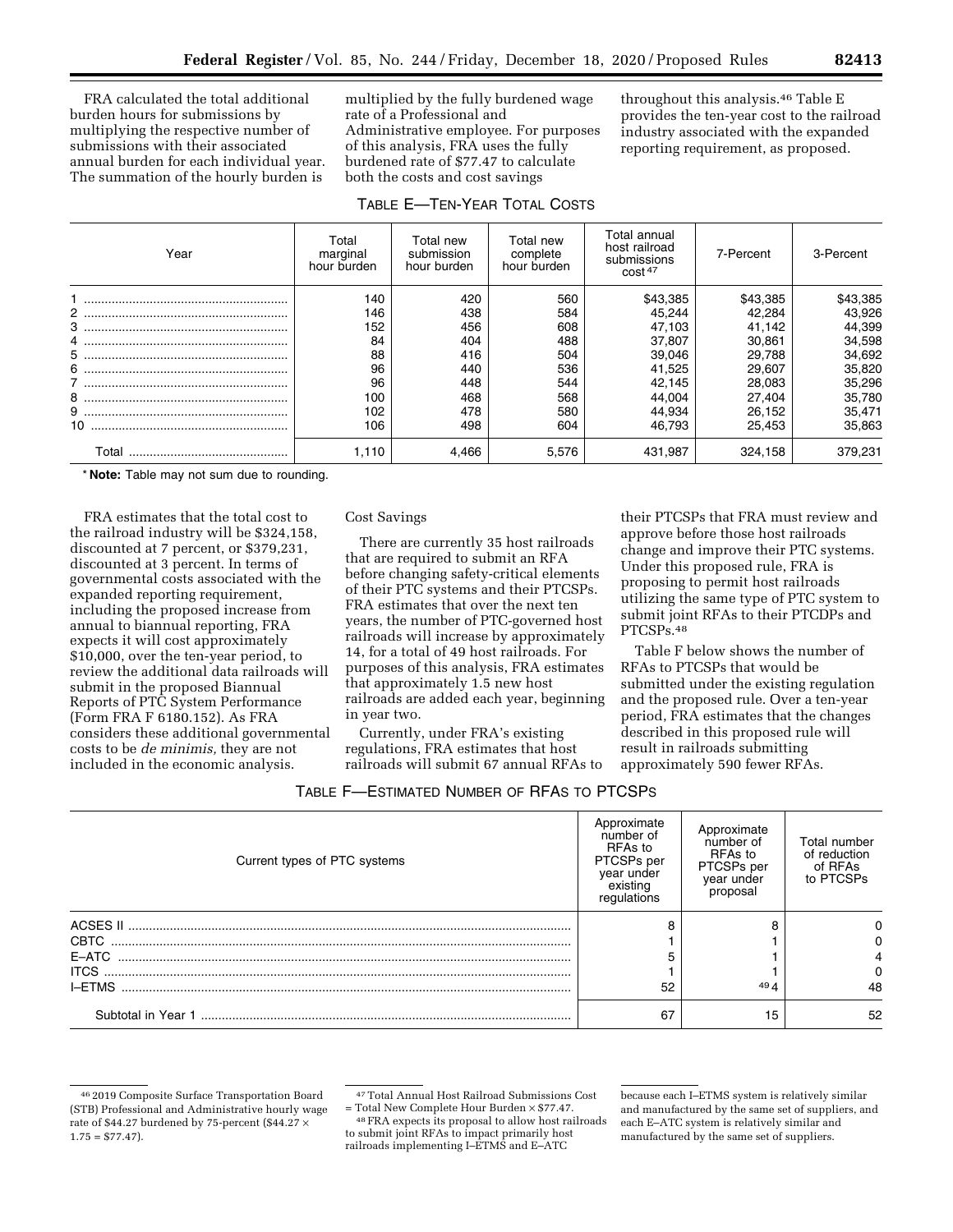FRA calculated the total additional burden hours for submissions by multiplying the respective number of submissions with their associated annual burden for each individual year. The summation of the hourly burden is multiplied by the fully burdened wage rate of a Professional and Administrative employee. For purposes of this analysis, FRA uses the fully burdened rate of $77.47 to calculate both the costs and cost savings throughout this analysis.[46] Table E provides the ten-year cost to the railroad industry associated with the expanded reporting requirement, as proposed.

TABLE E—TEN-YEAR TOTAL COSTS

| Year | Total marginal hour burden | Total new submission hour burden | Total new complete hour burden | Total annual host railroad submissions cost [47] | 7-Percent | 3-Percent |
|---|---|---|---|---|---|---|
| 1 | 140 | 420 | 560 | $43,385 | $43,385 | $43,385 |
| 2 | 146 | 438 | 584 | 45,244 | 42,284 | 43,926 |
| 3 | 152 | 456 | 608 | 47,103 | 41,142 | 44,399 |
| 4 | 84 | 404 | 488 | 37,807 | 30,861 | 34,598 |
| 5 | 88 | 416 | 504 | 39,046 | 29,788 | 34,692 |
| 6 | 96 | 440 | 536 | 41,525 | 29,607 | 35,820 |
| 7 | 96 | 448 | 544 | 42,145 | 28,083 | 35,296 |
| 8 | 100 | 468 | 568 | 44,004 | 27,404 | 35,780 |
| 9 | 102 | 478 | 580 | 44,934 | 26,152 | 35,471 |
| 10 | 106 | 498 | 604 | 46,793 | 25,453 | 35,863 |
| Total | 1,110 | 4,466 | 5,576 | 431,987 | 324,158 | 379,231 |

* **Note:** Table may not sum due to rounding.

FRA estimates that the total cost to the railroad industry will be $324,158, discounted at 7 percent, or $379,231, discounted at 3 percent. In terms of governmental costs associated with the expanded reporting requirement, including the proposed increase from annual to biannual reporting, FRA expects it will cost approximately $10,000, over the ten-year period, to review the additional data railroads will submit in the proposed Biannual Reports of PTC System Performance (Form FRA F 6180.152). As FRA considers these additional governmental costs to be *de minimis,* they are not included in the economic analysis.

Cost Savings

There are currently 35 host railroads that are required to submit an RFA before changing safety-critical elements of their PTC systems and their PTCSPs. FRA estimates that over the next ten years, the number of PTC-governed host railroads will increase by approximately 14, for a total of 49 host railroads. For purposes of this analysis, FRA estimates that approximately 1.5 new host railroads are added each year, beginning in year two.

Currently, under FRA's existing regulations, FRA estimates that host railroads will submit 67 annual RFAs to their PTCSPs that FRA must review and approve before those host railroads change and improve their PTC systems. Under this proposed rule, FRA is proposing to permit host railroads utilizing the same type of PTC system to submit joint RFAs to their PTCDPs and PTCSPs.[48]

Table F below shows the number of RFAs to PTCSPs that would be submitted under the existing regulation and the proposed rule. Over a ten-year period, FRA estimates that the changes described in this proposed rule will result in railroads submitting approximately 590 fewer RFAs.

TABLE F—ESTIMATED NUMBER OF RFAS TO PTCSPS

| Current types of PTC systems | Approximate number of RFAs to PTCSPs per year under existing regulations | Approximate number of RFAs to PTCSPs per year under proposal | Total number of reduction of RFAs to PTCSPs |
|---|---|---|---|
| ACSES II | 8 | 8 | 0 |
| CBTC | 1 | 1 | 0 |
| E–ATC | 5 | 1 | 4 |
| ITCS | 1 | 1 | 0 |
| I–ETMS | 52 | [49] 4 | 48 |
| Subtotal in Year 1 | 67 | 15 | 52 |

[46] 2019 Composite Surface Transportation Board (STB) Professional and Administrative hourly wage rate of $44.27 burdened by 75-percent ($44.27 × 1.75 = $77.47).

[47] Total Annual Host Railroad Submissions Cost = Total New Complete Hour Burden × $77.47.

[48] FRA expects its proposal to allow host railroads to submit joint RFAs to impact primarily host railroads implementing I–ETMS and E–ATC because each I–ETMS system is relatively similar and manufactured by the same set of suppliers, and each E–ATC system is relatively similar and manufactured by the same set of suppliers.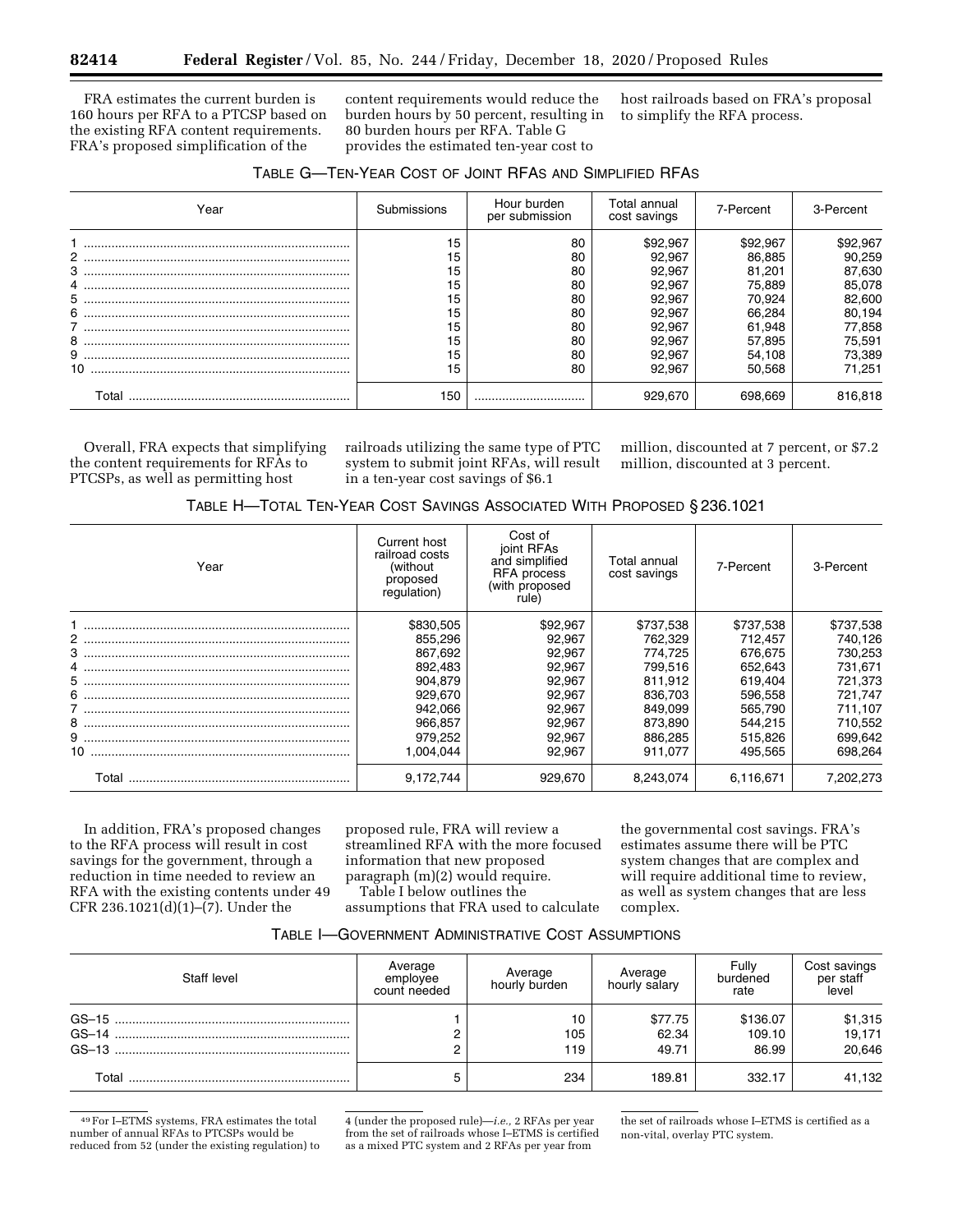FRA estimates the current burden is 160 hours per RFA to a PTCSP based on the existing RFA content requirements. FRA's proposed simplification of the content requirements would reduce the burden hours by 50 percent, resulting in 80 burden hours per RFA. Table G provides the estimated ten-year cost to host railroads based on FRA's proposal to simplify the RFA process.

TABLE G—TEN-YEAR COST OF JOINT RFAS AND SIMPLIFIED RFAS

| Year | Submissions | Hour burden per submission | Total annual cost savings | 7-Percent | 3-Percent |
| --- | --- | --- | --- | --- | --- |
| 1 | 15 | 80 | $92,967 | $92,967 | $92,967 |
| 2 | 15 | 80 | 92,967 | 86,885 | 90,259 |
| 3 | 15 | 80 | 92,967 | 81,201 | 87,630 |
| 4 | 15 | 80 | 92,967 | 75,889 | 85,078 |
| 5 | 15 | 80 | 92,967 | 70,924 | 82,600 |
| 6 | 15 | 80 | 92,967 | 66,284 | 80,194 |
| 7 | 15 | 80 | 92,967 | 61,948 | 77,858 |
| 8 | 15 | 80 | 92,967 | 57,895 | 75,591 |
| 9 | 15 | 80 | 92,967 | 54,108 | 73,389 |
| 10 | 15 | 80 | 92,967 | 50,568 | 71,251 |
| Total | 150 | | 929,670 | 698,669 | 816,818 |

Overall, FRA expects that simplifying the content requirements for RFAs to PTCSPs, as well as permitting host railroads utilizing the same type of PTC system to submit joint RFAs, will result in a ten-year cost savings of $6.1 million, discounted at 7 percent, or $7.2 million, discounted at 3 percent.

TABLE H—TOTAL TEN-YEAR COST SAVINGS ASSOCIATED WITH PROPOSED § 236.1021

| Year | Current host railroad costs (without proposed regulation) | Cost of joint RFAs and simplified RFA process (with proposed rule) | Total annual cost savings | 7-Percent | 3-Percent |
| --- | --- | --- | --- | --- | --- |
| 1 | $830,505 | $92,967 | $737,538 | $737,538 | $737,538 |
| 2 | 855,296 | 92,967 | 762,329 | 712,457 | 740,126 |
| 3 | 867,692 | 92,967 | 774,725 | 676,675 | 730,253 |
| 4 | 892,483 | 92,967 | 799,516 | 652,643 | 731,671 |
| 5 | 904,879 | 92,967 | 811,912 | 619,404 | 721,373 |
| 6 | 929,670 | 92,967 | 836,703 | 596,558 | 721,747 |
| 7 | 942,066 | 92,967 | 849,099 | 565,790 | 711,107 |
| 8 | 966,857 | 92,967 | 873,890 | 544,215 | 710,552 |
| 9 | 979,252 | 92,967 | 886,285 | 515,826 | 699,642 |
| 10 | 1,004,044 | 92,967 | 911,077 | 495,565 | 698,264 |
| Total | 9,172,744 | 929,670 | 8,243,074 | 6,116,671 | 7,202,273 |

In addition, FRA's proposed changes to the RFA process will result in cost savings for the government, through a reduction in time needed to review an RFA with the existing contents under 49 CFR 236.1021(d)(1)–(7). Under the proposed rule, FRA will review a streamlined RFA with the more focused information that new proposed paragraph (m)(2) would require.

Table I below outlines the assumptions that FRA used to calculate the governmental cost savings. FRA's estimates assume there will be PTC system changes that are complex and will require additional time to review, as well as system changes that are less complex.

TABLE I—GOVERNMENT ADMINISTRATIVE COST ASSUMPTIONS

| Staff level | Average employee count needed | Average hourly burden | Average hourly salary | Fully burdened rate | Cost savings per staff level |
| --- | --- | --- | --- | --- | --- |
| GS–15 | 1 | 10 | $77.75 | $136.07 | $1,315 |
| GS–14 | 2 | 105 | 62.34 | 109.10 | 19,171 |
| GS–13 | 2 | 119 | 49.71 | 86.99 | 20,646 |
| Total | 5 | 234 | 189.81 | 332.17 | 41,132 |

[49] For I–ETMS systems, FRA estimates the total number of annual RFAs to PTCSPs would be reduced from 52 (under the existing regulation) to 4 (under the proposed rule)—*i.e.*, 2 RFAs per year from the set of railroads whose I–ETMS is certified as a mixed PTC system and 2 RFAs per year from the set of railroads whose I–ETMS is certified as a non-vital, overlay PTC system.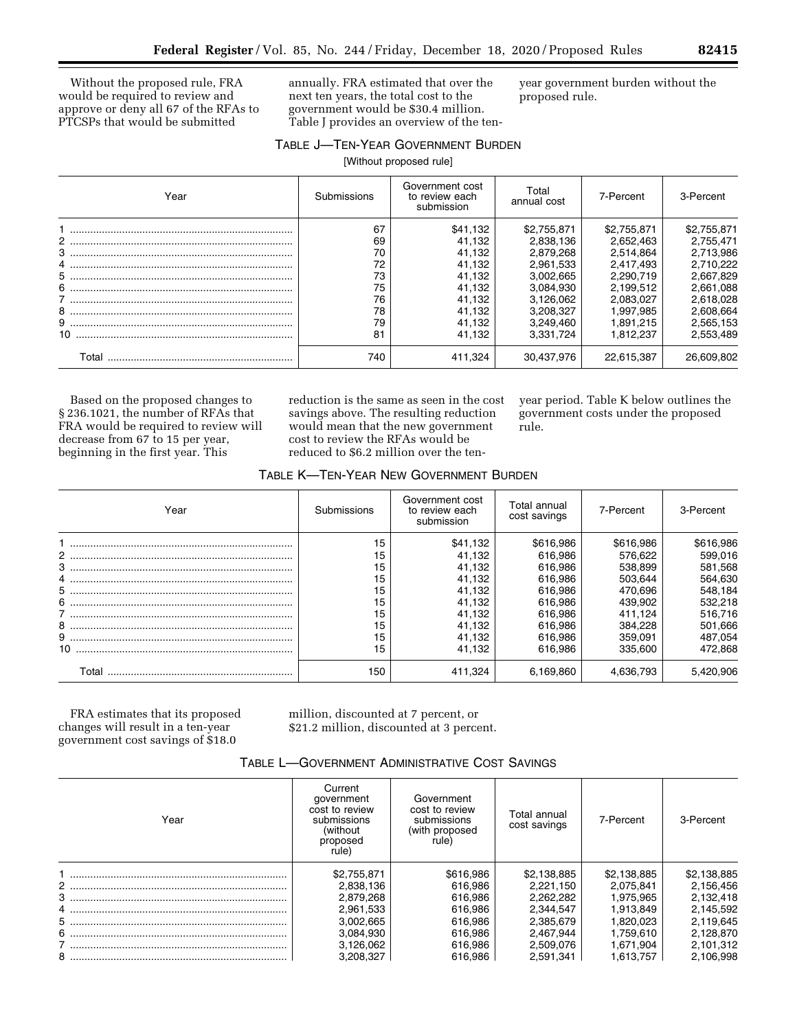Without the proposed rule, FRA would be required to review and approve or deny all 67 of the RFAs to PTCSPs that would be submitted annually. FRA estimated that over the next ten years, the total cost to the government would be $30.4 million. Table J provides an overview of the ten-year government burden without the proposed rule.

TABLE J—TEN-YEAR GOVERNMENT BURDEN

[Without proposed rule]

| Year | Submissions | Government cost to review each submission | Total annual cost | 7-Percent | 3-Percent |
|---|---|---|---|---|---|
| 1 | 67 | $41,132 | $2,755,871 | $2,755,871 | $2,755,871 |
| 2 | 69 | 41,132 | 2,838,136 | 2,652,463 | 2,755,471 |
| 3 | 70 | 41,132 | 2,879,268 | 2,514,864 | 2,713,986 |
| 4 | 72 | 41,132 | 2,961,533 | 2,417,493 | 2,710,222 |
| 5 | 73 | 41,132 | 3,002,665 | 2,290,719 | 2,667,829 |
| 6 | 75 | 41,132 | 3,084,930 | 2,199,512 | 2,661,088 |
| 7 | 76 | 41,132 | 3,126,062 | 2,083,027 | 2,618,028 |
| 8 | 78 | 41,132 | 3,208,327 | 1,997,985 | 2,608,664 |
| 9 | 79 | 41,132 | 3,249,460 | 1,891,215 | 2,565,153 |
| 10 | 81 | 41,132 | 3,331,724 | 1,812,237 | 2,553,489 |
| Total | 740 | 411,324 | 30,437,976 | 22,615,387 | 26,609,802 |

Based on the proposed changes to § 236.1021, the number of RFAs that FRA would be required to review will decrease from 67 to 15 per year, beginning in the first year. This reduction is the same as seen in the cost savings above. The resulting reduction would mean that the new government cost to review the RFAs would be reduced to $6.2 million over the ten-year period. Table K below outlines the government costs under the proposed rule.

TABLE K—TEN-YEAR NEW GOVERNMENT BURDEN

| Year | Submissions | Government cost to review each submission | Total annual cost savings | 7-Percent | 3-Percent |
|---|---|---|---|---|---|
| 1 | 15 | $41,132 | $616,986 | $616,986 | $616,986 |
| 2 | 15 | 41,132 | 616,986 | 576,622 | 599,016 |
| 3 | 15 | 41,132 | 616,986 | 538,899 | 581,568 |
| 4 | 15 | 41,132 | 616,986 | 503,644 | 564,630 |
| 5 | 15 | 41,132 | 616,986 | 470,696 | 548,184 |
| 6 | 15 | 41,132 | 616,986 | 439,902 | 532,218 |
| 7 | 15 | 41,132 | 616,986 | 411,124 | 516,716 |
| 8 | 15 | 41,132 | 616,986 | 384,228 | 501,666 |
| 9 | 15 | 41,132 | 616,986 | 359,091 | 487,054 |
| 10 | 15 | 41,132 | 616,986 | 335,600 | 472,868 |
| Total | 150 | 411,324 | 6,169,860 | 4,636,793 | 5,420,906 |

FRA estimates that its proposed changes will result in a ten-year government cost savings of $18.0 million, discounted at 7 percent, or $21.2 million, discounted at 3 percent.

TABLE L—GOVERNMENT ADMINISTRATIVE COST SAVINGS

| Year | Current government cost to review submissions (without proposed rule) | Government cost to review submissions (with proposed rule) | Total annual cost savings | 7-Percent | 3-Percent |
|---|---|---|---|---|---|
| 1 | $2,755,871 | $616,986 | $2,138,885 | $2,138,885 | $2,138,885 |
| 2 | 2,838,136 | 616,986 | 2,221,150 | 2,075,841 | 2,156,456 |
| 3 | 2,879,268 | 616,986 | 2,262,282 | 1,975,965 | 2,132,418 |
| 4 | 2,961,533 | 616,986 | 2,344,547 | 1,913,849 | 2,145,592 |
| 5 | 3,002,665 | 616,986 | 2,385,679 | 1,820,023 | 2,119,645 |
| 6 | 3,084,930 | 616,986 | 2,467,944 | 1,759,610 | 2,128,870 |
| 7 | 3,126,062 | 616,986 | 2,509,076 | 1,671,904 | 2,101,312 |
| 8 | 3,208,327 | 616,986 | 2,591,341 | 1,613,757 | 2,106,998 |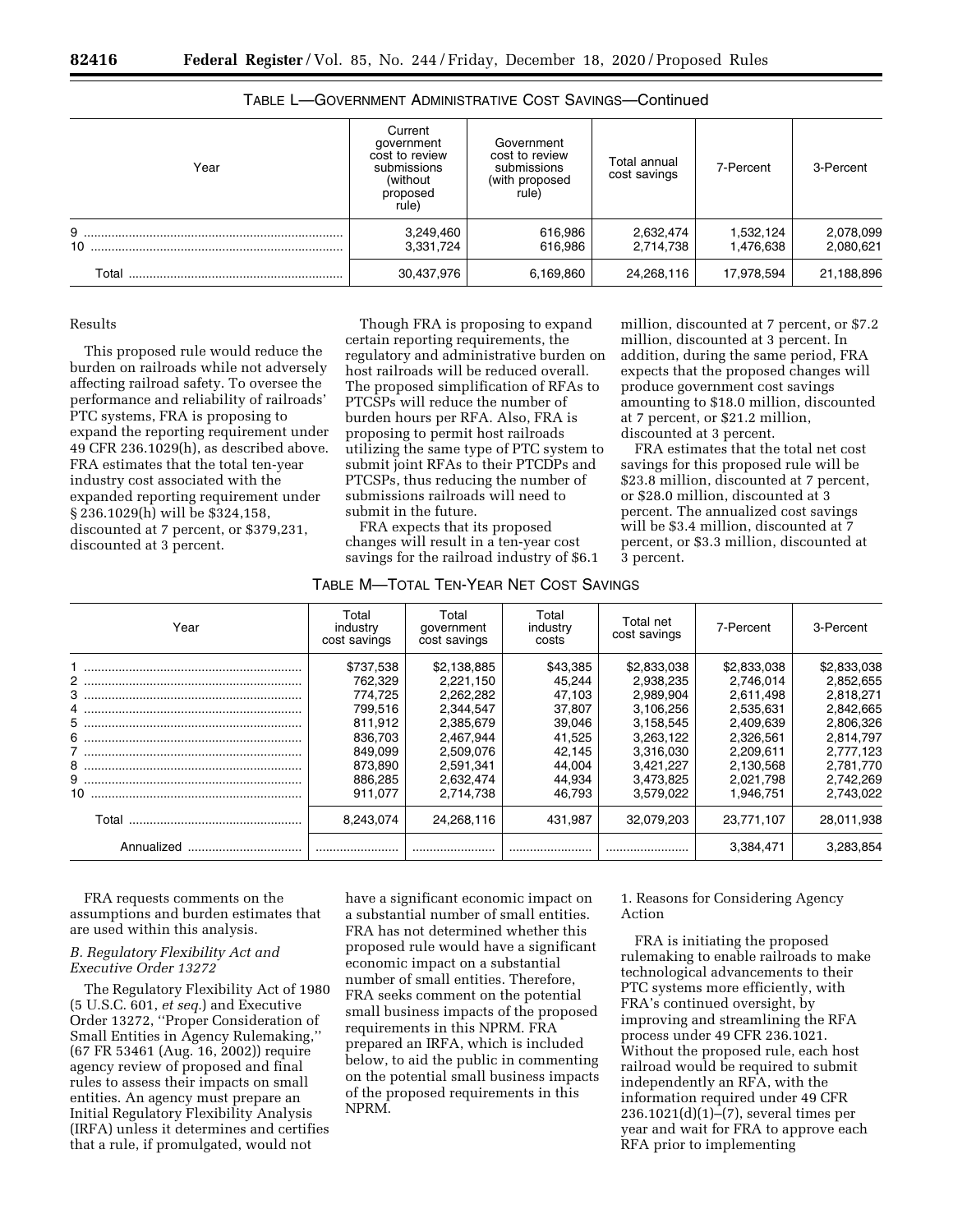TABLE L—GOVERNMENT ADMINISTRATIVE COST SAVINGS—Continued

| Year | Current government cost to review submissions (without proposed rule) | Government cost to review submissions (with proposed rule) | Total annual cost savings | 7-Percent | 3-Percent |
|---|---|---|---|---|---|
| 9 | 3,249,460 | 616,986 | 2,632,474 | 1,532,124 | 2,078,099 |
| 10 | 3,331,724 | 616,986 | 2,714,738 | 1,476,638 | 2,080,621 |
| Total | 30,437,976 | 6,169,860 | 24,268,116 | 17,978,594 | 21,188,896 |

Results

This proposed rule would reduce the burden on railroads while not adversely affecting railroad safety. To oversee the performance and reliability of railroads' PTC systems, FRA is proposing to expand the reporting requirement under 49 CFR 236.1029(h), as described above. FRA estimates that the total ten-year industry cost associated with the expanded reporting requirement under § 236.1029(h) will be $324,158, discounted at 7 percent, or $379,231, discounted at 3 percent.

Though FRA is proposing to expand certain reporting requirements, the regulatory and administrative burden on host railroads will be reduced overall. The proposed simplification of RFAs to PTCSPs will reduce the number of burden hours per RFA. Also, FRA is proposing to permit host railroads utilizing the same type of PTC system to submit joint RFAs to their PTCDPs and PTCSPs, thus reducing the number of submissions railroads will need to submit in the future.

FRA expects that its proposed changes will result in a ten-year cost savings for the railroad industry of $6.1 million, discounted at 7 percent, or $7.2 million, discounted at 3 percent. In addition, during the same period, FRA expects that the proposed changes will produce government cost savings amounting to $18.0 million, discounted at 7 percent, or $21.2 million, discounted at 3 percent.

FRA estimates that the total net cost savings for this proposed rule will be $23.8 million, discounted at 7 percent, or $28.0 million, discounted at 3 percent. The annualized cost savings will be $3.4 million, discounted at 7 percent, or $3.3 million, discounted at 3 percent.

TABLE M—TOTAL TEN-YEAR NET COST SAVINGS

| Year | Total industry cost savings | Total government cost savings | Total industry costs | Total net cost savings | 7-Percent | 3-Percent |
|---|---|---|---|---|---|---|
| 1 | $737,538 | $2,138,885 | $43,385 | $2,833,038 | $2,833,038 | $2,833,038 |
| 2 | 762,329 | 2,221,150 | 45,244 | 2,938,235 | 2,746,014 | 2,852,655 |
| 3 | 774,725 | 2,262,282 | 47,103 | 2,989,904 | 2,611,498 | 2,818,271 |
| 4 | 799,516 | 2,344,547 | 37,807 | 3,106,256 | 2,535,631 | 2,842,665 |
| 5 | 811,912 | 2,385,679 | 39,046 | 3,158,545 | 2,409,639 | 2,806,326 |
| 6 | 836,703 | 2,467,944 | 41,525 | 3,263,122 | 2,326,561 | 2,814,797 |
| 7 | 849,099 | 2,509,076 | 42,145 | 3,316,030 | 2,209,611 | 2,777,123 |
| 8 | 873,890 | 2,591,341 | 44,004 | 3,421,227 | 2,130,568 | 2,781,770 |
| 9 | 886,285 | 2,632,474 | 44,934 | 3,473,825 | 2,021,798 | 2,742,269 |
| 10 | 911,077 | 2,714,738 | 46,793 | 3,579,022 | 1,946,751 | 2,743,022 |
| Total | 8,243,074 | 24,268,116 | 431,987 | 32,079,203 | 23,771,107 | 28,011,938 |
| Annualized | | | | | 3,384,471 | 3,283,854 |

FRA requests comments on the assumptions and burden estimates that are used within this analysis.

### *B. Regulatory Flexibility Act and Executive Order 13272*

The Regulatory Flexibility Act of 1980 (5 U.S.C. 601, *et seq.*) and Executive Order 13272, ''Proper Consideration of Small Entities in Agency Rulemaking,'' (67 FR 53461 (Aug. 16, 2002)) require agency review of proposed and final rules to assess their impacts on small entities. An agency must prepare an Initial Regulatory Flexibility Analysis (IRFA) unless it determines and certifies that a rule, if promulgated, would not have a significant economic impact on a substantial number of small entities. FRA has not determined whether this proposed rule would have a significant economic impact on a substantial number of small entities. Therefore, FRA seeks comment on the potential small business impacts of the proposed requirements in this NPRM. FRA prepared an IRFA, which is included below, to aid the public in commenting on the potential small business impacts of the proposed requirements in this NPRM.

1. Reasons for Considering Agency Action

FRA is initiating the proposed rulemaking to enable railroads to make technological advancements to their PTC systems more efficiently, with FRA's continued oversight, by improving and streamlining the RFA process under 49 CFR 236.1021. Without the proposed rule, each host railroad would be required to submit independently an RFA, with the information required under 49 CFR 236.1021(d)(1)–(7), several times per year and wait for FRA to approve each RFA prior to implementing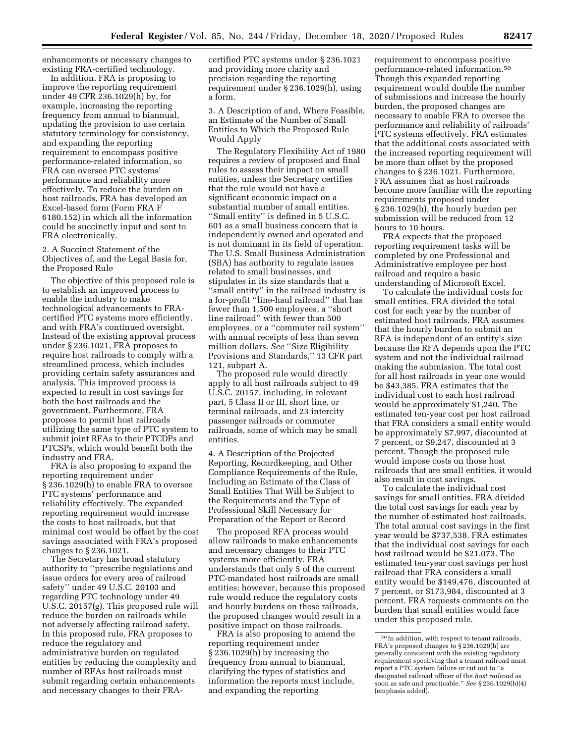enhancements or necessary changes to existing FRA-certified technology.

In addition, FRA is proposing to improve the reporting requirement under 49 CFR 236.1029(h) by, for example, increasing the reporting frequency from annual to biannual, updating the provision to use certain statutory terminology for consistency, and expanding the reporting requirement to encompass positive performance-related information, so FRA can oversee PTC systems' performance and reliability more effectively. To reduce the burden on host railroads, FRA has developed an Excel-based form (Form FRA F 6180.152) in which all the information could be succinctly input and sent to FRA electronically.

2. A Succinct Statement of the Objectives of, and the Legal Basis for, the Proposed Rule

The objective of this proposed rule is to establish an improved process to enable the industry to make technological advancements to FRA-certified PTC systems more efficiently, and with FRA's continued oversight. Instead of the existing approval process under § 236.1021, FRA proposes to require host railroads to comply with a streamlined process, which includes providing certain safety assurances and analysis. This improved process is expected to result in cost savings for both the host railroads and the government. Furthermore, FRA proposes to permit host railroads utilizing the same type of PTC system to submit joint RFAs to their PTCDPs and PTCSPs, which would benefit both the industry and FRA.

FRA is also proposing to expand the reporting requirement under § 236.1029(h) to enable FRA to oversee PTC systems' performance and reliability effectively. The expanded reporting requirement would increase the costs to host railroads, but that minimal cost would be offset by the cost savings associated with FRA's proposed changes to § 236.1021.

The Secretary has broad statutory authority to "prescribe regulations and issue orders for every area of railroad safety" under 49 U.S.C. 20103 and regarding PTC technology under 49 U.S.C. 20157(g). This proposed rule will reduce the burden on railroads while not adversely affecting railroad safety. In this proposed rule, FRA proposes to reduce the regulatory and administrative burden on regulated entities by reducing the complexity and number of RFAs host railroads must submit regarding certain enhancements and necessary changes to their FRA-certified PTC systems under § 236.1021 and providing more clarity and precision regarding the reporting requirement under § 236.1029(h), using a form.

3. A Description of and, Where Feasible, an Estimate of the Number of Small Entities to Which the Proposed Rule Would Apply

The Regulatory Flexibility Act of 1980 requires a review of proposed and final rules to assess their impact on small entities, unless the Secretary certifies that the rule would not have a significant economic impact on a substantial number of small entities. "Small entity" is defined in 5 U.S.C. 601 as a small business concern that is independently owned and operated and is not dominant in its field of operation. The U.S. Small Business Administration (SBA) has authority to regulate issues related to small businesses, and stipulates in its size standards that a "small entity" in the railroad industry is a for-profit "line-haul railroad" that has fewer than 1,500 employees, a "short line railroad" with fewer than 500 employees, or a "commuter rail system" with annual receipts of less than seven million dollars. *See* "Size Eligibility Provisions and Standards," 13 CFR part 121, subpart A.

The proposed rule would directly apply to all host railroads subject to 49 U.S.C. 20157, including, in relevant part, 5 Class II or III, short line, or terminal railroads, and 23 intercity passenger railroads or commuter railroads, some of which may be small entities.

4. A Description of the Projected Reporting, Recordkeeping, and Other Compliance Requirements of the Rule, Including an Estimate of the Class of Small Entities That Will be Subject to the Requirements and the Type of Professional Skill Necessary for Preparation of the Report or Record

The proposed RFA process would allow railroads to make enhancements and necessary changes to their PTC systems more efficiently. FRA understands that only 5 of the current PTC-mandated host railroads are small entities; however, because this proposed rule would reduce the regulatory costs and hourly burdens on these railroads, the proposed changes would result in a positive impact on those railroads.

FRA is also proposing to amend the reporting requirement under § 236.1029(h) by increasing the frequency from annual to biannual, clarifying the types of statistics and information the reports must include, and expanding the reporting requirement to encompass positive performance-related information.[50] Though this expanded reporting requirement would double the number of submissions and increase the hourly burden, the proposed changes are necessary to enable FRA to oversee the performance and reliability of railroads' PTC systems effectively. FRA estimates that the additional costs associated with the increased reporting requirement will be more than offset by the proposed changes to § 236.1021. Furthermore, FRA assumes that as host railroads become more familiar with the reporting requirements proposed under § 236.1029(h), the hourly burden per submission will be reduced from 12 hours to 10 hours.

FRA expects that the proposed reporting requirement tasks will be completed by one Professional and Administrative employee per host railroad and require a basic understanding of Microsoft Excel.

To calculate the individual costs for small entities, FRA divided the total cost for each year by the number of estimated host railroads. FRA assumes that the hourly burden to submit an RFA is independent of an entity's size because the RFA depends upon the PTC system and not the individual railroad making the submission. The total cost for all host railroads in year one would be $43,385. FRA estimates that the individual cost to each host railroad would be approximately $1,240. The estimated ten-year cost per host railroad that FRA considers a small entity would be approximately $7,997, discounted at 7 percent, or $9,247, discounted at 3 percent. Though the proposed rule would impose costs on those host railroads that are small entities, it would also result in cost savings.

To calculate the individual cost savings for small entities, FRA divided the total cost savings for each year by the number of estimated host railroads. The total annual cost savings in the first year would be $737,538. FRA estimates that the individual cost savings for each host railroad would be $21,073. The estimated ten-year cost savings per host railroad that FRA considers a small entity would be $149,476, discounted at 7 percent, or $173,984, discounted at 3 percent. FRA requests comments on the burden that small entities would face under this proposed rule.

[50] In addition, with respect to tenant railroads, FRA's proposed changes to § 236.1029(h) are generally consistent with the existing regulatory requirement specifying that a tenant railroad must report a PTC system failure or cut out to "a designated railroad officer of the *host railroad* as soon as safe and practicable." *See* § 236.1029(b)(4) (emphasis added).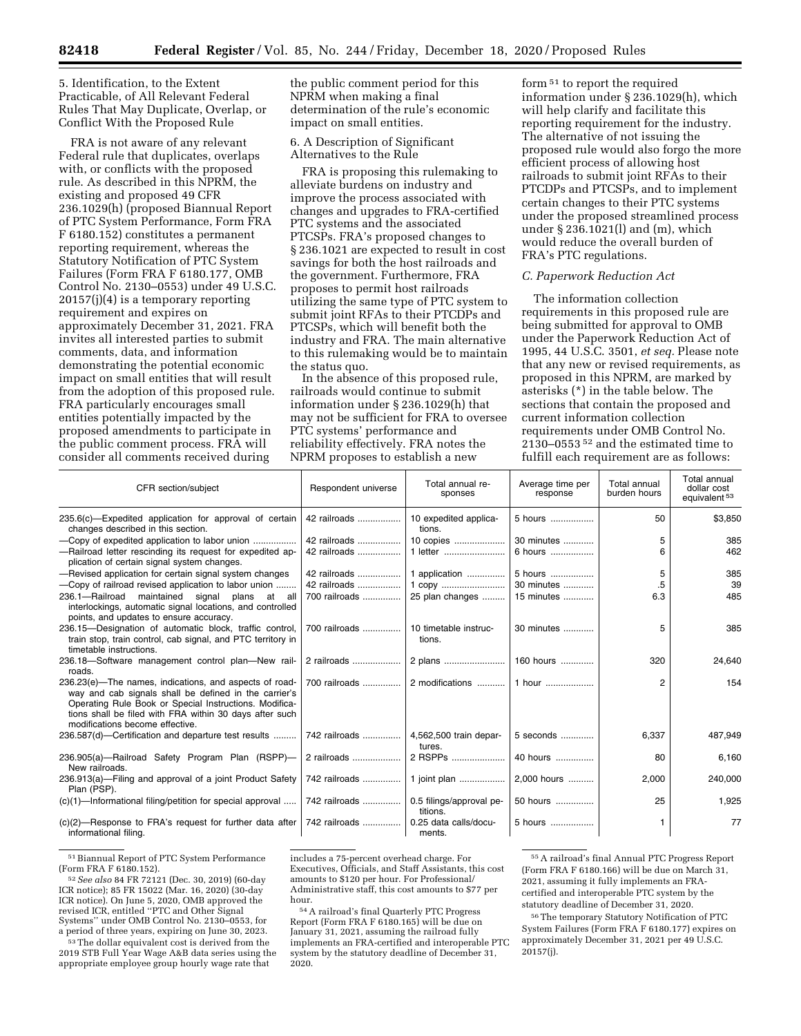5. Identification, to the Extent Practicable, of All Relevant Federal Rules That May Duplicate, Overlap, or Conflict With the Proposed Rule

FRA is not aware of any relevant Federal rule that duplicates, overlaps with, or conflicts with the proposed rule. As described in this NPRM, the existing and proposed 49 CFR 236.1029(h) (proposed Biannual Report of PTC System Performance, Form FRA F 6180.152) constitutes a permanent reporting requirement, whereas the Statutory Notification of PTC System Failures (Form FRA F 6180.177, OMB Control No. 2130–0553) under 49 U.S.C. 20157(j)(4) is a temporary reporting requirement and expires on approximately December 31, 2021. FRA invites all interested parties to submit comments, data, and information demonstrating the potential economic impact on small entities that will result from the adoption of this proposed rule. FRA particularly encourages small entities potentially impacted by the proposed amendments to participate in the public comment process. FRA will consider all comments received during the public comment period for this NPRM when making a final determination of the rule's economic impact on small entities.

6. A Description of Significant Alternatives to the Rule

FRA is proposing this rulemaking to alleviate burdens on industry and improve the process associated with changes and upgrades to FRA-certified PTC systems and the associated PTCSPs. FRA's proposed changes to § 236.1021 are expected to result in cost savings for both the host railroads and the government. Furthermore, FRA proposes to permit host railroads utilizing the same type of PTC system to submit joint RFAs to their PTCDPs and PTCSPs, which will benefit both the industry and FRA. The main alternative to this rulemaking would be to maintain the status quo.

In the absence of this proposed rule, railroads would continue to submit information under § 236.1029(h) that may not be sufficient for FRA to oversee PTC systems' performance and reliability effectively. FRA notes the NPRM proposes to establish a new form [51] to report the required information under § 236.1029(h), which will help clarify and facilitate this reporting requirement for the industry. The alternative of not issuing the proposed rule would also forgo the more efficient process of allowing host railroads to submit joint RFAs to their PTCDPs and PTCSPs, and to implement certain changes to their PTC systems under the proposed streamlined process under § 236.1021(l) and (m), which would reduce the overall burden of FRA's PTC regulations.

*C. Paperwork Reduction Act*

The information collection requirements in this proposed rule are being submitted for approval to OMB under the Paperwork Reduction Act of 1995, 44 U.S.C. 3501, *et seq.* Please note that any new or revised requirements, as proposed in this NPRM, are marked by asterisks (*) in the table below. The sections that contain the proposed and current information collection requirements under OMB Control No. 2130–0553 [52] and the estimated time to fulfill each requirement are as follows:

| CFR section/subject | Respondent universe | Total annual responses | Average time per response | Total annual burden hours | Total annual dollar cost equivalent [53] |
|---|---|---|---|---|---|
| 235.6(c)—Expedited application for approval of certain changes described in this section. | 42 railroads | 10 expedited applications. | 5 hours | 50 | $3,850 |
| —Copy of expedited application to labor union | 42 railroads | 10 copies | 30 minutes | 5 | 385 |
| —Railroad letter rescinding its request for expedited application of certain signal system changes. | 42 railroads | 1 letter | 6 hours | 6 | 462 |
| —Revised application for certain signal system changes | 42 railroads | 1 application | 5 hours | 5 | 385 |
| —Copy of railroad revised application to labor union | 42 railroads | 1 copy | 30 minutes | .5 | 39 |
| 236.1—Railroad maintained signal plans at all interlockings, automatic signal locations, and controlled points, and updates to ensure accuracy. | 700 railroads | 25 plan changes | 15 minutes | 6.3 | 485 |
| 236.15—Designation of automatic block, traffic control, train stop, train control, cab signal, and PTC territory in timetable instructions. | 700 railroads | 10 timetable instructions. | 30 minutes | 5 | 385 |
| 236.18—Software management control plan—New railroads. | 2 railroads | 2 plans | 160 hours | 320 | 24,640 |
| 236.23(e)—The names, indications, and aspects of roadway and cab signals shall be defined in the carrier's Operating Rule Book or Special Instructions. Modifications shall be filed with FRA within 30 days after such modifications become effective. | 700 railroads | 2 modifications | 1 hour | 2 | 154 |
| 236.587(d)—Certification and departure test results | 742 railroads | 4,562,500 train departures. | 5 seconds | 6,337 | 487,949 |
| 236.905(a)—Railroad Safety Program Plan (RSPP)—New railroads. | 2 railroads | 2 RSPPs | 40 hours | 80 | 6,160 |
| 236.913(a)—Filing and approval of a joint Product Safety Plan (PSP). | 742 railroads | 1 joint plan | 2,000 hours | 2,000 | 240,000 |
| (c)(1)—Informational filing/petition for special approval | 742 railroads | 0.5 filings/approval petitions. | 50 hours | 25 | 1,925 |
| (c)(2)—Response to FRA's request for further data after informational filing. | 742 railroads | 0.25 data calls/documents. | 5 hours | 1 | 77 |

[51] Biannual Report of PTC System Performance (Form FRA F 6180.152).

[52] *See also* 84 FR 72121 (Dec. 30, 2019) (60-day ICR notice); 85 FR 15022 (Mar. 16, 2020) (30-day ICR notice). On June 5, 2020, OMB approved the revised ICR, entitled "PTC and Other Signal Systems" under OMB Control No. 2130–0553, for a period of three years, expiring on June 30, 2023.

[53] The dollar equivalent cost is derived from the 2019 STB Full Year Wage A&B data series using the appropriate employee group hourly wage rate that includes a 75-percent overhead charge. For Executives, Officials, and Staff Assistants, this cost amounts to $120 per hour. For Professional/Administrative staff, this cost amounts to $77 per hour.

[54] A railroad's final Quarterly PTC Progress Report (Form FRA F 6180.165) will be due on January 31, 2021, assuming the railroad fully implements an FRA-certified and interoperable PTC system by the statutory deadline of December 31, 2020.

[55] A railroad's final Annual PTC Progress Report (Form FRA F 6180.166) will be due on March 31, 2021, assuming it fully implements an FRA-certified and interoperable PTC system by the statutory deadline of December 31, 2020.

[56] The temporary Statutory Notification of PTC System Failures (Form FRA F 6180.177) expires on approximately December 31, 2021 per 49 U.S.C. 20157(j).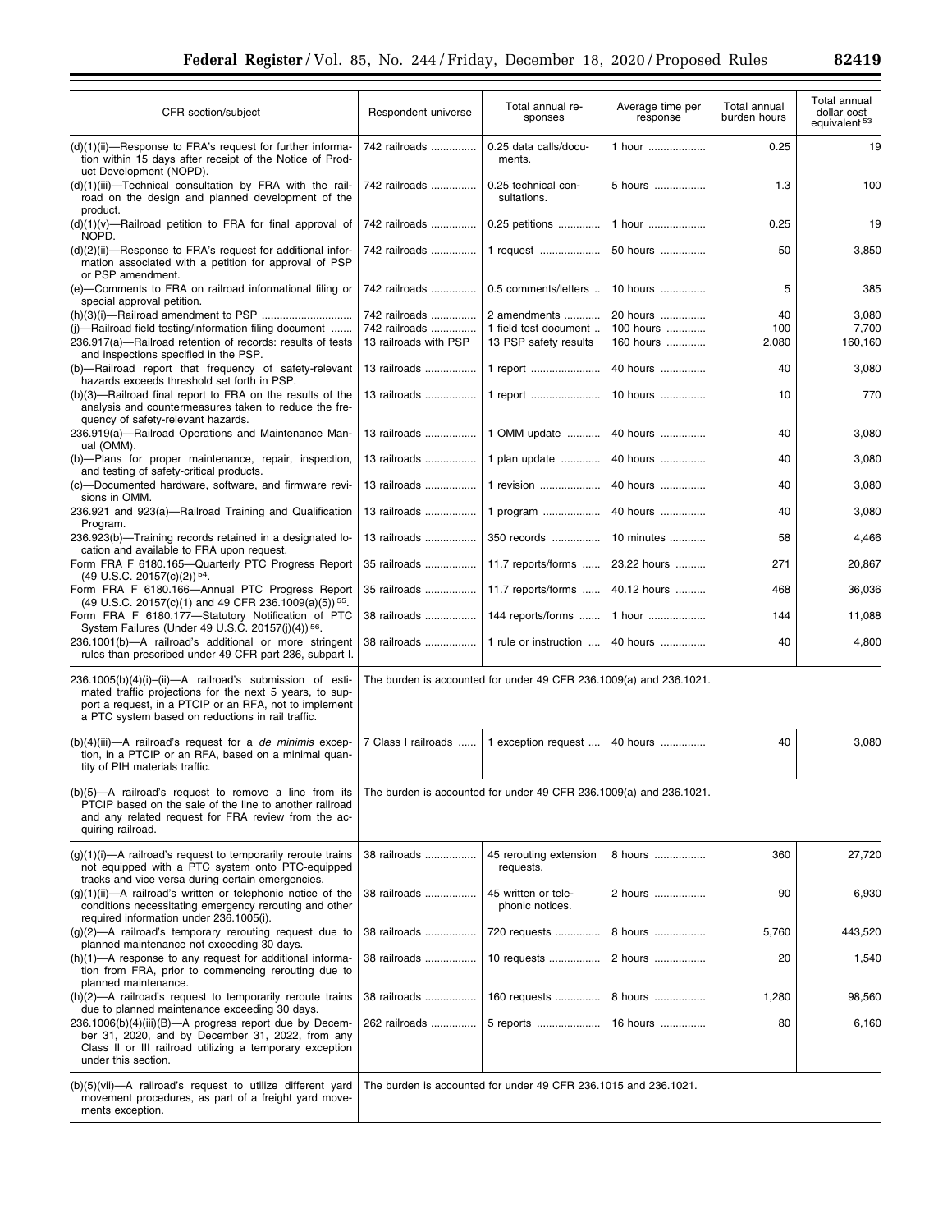| CFR section/subject | Respondent universe | Total annual responses | Average time per response | Total annual burden hours | Total annual dollar cost equivalent [53] |
|---|---|---|---|---|---|
| (d)(1)(ii)—Response to FRA's request for further information within 15 days after receipt of the Notice of Product Development (NOPD). | 742 railroads | 0.25 data calls/documents. | 1 hour | 0.25 | 19 |
| (d)(1)(iii)—Technical consultation by FRA with the railroad on the design and planned development of the product. | 742 railroads | 0.25 technical consultations. | 5 hours | 1.3 | 100 |
| (d)(1)(v)—Railroad petition to FRA for final approval of NOPD. | 742 railroads | 0.25 petitions | 1 hour | 0.25 | 19 |
| (d)(2)(ii)—Response to FRA's request for additional information associated with a petition for approval of PSP or PSP amendment. | 742 railroads | 1 request | 50 hours | 50 | 3,850 |
| (e)—Comments to FRA on railroad informational filing or special approval petition. | 742 railroads | 0.5 comments/letters | 10 hours | 5 | 385 |
| (h)(3)(i)—Railroad amendment to PSP | 742 railroads | 2 amendments | 20 hours | 40 | 3,080 |
| (j)—Railroad field testing/information filing document | 742 railroads | 1 field test document | 100 hours | 100 | 7,700 |
| 236.917(a)—Railroad retention of records: results of tests and inspections specified in the PSP. | 13 railroads with PSP | 13 PSP safety results | 160 hours | 2,080 | 160,160 |
| (b)—Railroad report that frequency of safety-relevant hazards exceeds threshold set forth in PSP. | 13 railroads | 1 report | 40 hours | 40 | 3,080 |
| (b)(3)—Railroad final report to FRA on the results of the analysis and countermeasures taken to reduce the frequency of safety-relevant hazards. | 13 railroads | 1 report | 10 hours | 10 | 770 |
| 236.919(a)—Railroad Operations and Maintenance Manual (OMM). | 13 railroads | 1 OMM update | 40 hours | 40 | 3,080 |
| (b)—Plans for proper maintenance, repair, inspection, and testing of safety-critical products. | 13 railroads | 1 plan update | 40 hours | 40 | 3,080 |
| (c)—Documented hardware, software, and firmware revisions in OMM. | 13 railroads | 1 revision | 40 hours | 40 | 3,080 |
| 236.921 and 923(a)—Railroad Training and Qualification Program. | 13 railroads | 1 program | 40 hours | 40 | 3,080 |
| 236.923(b)—Training records retained in a designated location and available to FRA upon request. | 13 railroads | 350 records | 10 minutes | 58 | 4,466 |
| Form FRA F 6180.165—Quarterly PTC Progress Report (49 U.S.C. 20157(c)(2)) [54]. | 35 railroads | 11.7 reports/forms | 23.22 hours | 271 | 20,867 |
| Form FRA F 6180.166—Annual PTC Progress Report (49 U.S.C. 20157(c)(1) and 49 CFR 236.1009(a)(5)) [55]. | 35 railroads | 11.7 reports/forms | 40.12 hours | 468 | 36,036 |
| Form FRA F 6180.177—Statutory Notification of PTC System Failures (Under 49 U.S.C. 20157(j)(4)) [56]. | 38 railroads | 144 reports/forms | 1 hour | 144 | 11,088 |
| 236.1001(b)—A railroad's additional or more stringent rules than prescribed under 49 CFR part 236, subpart I. | 38 railroads | 1 rule or instruction | 40 hours | 40 | 4,800 |
| 236.1005(b)(4)(i)–(ii)—A railroad's submission of estimated traffic projections for the next 5 years, to support a request, in a PTCIP or an RFA, not to implement a PTC system based on reductions in rail traffic. | The burden is accounted for under 49 CFR 236.1009(a) and 236.1021. | | | | |
| (b)(4)(iii)—A railroad's request for a *de minimis* exception, in a PTCIP or an RFA, based on a minimal quantity of PIH materials traffic. | 7 Class I railroads | 1 exception request | 40 hours | 40 | 3,080 |
| (b)(5)—A railroad's request to remove a line from its PTCIP based on the sale of the line to another railroad and any related request for FRA review from the acquiring railroad. | The burden is accounted for under 49 CFR 236.1009(a) and 236.1021. | | | | |
| (g)(1)(i)—A railroad's request to temporarily reroute trains not equipped with a PTC system onto PTC-equipped tracks and vice versa during certain emergencies. | 38 railroads | 45 rerouting extension requests. | 8 hours | 360 | 27,720 |
| (g)(1)(ii)—A railroad's written or telephonic notice of the conditions necessitating emergency rerouting and other required information under 236.1005(i). | 38 railroads | 45 written or telephonic notices. | 2 hours | 90 | 6,930 |
| (g)(2)—A railroad's temporary rerouting request due to planned maintenance not exceeding 30 days. | 38 railroads | 720 requests | 8 hours | 5,760 | 443,520 |
| (h)(1)—A response to any request for additional information from FRA, prior to commencing rerouting due to planned maintenance. | 38 railroads | 10 requests | 2 hours | 20 | 1,540 |
| (h)(2)—A railroad's request to temporarily reroute trains due to planned maintenance exceeding 30 days. | 38 railroads | 160 requests | 8 hours | 1,280 | 98,560 |
| 236.1006(b)(4)(iii)(B)—A progress report due by December 31, 2020, and by December 31, 2022, from any Class II or III railroad utilizing a temporary exception under this section. | 262 railroads | 5 reports | 16 hours | 80 | 6,160 |
| (b)(5)(vii)—A railroad's request to utilize different yard movement procedures, as part of a freight yard movements exception. | The burden is accounted for under 49 CFR 236.1015 and 236.1021. | | | | |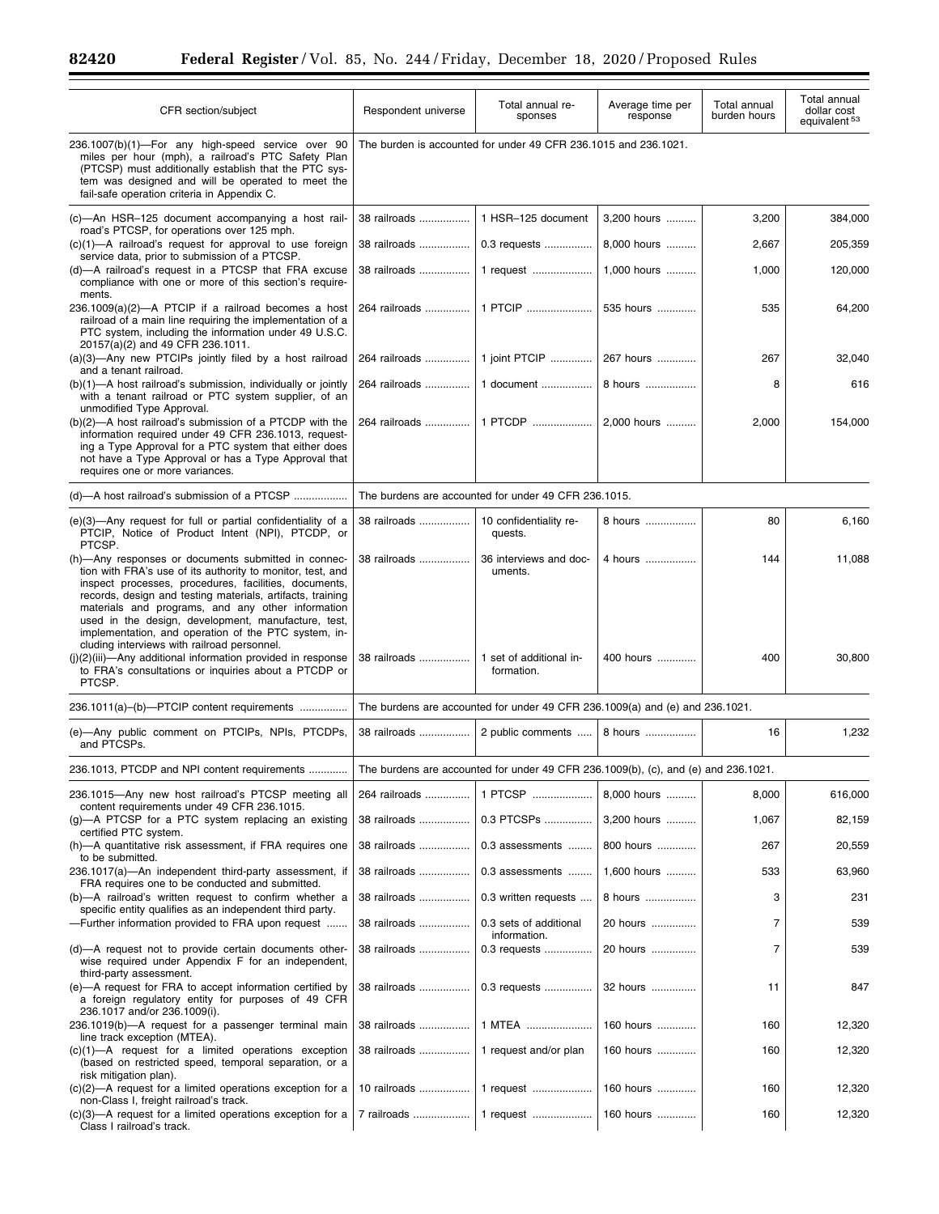| CFR section/subject | Respondent universe | Total annual responses | Average time per response | Total annual burden hours | Total annual dollar cost equivalent [53] |
|---|---|---|---|---|---|
| 236.1007(b)(1)—For any high-speed service over 90 miles per hour (mph), a railroad's PTC Safety Plan (PTCSP) must additionally establish that the PTC system was designed and will be operated to meet the fail-safe operation criteria in Appendix C. | The burden is accounted for under 49 CFR 236.1015 and 236.1021. | | | | |
| (c)—An HSR–125 document accompanying a host railroad's PTCSP, for operations over 125 mph. | 38 railroads | 1 HSR–125 document | 3,200 hours | 3,200 | 384,000 |
| (c)(1)—A railroad's request for approval to use foreign service data, prior to submission of a PTCSP. | 38 railroads | 0.3 requests | 8,000 hours | 2,667 | 205,359 |
| (d)—A railroad's request in a PTCSP that FRA excuse compliance with one or more of this section's requirements. | 38 railroads | 1 request | 1,000 hours | 1,000 | 120,000 |
| 236.1009(a)(2)—A PTCIP if a railroad becomes a host railroad of a main line requiring the implementation of a PTC system, including the information under 49 U.S.C. 20157(a)(2) and 49 CFR 236.1011. | 264 railroads | 1 PTCIP | 535 hours | 535 | 64,200 |
| (a)(3)—Any new PTCIPs jointly filed by a host railroad and a tenant railroad. | 264 railroads | 1 joint PTCIP | 267 hours | 267 | 32,040 |
| (b)(1)—A host railroad's submission, individually or jointly with a tenant railroad or PTC system supplier, of an unmodified Type Approval. | 264 railroads | 1 document | 8 hours | 8 | 616 |
| (b)(2)—A host railroad's submission of a PTCDP with the information required under 49 CFR 236.1013, requesting a Type Approval for a PTC system that either does not have a Type Approval or has a Type Approval that requires one or more variances. | 264 railroads | 1 PTCDP | 2,000 hours | 2,000 | 154,000 |
| (d)—A host railroad's submission of a PTCSP | The burdens are accounted for under 49 CFR 236.1015. | | | | |
| (e)(3)—Any request for full or partial confidentiality of a PTCIP, Notice of Product Intent (NPI), PTCDP, or PTCSP. | 38 railroads | 10 confidentiality requests. | 8 hours | 80 | 6,160 |
| (h)—Any responses or documents submitted in connection with FRA's use of its authority to monitor, test, and inspect processes, procedures, facilities, documents, records, design and testing materials, artifacts, training materials and programs, and any other information used in the design, development, manufacture, test, implementation, and operation of the PTC system, including interviews with railroad personnel. | 38 railroads | 36 interviews and documents. | 4 hours | 144 | 11,088 |
| (j)(2)(iii)—Any additional information provided in response to FRA's consultations or inquiries about a PTCDP or PTCSP. | 38 railroads | 1 set of additional information. | 400 hours | 400 | 30,800 |
| 236.1011(a)–(b)—PTCIP content requirements | The burdens are accounted for under 49 CFR 236.1009(a) and (e) and 236.1021. | | | | |
| (e)—Any public comment on PTCIPs, NPIs, PTCDPs, and PTCSPs. | 38 railroads | 2 public comments | 8 hours | 16 | 1,232 |
| 236.1013, PTCDP and NPI content requirements | The burdens are accounted for under 49 CFR 236.1009(b), (c), and (e) and 236.1021. | | | | |
| 236.1015—Any new host railroad's PTCSP meeting all content requirements under 49 CFR 236.1015. | 264 railroads | 1 PTCSP | 8,000 hours | 8,000 | 616,000 |
| (g)—A PTCSP for a PTC system replacing an existing certified PTC system. | 38 railroads | 0.3 PTCSPs | 3,200 hours | 1,067 | 82,159 |
| (h)—A quantitative risk assessment, if FRA requires one to be submitted. | 38 railroads | 0.3 assessments | 800 hours | 267 | 20,559 |
| 236.1017(a)—An independent third-party assessment, if FRA requires one to be conducted and submitted. | 38 railroads | 0.3 assessments | 1,600 hours | 533 | 63,960 |
| (b)—A railroad's written request to confirm whether a specific entity qualifies as an independent third party. | 38 railroads | 0.3 written requests | 8 hours | 3 | 231 |
| —Further information provided to FRA upon request | 38 railroads | 0.3 sets of additional information. | 20 hours | 7 | 539 |
| (d)—A request not to provide certain documents otherwise required under Appendix F for an independent, third-party assessment. | 38 railroads | 0.3 requests | 20 hours | 7 | 539 |
| (e)—A request for FRA to accept information certified by a foreign regulatory entity for purposes of 49 CFR 236.1017 and/or 236.1009(i). | 38 railroads | 0.3 requests | 32 hours | 11 | 847 |
| 236.1019(b)—A request for a passenger terminal main line track exception (MTEA). | 38 railroads | 1 MTEA | 160 hours | 160 | 12,320 |
| (c)(1)—A request for a limited operations exception (based on restricted speed, temporal separation, or a risk mitigation plan). | 38 railroads | 1 request and/or plan | 160 hours | 160 | 12,320 |
| (c)(2)—A request for a limited operations exception for a non-Class I, freight railroad's track. | 10 railroads | 1 request | 160 hours | 160 | 12,320 |
| (c)(3)—A request for a limited operations exception for a Class I railroad's track. | 7 railroads | 1 request | 160 hours | 160 | 12,320 |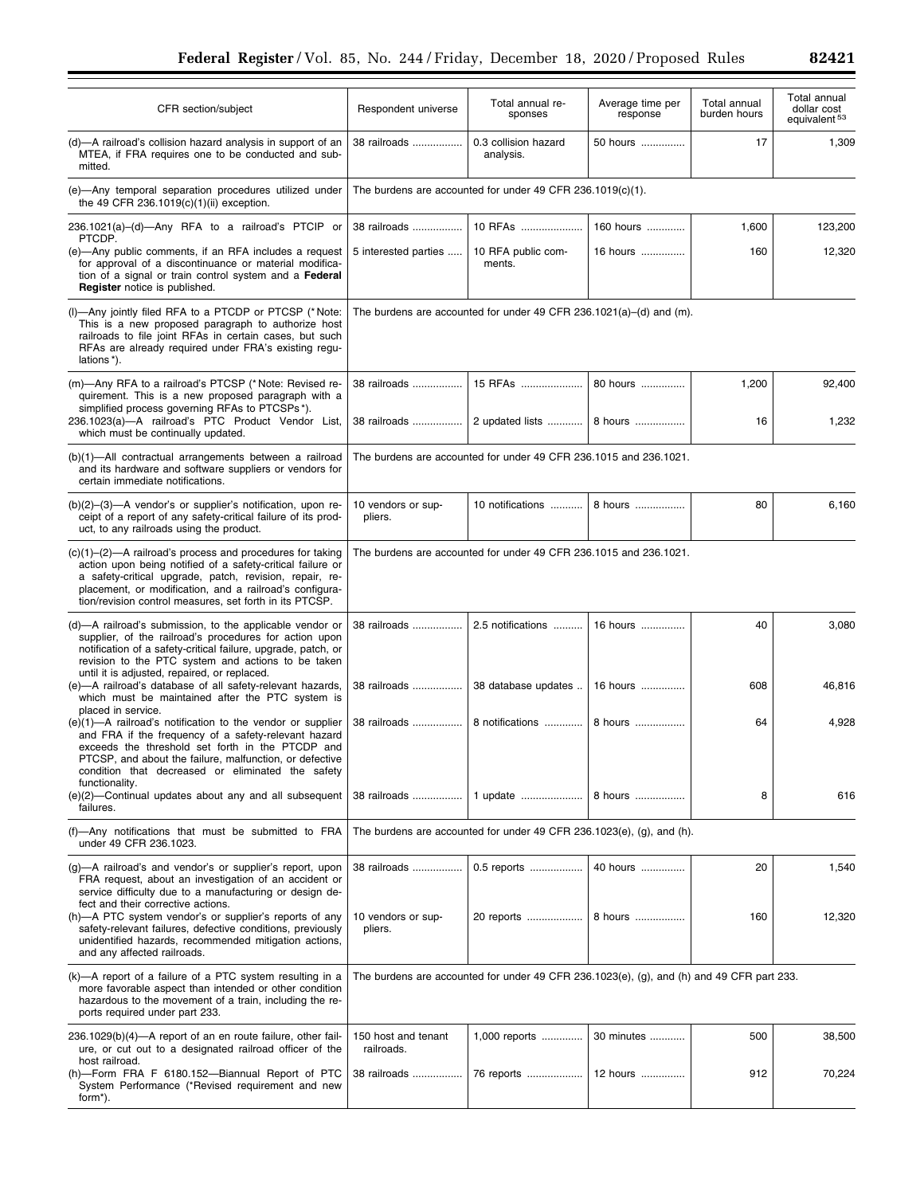| CFR section/subject | Respondent universe | Total annual responses | Average time per response | Total annual burden hours | Total annual dollar cost equivalent [53] |
|---|---|---|---|---|---|
| (d)—A railroad's collision hazard analysis in support of an MTEA, if FRA requires one to be conducted and submitted. | 38 railroads | 0.3 collision hazard analysis. | 50 hours | 17 | 1,309 |
| (e)—Any temporal separation procedures utilized under the 49 CFR 236.1019(c)(1)(ii) exception. | The burdens are accounted for under 49 CFR 236.1019(c)(1). | | | | |
| 236.1021(a)–(d)—Any RFA to a railroad's PTCIP or PTCDP. | 38 railroads | 10 RFAs | 160 hours | 1,600 | 123,200 |
| (e)—Any public comments, if an RFA includes a request for approval of a discontinuance or material modification of a signal or train control system and a **Federal Register** notice is published. | 5 interested parties | 10 RFA public comments. | 16 hours | 160 | 12,320 |
| (l)—Any jointly filed RFA to a PTCDP or PTCSP (*Note: This is a new proposed paragraph to authorize host railroads to file joint RFAs in certain cases, but such RFAs are already required under FRA's existing regulations*). | The burdens are accounted for under 49 CFR 236.1021(a)–(d) and (m). | | | | |
| (m)—Any RFA to a railroad's PTCSP (*Note: Revised requirement. This is a new proposed paragraph with a simplified process governing RFAs to PTCSPs*). | 38 railroads | 15 RFAs | 80 hours | 1,200 | 92,400 |
| 236.1023(a)—A railroad's PTC Product Vendor List, which must be continually updated. | 38 railroads | 2 updated lists | 8 hours | 16 | 1,232 |
| (b)(1)—All contractual arrangements between a railroad and its hardware and software suppliers or vendors for certain immediate notifications. | The burdens are accounted for under 49 CFR 236.1015 and 236.1021. | | | | |
| (b)(2)–(3)—A vendor's or supplier's notification, upon receipt of a report of any safety-critical failure of its product, to any railroads using the product. | 10 vendors or suppliers. | 10 notifications | 8 hours | 80 | 6,160 |
| (c)(1)–(2)—A railroad's process and procedures for taking action upon being notified of a safety-critical failure or a safety-critical upgrade, patch, revision, repair, replacement, or modification, and a railroad's configuration/revision control measures, set forth in its PTCSP. | The burdens are accounted for under 49 CFR 236.1015 and 236.1021. | | | | |
| (d)—A railroad's submission, to the applicable vendor or supplier, of the railroad's procedures for action upon notification of a safety-critical failure, upgrade, patch, or revision to the PTC system and actions to be taken until it is adjusted, repaired, or replaced. | 38 railroads | 2.5 notifications | 16 hours | 40 | 3,080 |
| (e)—A railroad's database of all safety-relevant hazards, which must be maintained after the PTC system is placed in service. | 38 railroads | 38 database updates | 16 hours | 608 | 46,816 |
| (e)(1)—A railroad's notification to the vendor or supplier and FRA if the frequency of a safety-relevant hazard exceeds the threshold set forth in the PTCDP and PTCSP, and about the failure, malfunction, or defective condition that decreased or eliminated the safety functionality. | 38 railroads | 8 notifications | 8 hours | 64 | 4,928 |
| (e)(2)—Continual updates about any and all subsequent failures. | 38 railroads | 1 update | 8 hours | 8 | 616 |
| (f)—Any notifications that must be submitted to FRA under 49 CFR 236.1023. | The burdens are accounted for under 49 CFR 236.1023(e), (g), and (h). | | | | |
| (g)—A railroad's and vendor's or supplier's report, upon FRA request, about an investigation of an accident or service difficulty due to a manufacturing or design defect and their corrective actions. | 38 railroads | 0.5 reports | 40 hours | 20 | 1,540 |
| (h)—A PTC system vendor's or supplier's reports of any safety-relevant failures, defective conditions, previously unidentified hazards, recommended mitigation actions, and any affected railroads. | 10 vendors or suppliers. | 20 reports | 8 hours | 160 | 12,320 |
| (k)—A report of a failure of a PTC system resulting in a more favorable aspect than intended or other condition hazardous to the movement of a train, including the reports required under part 233. | The burdens are accounted for under 49 CFR 236.1023(e), (g), and (h) and 49 CFR part 233. | | | | |
| 236.1029(b)(4)—A report of an en route failure, other failure, or cut out to a designated railroad officer of the host railroad. | 150 host and tenant railroads. | 1,000 reports | 30 minutes | 500 | 38,500 |
| (h)—Form FRA F 6180.152—Biannual Report of PTC System Performance (*Revised requirement and new form*). | 38 railroads | 76 reports | 12 hours | 912 | 70,224 |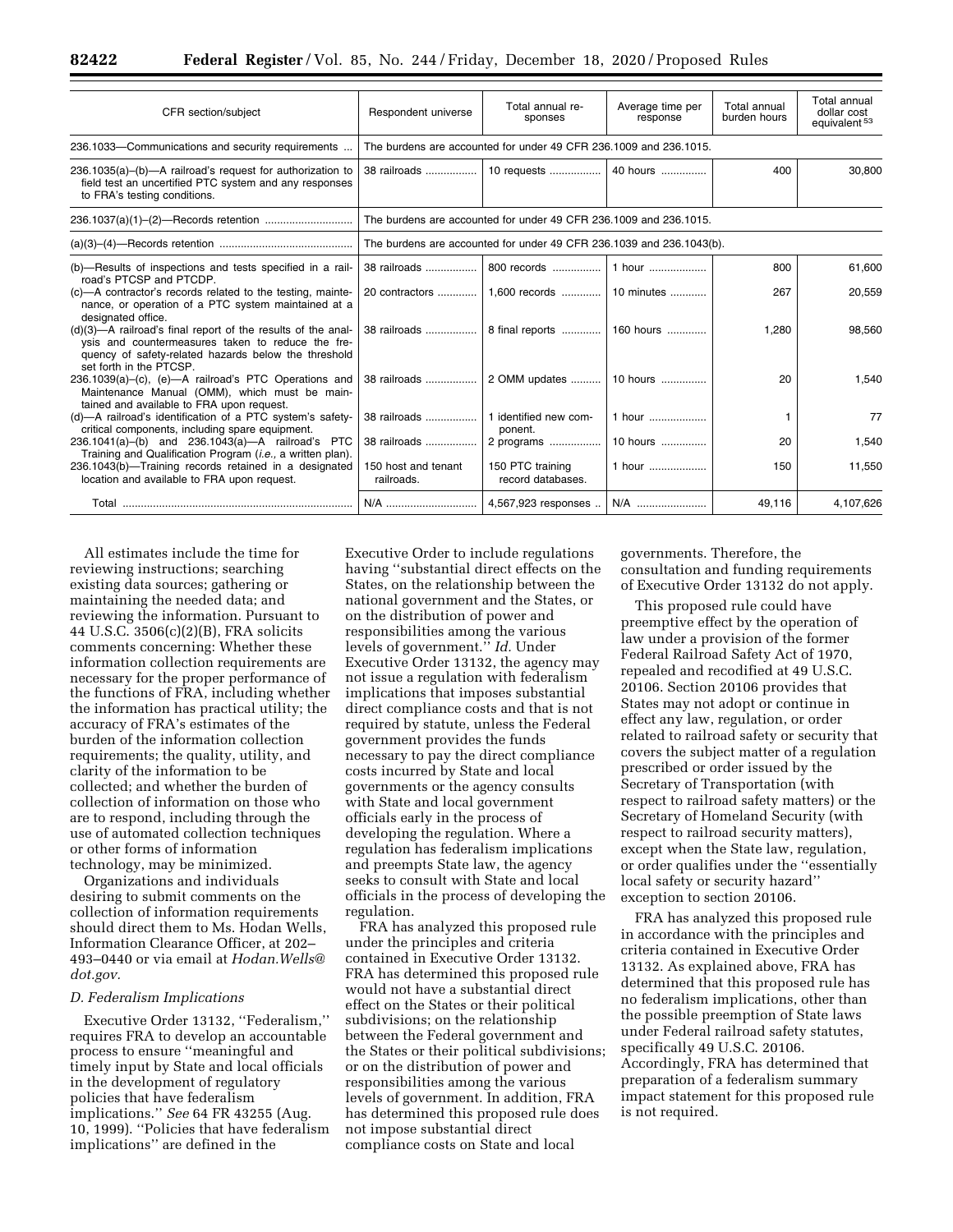| CFR section/subject | Respondent universe | Total annual responses | Average time per response | Total annual burden hours | Total annual dollar cost equivalent[53] |
|---|---|---|---|---|---|
| 236.1033—Communications and security requirements ... | The burdens are accounted for under 49 CFR 236.1009 and 236.1015. | | | | |
| 236.1035(a)–(b)—A railroad's request for authorization to field test an uncertified PTC system and any responses to FRA's testing conditions. | 38 railroads ................. | 10 requests ................. | 40 hours .............. | 400 | 30,800 |
| 236.1037(a)(1)–(2)—Records retention ............................ | The burdens are accounted for under 49 CFR 236.1009 and 236.1015. | | | | |
| (a)(3)–(4)—Records retention ........................................... | The burdens are accounted for under 49 CFR 236.1039 and 236.1043(b). | | | | |
| (b)—Results of inspections and tests specified in a railroad's PTCSP and PTCDP. | 38 railroads ................. | 800 records ................ | 1 hour ................... | 800 | 61,600 |
| (c)—A contractor's records related to the testing, maintenance, or operation of a PTC system maintained at a designated office. | 20 contractors ............. | 1,600 records ............. | 10 minutes ............ | 267 | 20,559 |
| (d)(3)—A railroad's final report of the results of the analysis and countermeasures taken to reduce the frequency of safety-related hazards below the threshold set forth in the PTCSP. | 38 railroads ................. | 8 final reports ............. | 160 hours ............ | 1,280 | 98,560 |
| 236.1039(a)–(c), (e)—A railroad's PTC Operations and Maintenance Manual (OMM), which must be maintained and available to FRA upon request. | 38 railroads ................. | 2 OMM updates .......... | 10 hours .............. | 20 | 1,540 |
| (d)—A railroad's identification of a PTC system's safety-critical components, including spare equipment. | 38 railroads ................. | 1 identified new component. | 1 hour ................... | 1 | 77 |
| 236.1041(a)–(b) and 236.1043(a)—A railroad's PTC Training and Qualification Program (*i.e.,* a written plan). | 38 railroads ................. | 2 programs ................. | 10 hours .............. | 20 | 1,540 |
| 236.1043(b)—Training records retained in a designated location and available to FRA upon request. | 150 host and tenant railroads. | 150 PTC training record databases. | 1 hour ................... | 150 | 11,550 |
| Total ........................................................................... | N/A ............................. | 4,567,923 responses .. | N/A ....................... | 49,116 | 4,107,626 |

All estimates include the time for reviewing instructions; searching existing data sources; gathering or maintaining the needed data; and reviewing the information. Pursuant to 44 U.S.C. 3506(c)(2)(B), FRA solicits comments concerning: Whether these information collection requirements are necessary for the proper performance of the functions of FRA, including whether the information has practical utility; the accuracy of FRA's estimates of the burden of the information collection requirements; the quality, utility, and clarity of the information to be collected; and whether the burden of collection of information on those who are to respond, including through the use of automated collection techniques or other forms of information technology, may be minimized.

Organizations and individuals desiring to submit comments on the collection of information requirements should direct them to Ms. Hodan Wells, Information Clearance Officer, at 202–493–0440 or via email at *Hodan.Wells@dot.gov.*

### D. Federalism Implications

Executive Order 13132, ''Federalism,'' requires FRA to develop an accountable process to ensure ''meaningful and timely input by State and local officials in the development of regulatory policies that have federalism implications.'' *See* 64 FR 43255 (Aug. 10, 1999). ''Policies that have federalism implications'' are defined in the Executive Order to include regulations having ''substantial direct effects on the States, on the relationship between the national government and the States, or on the distribution of power and responsibilities among the various levels of government.'' *Id.* Under Executive Order 13132, the agency may not issue a regulation with federalism implications that imposes substantial direct compliance costs and that is not required by statute, unless the Federal government provides the funds necessary to pay the direct compliance costs incurred by State and local governments or the agency consults with State and local government officials early in the process of developing the regulation. Where a regulation has federalism implications and preempts State law, the agency seeks to consult with State and local officials in the process of developing the regulation.

FRA has analyzed this proposed rule under the principles and criteria contained in Executive Order 13132. FRA has determined this proposed rule would not have a substantial direct effect on the States or their political subdivisions; on the relationship between the Federal government and the States or their political subdivisions; or on the distribution of power and responsibilities among the various levels of government. In addition, FRA has determined this proposed rule does not impose substantial direct compliance costs on State and local governments. Therefore, the consultation and funding requirements of Executive Order 13132 do not apply.

This proposed rule could have preemptive effect by the operation of law under a provision of the former Federal Railroad Safety Act of 1970, repealed and recodified at 49 U.S.C. 20106. Section 20106 provides that States may not adopt or continue in effect any law, regulation, or order related to railroad safety or security that covers the subject matter of a regulation prescribed or order issued by the Secretary of Transportation (with respect to railroad safety matters) or the Secretary of Homeland Security (with respect to railroad security matters), except when the State law, regulation, or order qualifies under the ''essentially local safety or security hazard'' exception to section 20106.

FRA has analyzed this proposed rule in accordance with the principles and criteria contained in Executive Order 13132. As explained above, FRA has determined that this proposed rule has no federalism implications, other than the possible preemption of State laws under Federal railroad safety statutes, specifically 49 U.S.C. 20106. Accordingly, FRA has determined that preparation of a federalism summary impact statement for this proposed rule is not required.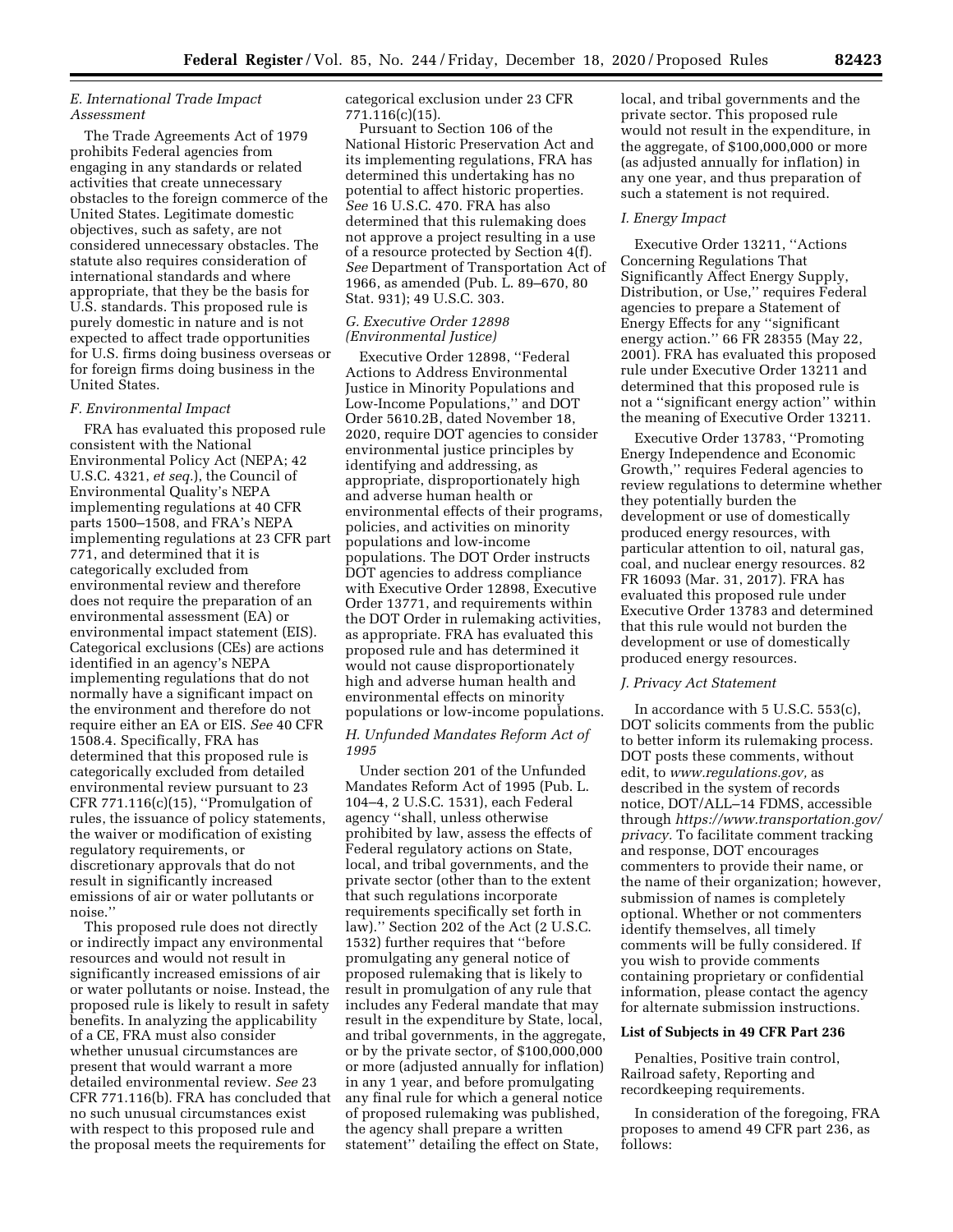### *E. International Trade Impact Assessment*

The Trade Agreements Act of 1979 prohibits Federal agencies from engaging in any standards or related activities that create unnecessary obstacles to the foreign commerce of the United States. Legitimate domestic objectives, such as safety, are not considered unnecessary obstacles. The statute also requires consideration of international standards and where appropriate, that they be the basis for U.S. standards. This proposed rule is purely domestic in nature and is not expected to affect trade opportunities for U.S. firms doing business overseas or for foreign firms doing business in the United States.

### *F. Environmental Impact*

FRA has evaluated this proposed rule consistent with the National Environmental Policy Act (NEPA; 42 U.S.C. 4321, *et seq.*), the Council of Environmental Quality's NEPA implementing regulations at 40 CFR parts 1500–1508, and FRA's NEPA implementing regulations at 23 CFR part 771, and determined that it is categorically excluded from environmental review and therefore does not require the preparation of an environmental assessment (EA) or environmental impact statement (EIS). Categorical exclusions (CEs) are actions identified in an agency's NEPA implementing regulations that do not normally have a significant impact on the environment and therefore do not require either an EA or EIS. *See* 40 CFR 1508.4. Specifically, FRA has determined that this proposed rule is categorically excluded from detailed environmental review pursuant to 23 CFR 771.116(c)(15), ''Promulgation of rules, the issuance of policy statements, the waiver or modification of existing regulatory requirements, or discretionary approvals that do not result in significantly increased emissions of air or water pollutants or noise.''

This proposed rule does not directly or indirectly impact any environmental resources and would not result in significantly increased emissions of air or water pollutants or noise. Instead, the proposed rule is likely to result in safety benefits. In analyzing the applicability of a CE, FRA must also consider whether unusual circumstances are present that would warrant a more detailed environmental review. *See* 23 CFR 771.116(b). FRA has concluded that no such unusual circumstances exist with respect to this proposed rule and the proposal meets the requirements for categorical exclusion under 23 CFR 771.116(c)(15).

Pursuant to Section 106 of the National Historic Preservation Act and its implementing regulations, FRA has determined this undertaking has no potential to affect historic properties. *See* 16 U.S.C. 470. FRA has also determined that this rulemaking does not approve a project resulting in a use of a resource protected by Section 4(f). *See* Department of Transportation Act of 1966, as amended (Pub. L. 89–670, 80 Stat. 931); 49 U.S.C. 303.

### *G. Executive Order 12898 (Environmental Justice)*

Executive Order 12898, ''Federal Actions to Address Environmental Justice in Minority Populations and Low-Income Populations,'' and DOT Order 5610.2B, dated November 18, 2020, require DOT agencies to consider environmental justice principles by identifying and addressing, as appropriate, disproportionately high and adverse human health or environmental effects of their programs, policies, and activities on minority populations and low-income populations. The DOT Order instructs DOT agencies to address compliance with Executive Order 12898, Executive Order 13771, and requirements within the DOT Order in rulemaking activities, as appropriate. FRA has evaluated this proposed rule and has determined it would not cause disproportionately high and adverse human health and environmental effects on minority populations or low-income populations.

### *H. Unfunded Mandates Reform Act of 1995*

Under section 201 of the Unfunded Mandates Reform Act of 1995 (Pub. L. 104–4, 2 U.S.C. 1531), each Federal agency ''shall, unless otherwise prohibited by law, assess the effects of Federal regulatory actions on State, local, and tribal governments, and the private sector (other than to the extent that such regulations incorporate requirements specifically set forth in law).'' Section 202 of the Act (2 U.S.C. 1532) further requires that ''before promulgating any general notice of proposed rulemaking that is likely to result in promulgation of any rule that includes any Federal mandate that may result in the expenditure by State, local, and tribal governments, in the aggregate, or by the private sector, of $100,000,000 or more (adjusted annually for inflation) in any 1 year, and before promulgating any final rule for which a general notice of proposed rulemaking was published, the agency shall prepare a written statement'' detailing the effect on State, local, and tribal governments and the private sector. This proposed rule would not result in the expenditure, in the aggregate, of $100,000,000 or more (as adjusted annually for inflation) in any one year, and thus preparation of such a statement is not required.

### *I. Energy Impact*

Executive Order 13211, ''Actions Concerning Regulations That Significantly Affect Energy Supply, Distribution, or Use,'' requires Federal agencies to prepare a Statement of Energy Effects for any ''significant energy action.'' 66 FR 28355 (May 22, 2001). FRA has evaluated this proposed rule under Executive Order 13211 and determined that this proposed rule is not a ''significant energy action'' within the meaning of Executive Order 13211.

Executive Order 13783, ''Promoting Energy Independence and Economic Growth,'' requires Federal agencies to review regulations to determine whether they potentially burden the development or use of domestically produced energy resources, with particular attention to oil, natural gas, coal, and nuclear energy resources. 82 FR 16093 (Mar. 31, 2017). FRA has evaluated this proposed rule under Executive Order 13783 and determined that this rule would not burden the development or use of domestically produced energy resources.

### *J. Privacy Act Statement*

In accordance with 5 U.S.C. 553(c), DOT solicits comments from the public to better inform its rulemaking process. DOT posts these comments, without edit, to *www.regulations.gov,* as described in the system of records notice, DOT/ALL–14 FDMS, accessible through *https://www.transportation.gov/privacy.* To facilitate comment tracking and response, DOT encourages commenters to provide their name, or the name of their organization; however, submission of names is completely optional. Whether or not commenters identify themselves, all timely comments will be fully considered. If you wish to provide comments containing proprietary or confidential information, please contact the agency for alternate submission instructions.

**List of Subjects in 49 CFR Part 236**

Penalties, Positive train control, Railroad safety, Reporting and recordkeeping requirements.

In consideration of the foregoing, FRA proposes to amend 49 CFR part 236, as follows: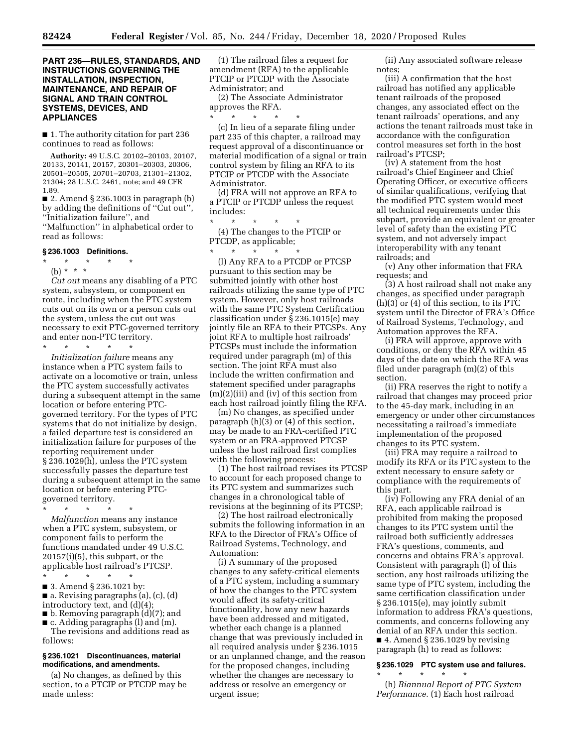## PART 236—RULES, STANDARDS, AND INSTRUCTIONS GOVERNING THE INSTALLATION, INSPECTION, MAINTENANCE, AND REPAIR OF SIGNAL AND TRAIN CONTROL SYSTEMS, DEVICES, AND APPLIANCES

■ 1. The authority citation for part 236 continues to read as follows:

**Authority:** 49 U.S.C. 20102–20103, 20107, 20133, 20141, 20157, 20301–20303, 20306, 20501–20505, 20701–20703, 21301–21302, 21304; 28 U.S.C. 2461, note; and 49 CFR 1.89.

■ 2. Amend § 236.1003 in paragraph (b) by adding the definitions of ''Cut out'', ''Initialization failure'', and ''Malfunction'' in alphabetical order to read as follows:

### § 236.1003 Definitions.

\* \* \* \* \*

(b) \* \* \*

*Cut out* means any disabling of a PTC system, subsystem, or component en route, including when the PTC system cuts out on its own or a person cuts out the system, unless the cut out was necessary to exit PTC-governed territory and enter non-PTC territory.

\* \* \* \* \*

*Initialization failure* means any instance when a PTC system fails to activate on a locomotive or train, unless the PTC system successfully activates during a subsequent attempt in the same location or before entering PTC-governed territory. For the types of PTC systems that do not initialize by design, a failed departure test is considered an initialization failure for purposes of the reporting requirement under § 236.1029(h), unless the PTC system successfully passes the departure test during a subsequent attempt in the same location or before entering PTC-governed territory.

\* \* \* \* \*

*Malfunction* means any instance when a PTC system, subsystem, or component fails to perform the functions mandated under 49 U.S.C. 20157(i)(5), this subpart, or the applicable host railroad's PTCSP.

\* \* \* \* \*

■ 3. Amend § 236.1021 by:

■ a. Revising paragraphs (a), (c), (d) introductory text, and (d)(4);

■ b. Removing paragraph (d)(7); and

■ c. Adding paragraphs (l) and (m).

The revisions and additions read as follows:

### § 236.1021 Discontinuances, material modifications, and amendments.

(a) No changes, as defined by this section, to a PTCIP or PTCDP may be made unless:

(1) The railroad files a request for amendment (RFA) to the applicable PTCIP or PTCDP with the Associate Administrator; and

(2) The Associate Administrator approves the RFA.

\* \* \* \* \*

(c) In lieu of a separate filing under part 235 of this chapter, a railroad may request approval of a discontinuance or material modification of a signal or train control system by filing an RFA to its PTCIP or PTCDP with the Associate Administrator.

(d) FRA will not approve an RFA to a PTCIP or PTCDP unless the request includes:

\* \* \* \* \*

(4) The changes to the PTCIP or PTCDP, as applicable;

\* \* \* \* \*

(l) Any RFA to a PTCDP or PTCSP pursuant to this section may be submitted jointly with other host railroads utilizing the same type of PTC system. However, only host railroads with the same PTC System Certification classification under § 236.1015(e) may jointly file an RFA to their PTCSPs. Any joint RFA to multiple host railroads' PTCSPs must include the information required under paragraph (m) of this section. The joint RFA must also include the written confirmation and statement specified under paragraphs (m)(2)(iii) and (iv) of this section from each host railroad jointly filing the RFA.

(m) No changes, as specified under paragraph (h)(3) or (4) of this section, may be made to an FRA-certified PTC system or an FRA-approved PTCSP unless the host railroad first complies with the following process:

(1) The host railroad revises its PTCSP to account for each proposed change to its PTC system and summarizes such changes in a chronological table of revisions at the beginning of its PTCSP;

(2) The host railroad electronically submits the following information in an RFA to the Director of FRA's Office of Railroad Systems, Technology, and Automation:

(i) A summary of the proposed changes to any safety-critical elements of a PTC system, including a summary of how the changes to the PTC system would affect its safety-critical functionality, how any new hazards have been addressed and mitigated, whether each change is a planned change that was previously included in all required analysis under § 236.1015 or an unplanned change, and the reason for the proposed changes, including whether the changes are necessary to address or resolve an emergency or urgent issue;

(ii) Any associated software release notes;

(iii) A confirmation that the host railroad has notified any applicable tenant railroads of the proposed changes, any associated effect on the tenant railroads' operations, and any actions the tenant railroads must take in accordance with the configuration control measures set forth in the host railroad's PTCSP;

(iv) A statement from the host railroad's Chief Engineer and Chief Operating Officer, or executive officers of similar qualifications, verifying that the modified PTC system would meet all technical requirements under this subpart, provide an equivalent or greater level of safety than the existing PTC system, and not adversely impact interoperability with any tenant railroads; and

(v) Any other information that FRA requests; and

(3) A host railroad shall not make any changes, as specified under paragraph (h)(3) or (4) of this section, to its PTC system until the Director of FRA's Office of Railroad Systems, Technology, and Automation approves the RFA.

(i) FRA will approve, approve with conditions, or deny the RFA within 45 days of the date on which the RFA was filed under paragraph (m)(2) of this section.

(ii) FRA reserves the right to notify a railroad that changes may proceed prior to the 45-day mark, including in an emergency or under other circumstances necessitating a railroad's immediate implementation of the proposed changes to its PTC system.

(iii) FRA may require a railroad to modify its RFA or its PTC system to the extent necessary to ensure safety or compliance with the requirements of this part.

(iv) Following any FRA denial of an RFA, each applicable railroad is prohibited from making the proposed changes to its PTC system until the railroad both sufficiently addresses FRA's questions, comments, and concerns and obtains FRA's approval. Consistent with paragraph (l) of this section, any host railroads utilizing the same type of PTC system, including the same certification classification under § 236.1015(e), may jointly submit information to address FRA's questions, comments, and concerns following any denial of an RFA under this section.

■ 4. Amend § 236.1029 by revising paragraph (h) to read as follows:

### § 236.1029 PTC system use and failures.

\* \* \* \* \*

(h) *Biannual Report of PTC System Performance.* (1) Each host railroad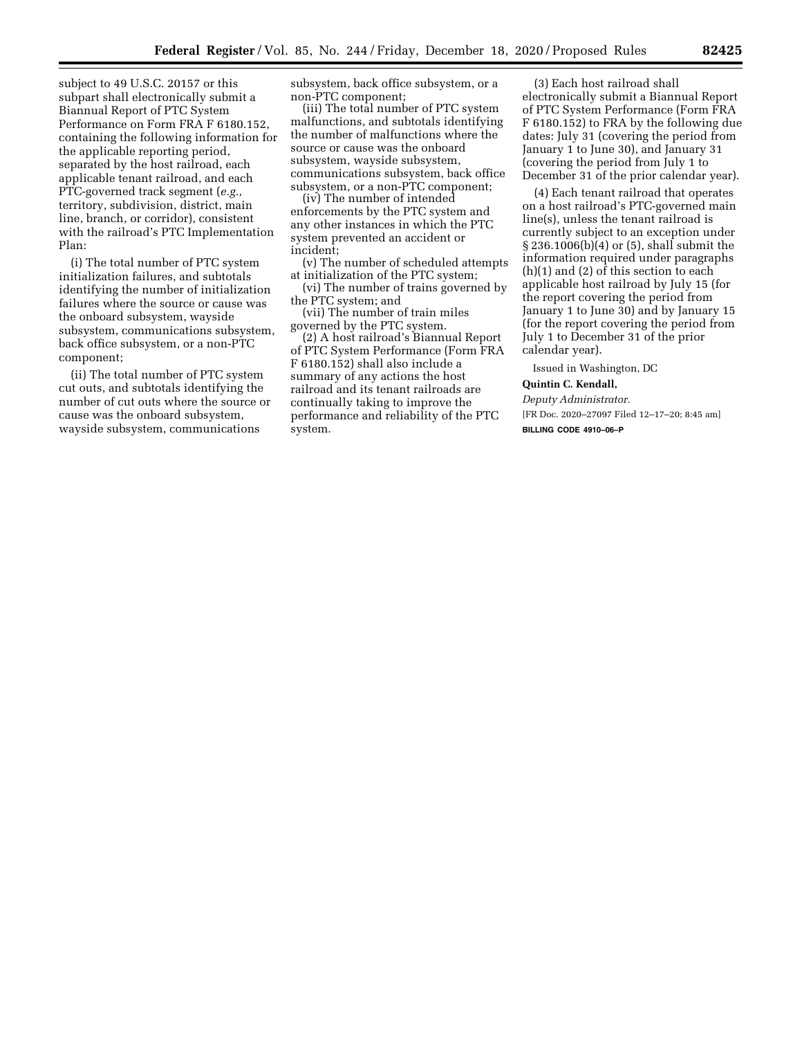subject to 49 U.S.C. 20157 or this subpart shall electronically submit a Biannual Report of PTC System Performance on Form FRA F 6180.152, containing the following information for the applicable reporting period, separated by the host railroad, each applicable tenant railroad, and each PTC-governed track segment (*e.g.,* territory, subdivision, district, main line, branch, or corridor), consistent with the railroad's PTC Implementation Plan:

(i) The total number of PTC system initialization failures, and subtotals identifying the number of initialization failures where the source or cause was the onboard subsystem, wayside subsystem, communications subsystem, back office subsystem, or a non-PTC component;

(ii) The total number of PTC system cut outs, and subtotals identifying the number of cut outs where the source or cause was the onboard subsystem, wayside subsystem, communications subsystem, back office subsystem, or a non-PTC component;

(iii) The total number of PTC system malfunctions, and subtotals identifying the number of malfunctions where the source or cause was the onboard subsystem, wayside subsystem, communications subsystem, back office subsystem, or a non-PTC component;

(iv) The number of intended enforcements by the PTC system and any other instances in which the PTC system prevented an accident or incident;

(v) The number of scheduled attempts at initialization of the PTC system;

(vi) The number of trains governed by the PTC system; and

(vii) The number of train miles governed by the PTC system.

(2) A host railroad's Biannual Report of PTC System Performance (Form FRA F 6180.152) shall also include a summary of any actions the host railroad and its tenant railroads are continually taking to improve the performance and reliability of the PTC system.

(3) Each host railroad shall electronically submit a Biannual Report of PTC System Performance (Form FRA F 6180.152) to FRA by the following due dates: July 31 (covering the period from January 1 to June 30), and January 31 (covering the period from July 1 to December 31 of the prior calendar year).

(4) Each tenant railroad that operates on a host railroad's PTC-governed main line(s), unless the tenant railroad is currently subject to an exception under § 236.1006(b)(4) or (5), shall submit the information required under paragraphs (h)(1) and (2) of this section to each applicable host railroad by July 15 (for the report covering the period from January 1 to June 30) and by January 15 (for the report covering the period from July 1 to December 31 of the prior calendar year).

Issued in Washington, DC

**Quintin C. Kendall,**

*Deputy Administrator.*

[FR Doc. 2020–27097 Filed 12–17–20; 8:45 am]

**BILLING CODE 4910–06–P**